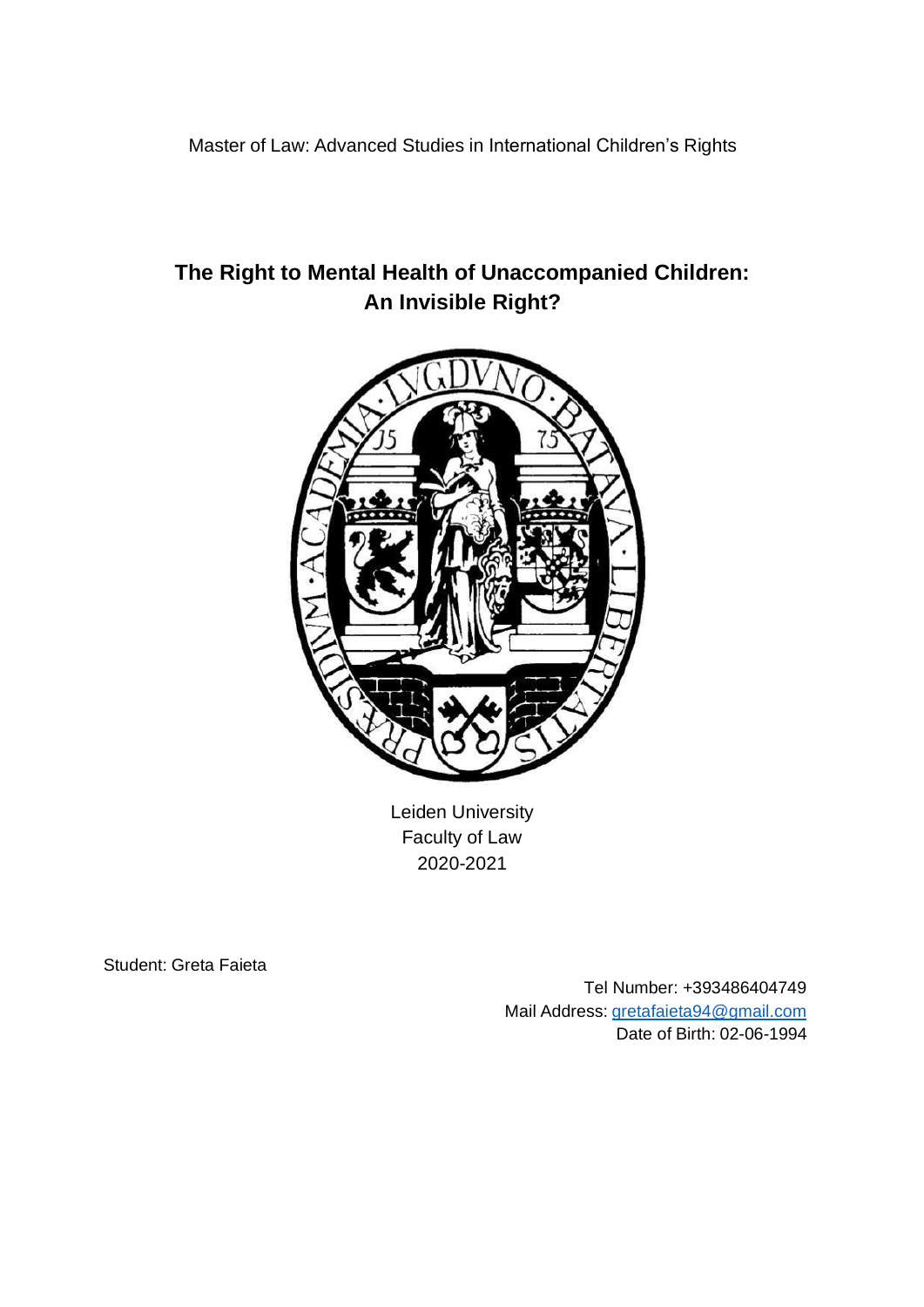Master of Law: Advanced Studies in International Children's Rights

# The Right to Mental Health of Unaccompanied Children: An Invisible Right?

Leiden University
Faculty of Law
2020-2021

Student: Greta Faieta

Tel Number: +393486404749
Mail Address: gretafaieta94@gmail.com
Date of Birth: 02-06-1994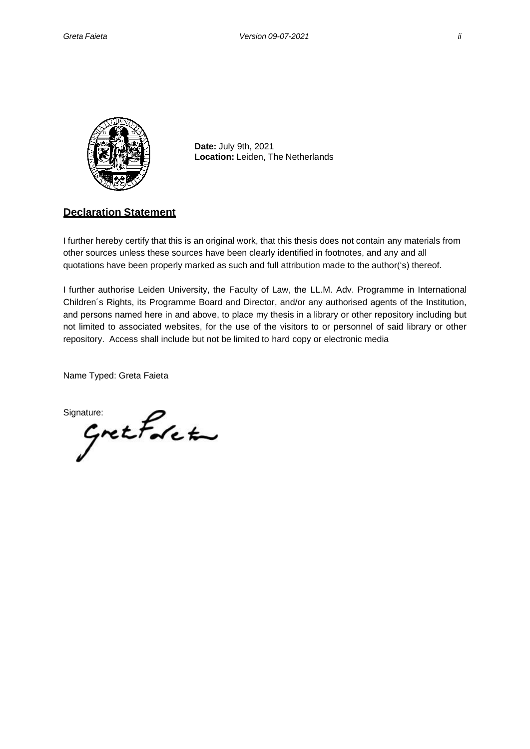**Date:** July 9th, 2021
**Location:** Leiden, The Netherlands

## Declaration Statement

I further hereby certify that this is an original work, that this thesis does not contain any materials from other sources unless these sources have been clearly identified in footnotes, and any and all quotations have been properly marked as such and full attribution made to the author('s) thereof.

I further authorise Leiden University, the Faculty of Law, the LL.M. Adv. Programme in International Children´s Rights, its Programme Board and Director, and/or any authorised agents of the Institution, and persons named here in and above, to place my thesis in a library or other repository including but not limited to associated websites, for the use of the visitors to or personnel of said library or other repository. Access shall include but not be limited to hard copy or electronic media

Name Typed: Greta Faieta

Signature: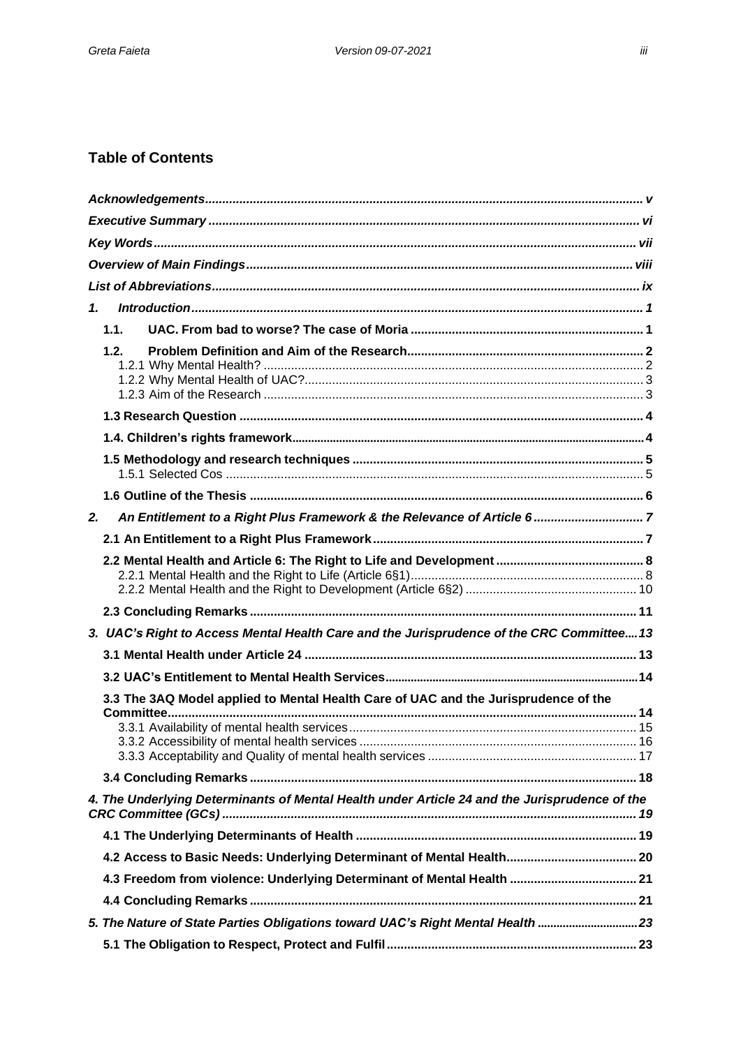## Table of Contents

| | |
|---|---|
| ***Acknowledgements*** | ***v*** |
| ***Executive Summary*** | ***vi*** |
| ***Key Words*** | ***vii*** |
| ***Overview of Main Findings*** | ***viii*** |
| ***List of Abbreviations*** | ***ix*** |
| ***1. Introduction*** | ***1*** |
| **1.1. UAC. From bad to worse? The case of Moria** | **1** |
| **1.2. Problem Definition and Aim of the Research** | **2** |
| 1.2.1 Why Mental Health? | 2 |
| 1.2.2 Why Mental Health of UAC? | 3 |
| 1.2.3 Aim of the Research | 3 |
| **1.3 Research Question** | **4** |
| **1.4. Children's rights framework** | **4** |
| **1.5 Methodology and research techniques** | **5** |
| 1.5.1 Selected Cos | 5 |
| **1.6 Outline of the Thesis** | **6** |
| ***2. An Entitlement to a Right Plus Framework & the Relevance of Article 6*** | ***7*** |
| **2.1 An Entitlement to a Right Plus Framework** | **7** |
| **2.2 Mental Health and Article 6: The Right to Life and Development** | **8** |
| 2.2.1 Mental Health and the Right to Life (Article 6§1) | 8 |
| 2.2.2 Mental Health and the Right to Development (Article 6§2) | 10 |
| **2.3 Concluding Remarks** | **11** |
| ***3. UAC's Right to Access Mental Health Care and the Jurisprudence of the CRC Committee*** | ***13*** |
| **3.1 Mental Health under Article 24** | **13** |
| **3.2 UAC's Entitlement to Mental Health Services** | **14** |
| **3.3 The 3AQ Model applied to Mental Health Care of UAC and the Jurisprudence of the Committee** | **14** |
| 3.3.1 Availability of mental health services | 15 |
| 3.3.2 Accessibility of mental health services | 16 |
| 3.3.3 Acceptability and Quality of mental health services | 17 |
| **3.4 Concluding Remarks** | **18** |
| ***4. The Underlying Determinants of Mental Health under Article 24 and the Jurisprudence of the CRC Committee (GCs)*** | ***19*** |
| **4.1 The Underlying Determinants of Health** | **19** |
| **4.2 Access to Basic Needs: Underlying Determinant of Mental Health** | **20** |
| **4.3 Freedom from violence: Underlying Determinant of Mental Health** | **21** |
| **4.4 Concluding Remarks** | **21** |
| ***5. The Nature of State Parties Obligations toward UAC's Right Mental Health*** | ***23*** |
| **5.1 The Obligation to Respect, Protect and Fulfil** | **23** |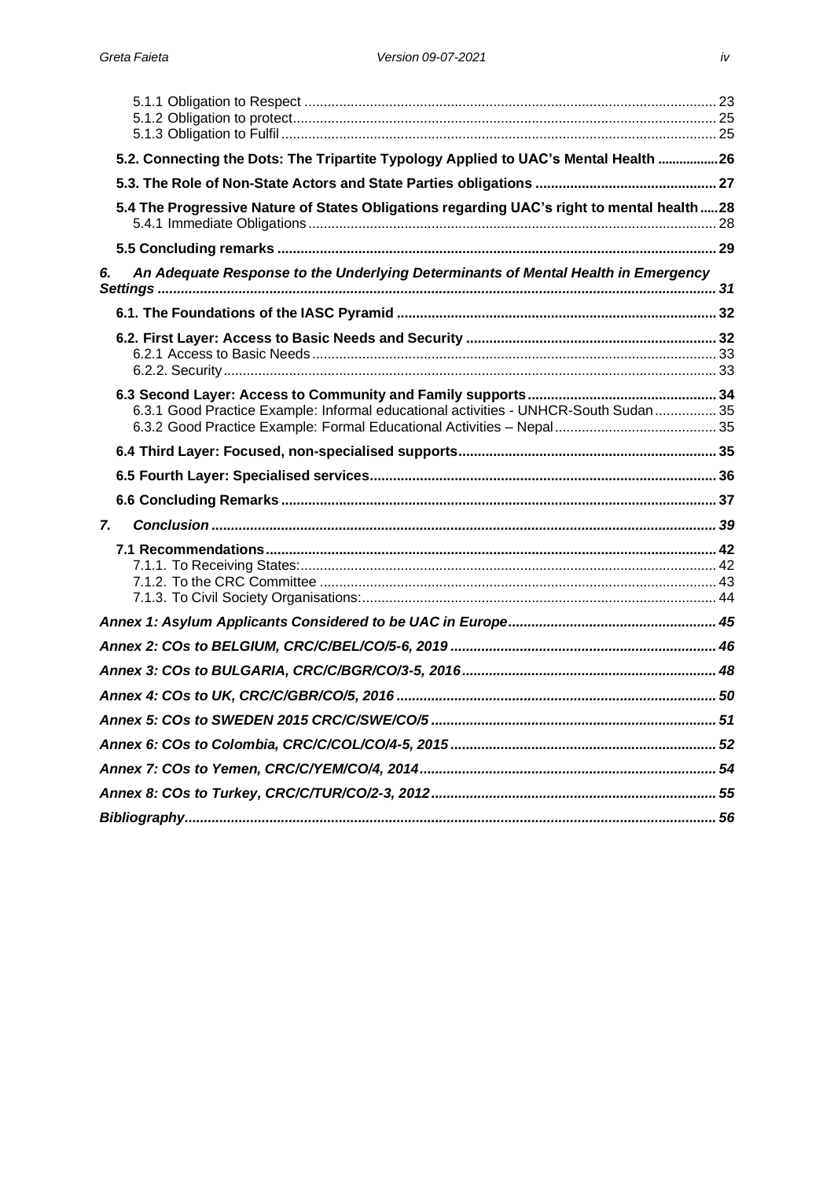5.1.1 Obligation to Respect .......................................................................................................... 23
5.1.2 Obligation to protect............................................................................................................. 25
5.1.3 Obligation to Fulfil ................................................................................................................ 25

**5.2. Connecting the Dots: The Tripartite Typology Applied to UAC's Mental Health .................26**

**5.3. The Role of Non-State Actors and State Parties obligations ............................................... 27**

**5.4 The Progressive Nature of States Obligations regarding UAC's right to mental health.....28**
5.4.1 Immediate Obligations......................................................................................................... 28

**5.5 Concluding remarks ................................................................................................................ 29**

***6. An Adequate Response to the Underlying Determinants of Mental Health in Emergency Settings ............................................................................................................................................... 31***

**6.1. The Foundations of the IASC Pyramid .................................................................................. 32**

**6.2. First Layer: Access to Basic Needs and Security ................................................................ 32**
6.2.1 Access to Basic Needs........................................................................................................ 33
6.2.2. Security............................................................................................................................... 33

**6.3 Second Layer: Access to Community and Family supports................................................ 34**
6.3.1 Good Practice Example: Informal educational activities - UNHCR-South Sudan ................ 35
6.3.2 Good Practice Example: Formal Educational Activities – Nepal.......................................... 35

**6.4 Third Layer: Focused, non-specialised supports.................................................................. 35**

**6.5 Fourth Layer: Specialised services......................................................................................... 36**

**6.6 Concluding Remarks ................................................................................................................ 37**

***7. Conclusion ................................................................................................................................. 39***

**7.1 Recommendations................................................................................................................... 42**
7.1.1. To Receiving States:........................................................................................................... 42
7.1.2. To the CRC Committee ...................................................................................................... 43
7.1.3. To Civil Society Organisations:........................................................................................... 44

***Annex 1: Asylum Applicants Considered to be UAC in Europe...................................................... 45***

***Annex 2: COs to BELGIUM, CRC/C/BEL/CO/5-6, 2019 .................................................................... 46***

***Annex 3: COs to BULGARIA, CRC/C/BGR/CO/3-5, 2016................................................................. 48***

***Annex 4: COs to UK, CRC/C/GBR/CO/5, 2016 .................................................................................. 50***

***Annex 5: COs to SWEDEN 2015 CRC/C/SWE/CO/5 ......................................................................... 51***

***Annex 6: COs to Colombia, CRC/C/COL/CO/4-5, 2015 .................................................................... 52***

***Annex 7: COs to Yemen, CRC/C/YEM/CO/4, 2014............................................................................ 54***

***Annex 8: COs to Turkey, CRC/C/TUR/CO/2-3, 2012......................................................................... 55***

***Bibliography......................................................................................................................................... 56***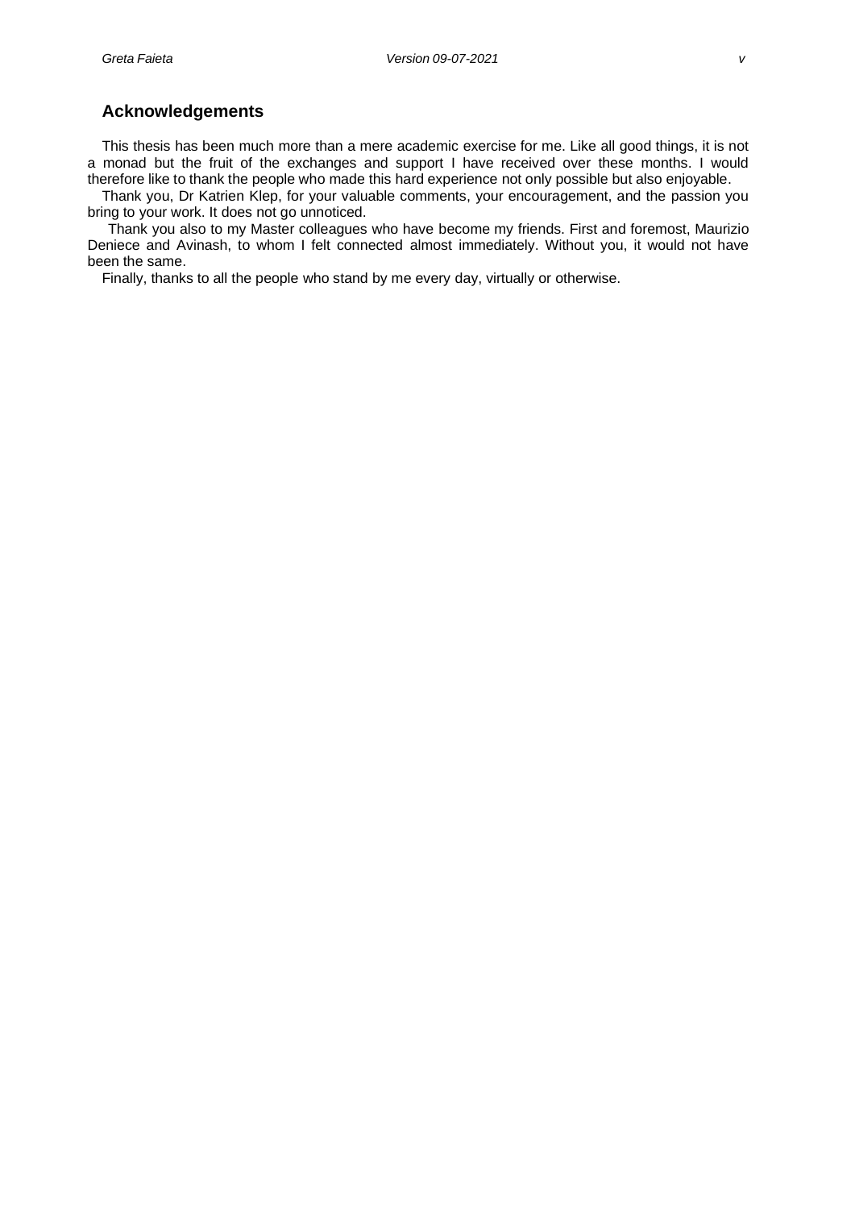## Acknowledgements

This thesis has been much more than a mere academic exercise for me. Like all good things, it is not a monad but the fruit of the exchanges and support I have received over these months. I would therefore like to thank the people who made this hard experience not only possible but also enjoyable.

Thank you, Dr Katrien Klep, for your valuable comments, your encouragement, and the passion you bring to your work. It does not go unnoticed.

Thank you also to my Master colleagues who have become my friends. First and foremost, Maurizio Deniece and Avinash, to whom I felt connected almost immediately. Without you, it would not have been the same.

Finally, thanks to all the people who stand by me every day, virtually or otherwise.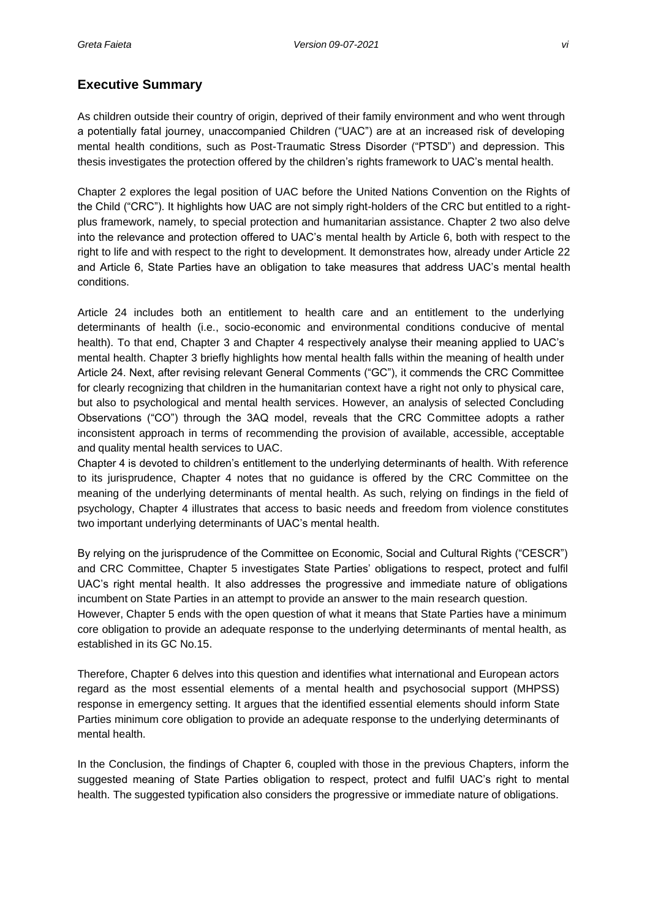## Executive Summary

As children outside their country of origin, deprived of their family environment and who went through a potentially fatal journey, unaccompanied Children ("UAC") are at an increased risk of developing mental health conditions, such as Post-Traumatic Stress Disorder ("PTSD") and depression. This thesis investigates the protection offered by the children's rights framework to UAC's mental health.

Chapter 2 explores the legal position of UAC before the United Nations Convention on the Rights of the Child ("CRC"). It highlights how UAC are not simply right-holders of the CRC but entitled to a right-plus framework, namely, to special protection and humanitarian assistance. Chapter 2 two also delve into the relevance and protection offered to UAC's mental health by Article 6, both with respect to the right to life and with respect to the right to development. It demonstrates how, already under Article 22 and Article 6, State Parties have an obligation to take measures that address UAC's mental health conditions.

Article 24 includes both an entitlement to health care and an entitlement to the underlying determinants of health (i.e., socio-economic and environmental conditions conducive of mental health). To that end, Chapter 3 and Chapter 4 respectively analyse their meaning applied to UAC's mental health. Chapter 3 briefly highlights how mental health falls within the meaning of health under Article 24. Next, after revising relevant General Comments ("GC"), it commends the CRC Committee for clearly recognizing that children in the humanitarian context have a right not only to physical care, but also to psychological and mental health services. However, an analysis of selected Concluding Observations ("CO") through the 3AQ model, reveals that the CRC Committee adopts a rather inconsistent approach in terms of recommending the provision of available, accessible, acceptable and quality mental health services to UAC.

Chapter 4 is devoted to children's entitlement to the underlying determinants of health. With reference to its jurisprudence, Chapter 4 notes that no guidance is offered by the CRC Committee on the meaning of the underlying determinants of mental health. As such, relying on findings in the field of psychology, Chapter 4 illustrates that access to basic needs and freedom from violence constitutes two important underlying determinants of UAC's mental health.

By relying on the jurisprudence of the Committee on Economic, Social and Cultural Rights ("CESCR") and CRC Committee, Chapter 5 investigates State Parties' obligations to respect, protect and fulfil UAC's right mental health. It also addresses the progressive and immediate nature of obligations incumbent on State Parties in an attempt to provide an answer to the main research question.

However, Chapter 5 ends with the open question of what it means that State Parties have a minimum core obligation to provide an adequate response to the underlying determinants of mental health, as established in its GC No.15.

Therefore, Chapter 6 delves into this question and identifies what international and European actors regard as the most essential elements of a mental health and psychosocial support (MHPSS) response in emergency setting. It argues that the identified essential elements should inform State Parties minimum core obligation to provide an adequate response to the underlying determinants of mental health.

In the Conclusion, the findings of Chapter 6, coupled with those in the previous Chapters, inform the suggested meaning of State Parties obligation to respect, protect and fulfil UAC's right to mental health. The suggested typification also considers the progressive or immediate nature of obligations.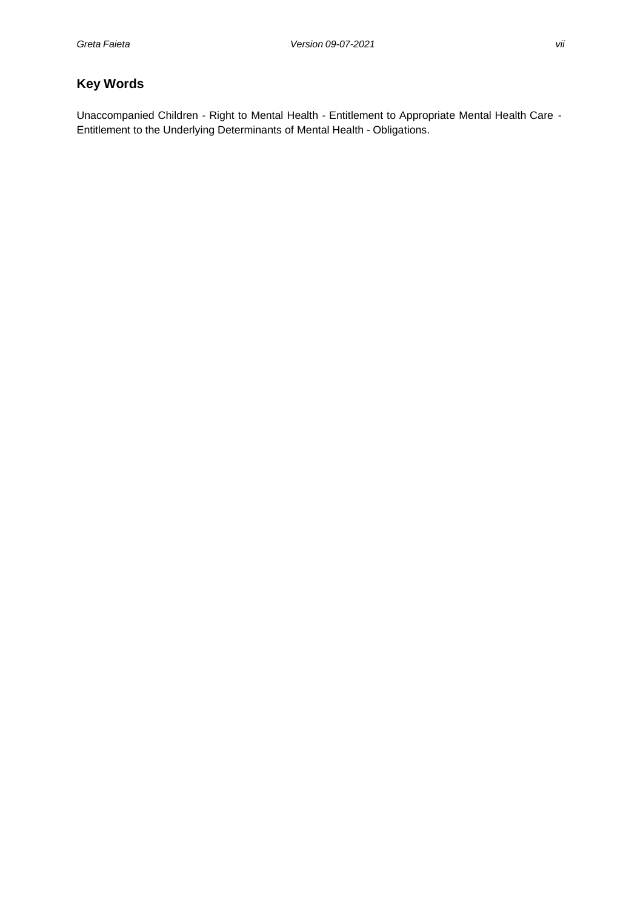## Key Words

Unaccompanied Children - Right to Mental Health - Entitlement to Appropriate Mental Health Care - Entitlement to the Underlying Determinants of Mental Health - Obligations.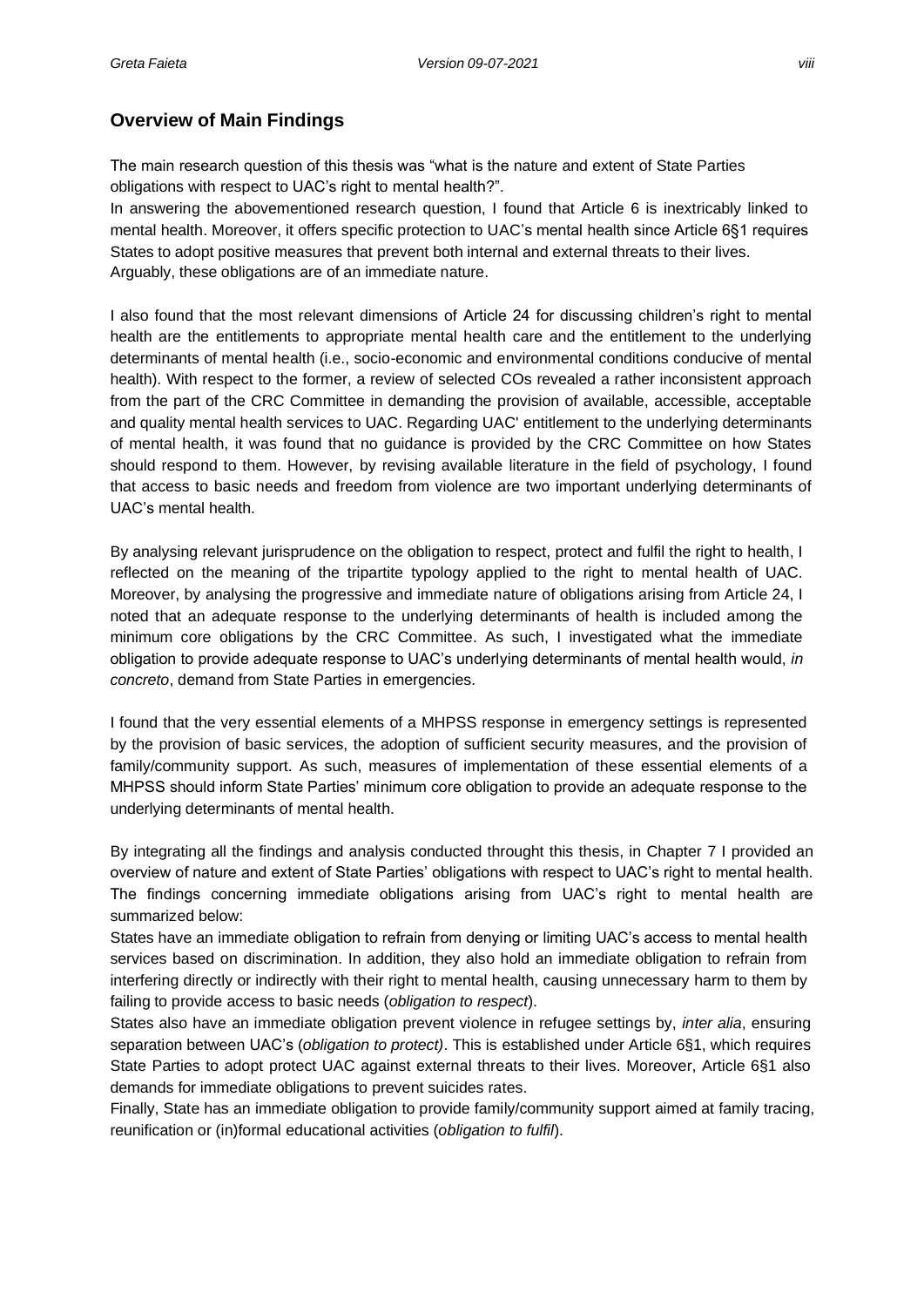## Overview of Main Findings

The main research question of this thesis was "what is the nature and extent of State Parties obligations with respect to UAC's right to mental health?".

In answering the abovementioned research question, I found that Article 6 is inextricably linked to mental health. Moreover, it offers specific protection to UAC's mental health since Article 6§1 requires States to adopt positive measures that prevent both internal and external threats to their lives. Arguably, these obligations are of an immediate nature.

I also found that the most relevant dimensions of Article 24 for discussing children's right to mental health are the entitlements to appropriate mental health care and the entitlement to the underlying determinants of mental health (i.e., socio-economic and environmental conditions conducive of mental health). With respect to the former, a review of selected COs revealed a rather inconsistent approach from the part of the CRC Committee in demanding the provision of available, accessible, acceptable and quality mental health services to UAC. Regarding UAC' entitlement to the underlying determinants of mental health, it was found that no guidance is provided by the CRC Committee on how States should respond to them. However, by revising available literature in the field of psychology, I found that access to basic needs and freedom from violence are two important underlying determinants of UAC's mental health.

By analysing relevant jurisprudence on the obligation to respect, protect and fulfil the right to health, I reflected on the meaning of the tripartite typology applied to the right to mental health of UAC. Moreover, by analysing the progressive and immediate nature of obligations arising from Article 24, I noted that an adequate response to the underlying determinants of health is included among the minimum core obligations by the CRC Committee. As such, I investigated what the immediate obligation to provide adequate response to UAC's underlying determinants of mental health would, *in concreto*, demand from State Parties in emergencies.

I found that the very essential elements of a MHPSS response in emergency settings is represented by the provision of basic services, the adoption of sufficient security measures, and the provision of family/community support. As such, measures of implementation of these essential elements of a MHPSS should inform State Parties' minimum core obligation to provide an adequate response to the underlying determinants of mental health.

By integrating all the findings and analysis conducted throught this thesis, in Chapter 7 I provided an overview of nature and extent of State Parties' obligations with respect to UAC's right to mental health. The findings concerning immediate obligations arising from UAC's right to mental health are summarized below:

States have an immediate obligation to refrain from denying or limiting UAC's access to mental health services based on discrimination. In addition, they also hold an immediate obligation to refrain from interfering directly or indirectly with their right to mental health, causing unnecessary harm to them by failing to provide access to basic needs (*obligation to respect*).

States also have an immediate obligation prevent violence in refugee settings by, *inter alia*, ensuring separation between UAC's (*obligation to protect)*. This is established under Article 6§1, which requires State Parties to adopt protect UAC against external threats to their lives. Moreover, Article 6§1 also demands for immediate obligations to prevent suicides rates.

Finally, State has an immediate obligation to provide family/community support aimed at family tracing, reunification or (in)formal educational activities (*obligation to fulfil*).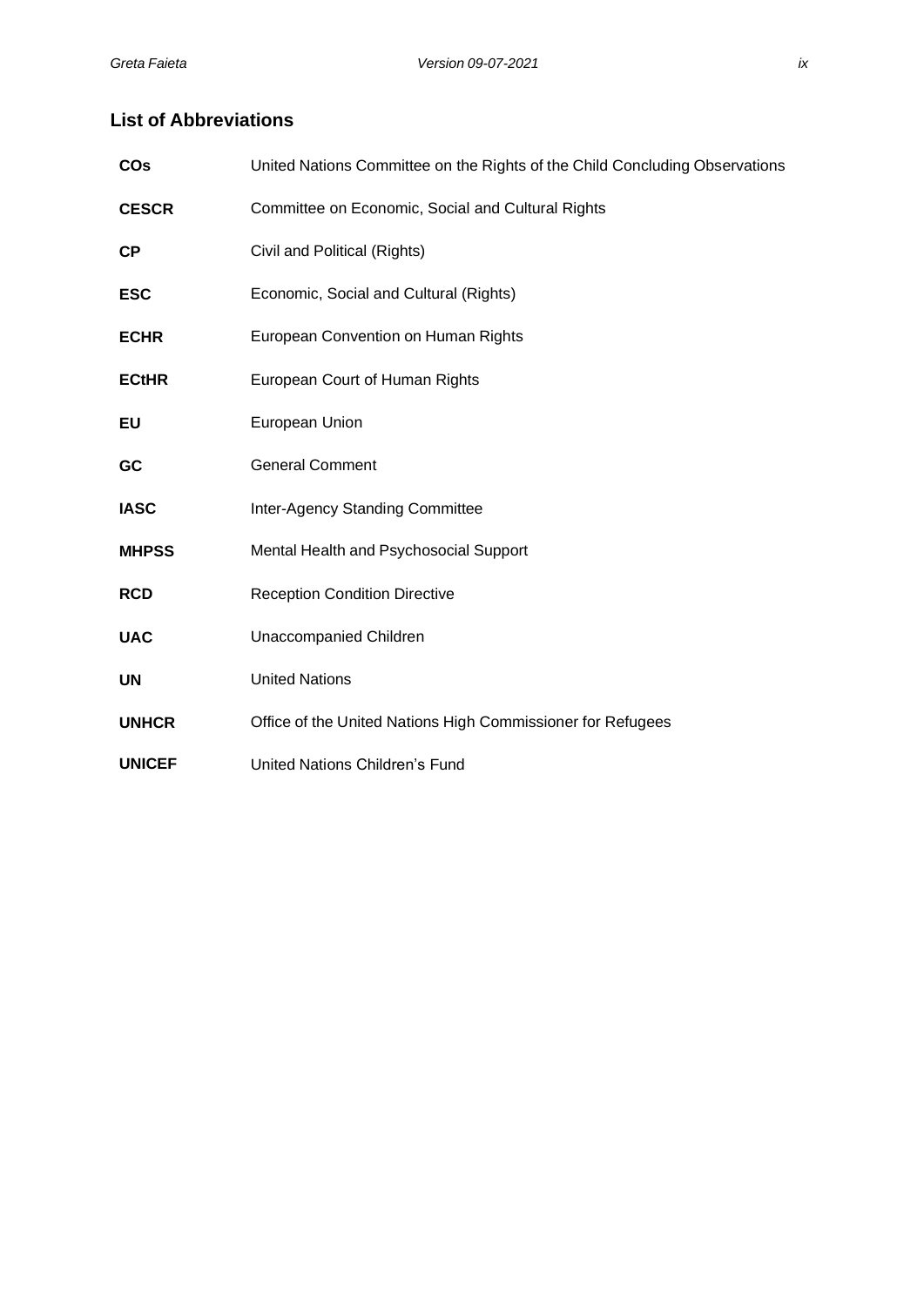## List of Abbreviations

| | |
|---|---|
| **COs** | United Nations Committee on the Rights of the Child Concluding Observations |
| **CESCR** | Committee on Economic, Social and Cultural Rights |
| **CP** | Civil and Political (Rights) |
| **ESC** | Economic, Social and Cultural (Rights) |
| **ECHR** | European Convention on Human Rights |
| **ECtHR** | European Court of Human Rights |
| **EU** | European Union |
| **GC** | General Comment |
| **IASC** | Inter-Agency Standing Committee |
| **MHPSS** | Mental Health and Psychosocial Support |
| **RCD** | Reception Condition Directive |
| **UAC** | Unaccompanied Children |
| **UN** | United Nations |
| **UNHCR** | Office of the United Nations High Commissioner for Refugees |
| **UNICEF** | United Nations Children's Fund |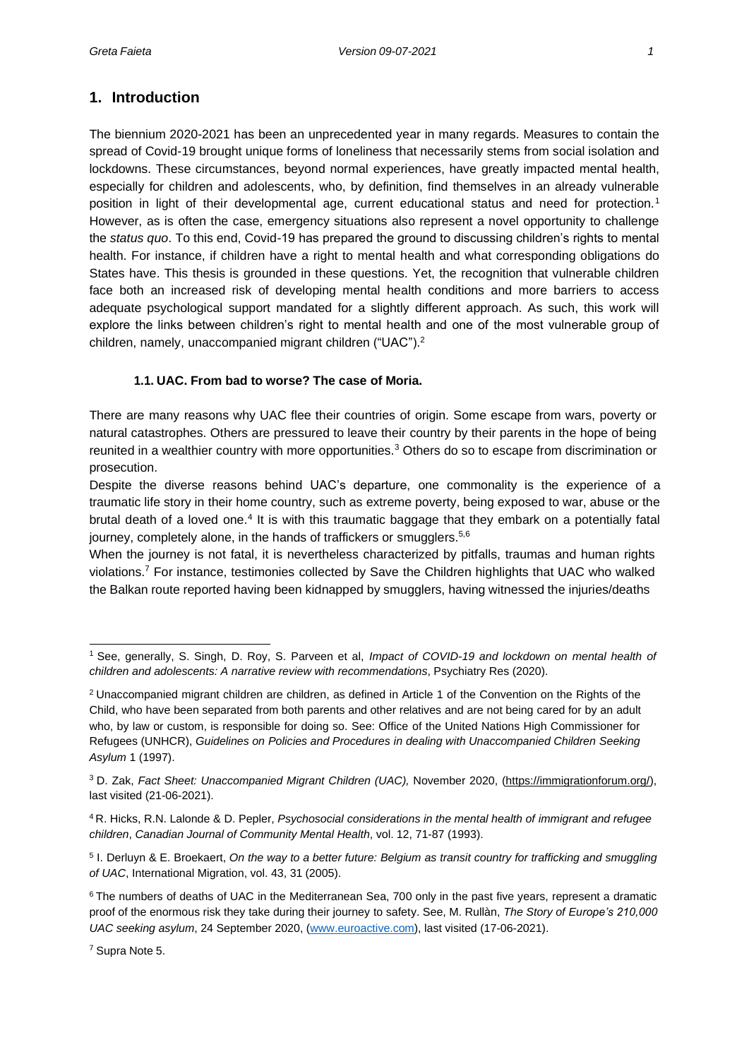## 1. Introduction

The biennium 2020-2021 has been an unprecedented year in many regards. Measures to contain the spread of Covid-19 brought unique forms of loneliness that necessarily stems from social isolation and lockdowns. These circumstances, beyond normal experiences, have greatly impacted mental health, especially for children and adolescents, who, by definition, find themselves in an already vulnerable position in light of their developmental age, current educational status and need for protection.[1] However, as is often the case, emergency situations also represent a novel opportunity to challenge the *status quo*. To this end, Covid-19 has prepared the ground to discussing children's rights to mental health. For instance, if children have a right to mental health and what corresponding obligations do States have. This thesis is grounded in these questions. Yet, the recognition that vulnerable children face both an increased risk of developing mental health conditions and more barriers to access adequate psychological support mandated for a slightly different approach. As such, this work will explore the links between children's right to mental health and one of the most vulnerable group of children, namely, unaccompanied migrant children ("UAC").[2]

### 1.1. UAC. From bad to worse? The case of Moria.

There are many reasons why UAC flee their countries of origin. Some escape from wars, poverty or natural catastrophes. Others are pressured to leave their country by their parents in the hope of being reunited in a wealthier country with more opportunities.[3] Others do so to escape from discrimination or prosecution.

Despite the diverse reasons behind UAC's departure, one commonality is the experience of a traumatic life story in their home country, such as extreme poverty, being exposed to war, abuse or the brutal death of a loved one.[4] It is with this traumatic baggage that they embark on a potentially fatal journey, completely alone, in the hands of traffickers or smugglers.[5,6]

When the journey is not fatal, it is nevertheless characterized by pitfalls, traumas and human rights violations.[7] For instance, testimonies collected by Save the Children highlights that UAC who walked the Balkan route reported having been kidnapped by smugglers, having witnessed the injuries/deaths

---

[1] See, generally, S. Singh, D. Roy, S. Parveen et al, *Impact of COVID-19 and lockdown on mental health of children and adolescents: A narrative review with recommendations*, Psychiatry Res (2020).

[2] Unaccompanied migrant children are children, as defined in Article 1 of the Convention on the Rights of the Child, who have been separated from both parents and other relatives and are not being cared for by an adult who, by law or custom, is responsible for doing so. See: Office of the United Nations High Commissioner for Refugees (UNHCR), *Guidelines on Policies and Procedures in dealing with Unaccompanied Children Seeking Asylum* 1 (1997).

[3] D. Zak, *Fact Sheet: Unaccompanied Migrant Children (UAC),* November 2020, (https://immigrationforum.org/), last visited (21-06-2021).

[4] R. Hicks, R.N. Lalonde & D. Pepler, *Psychosocial considerations in the mental health of immigrant and refugee children*, *Canadian Journal of Community Mental Health*, vol. 12, 71-87 (1993).

[5] I. Derluyn & E. Broekaert, *On the way to a better future: Belgium as transit country for trafficking and smuggling of UAC*, International Migration, vol. 43, 31 (2005).

[6] The numbers of deaths of UAC in the Mediterranean Sea, 700 only in the past five years, represent a dramatic proof of the enormous risk they take during their journey to safety. See, M. Rullàn, *The Story of Europe's 210,000 UAC seeking asylum*, 24 September 2020, (www.euroactive.com), last visited (17-06-2021).

[7] Supra Note 5.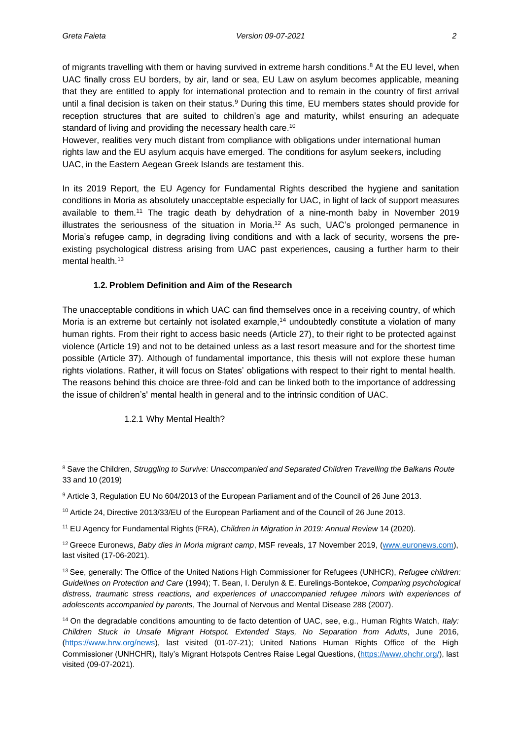of migrants travelling with them or having survived in extreme harsh conditions.[8] At the EU level, when UAC finally cross EU borders, by air, land or sea, EU Law on asylum becomes applicable, meaning that they are entitled to apply for international protection and to remain in the country of first arrival until a final decision is taken on their status.[9] During this time, EU members states should provide for reception structures that are suited to children's age and maturity, whilst ensuring an adequate standard of living and providing the necessary health care.[10]

However, realities very much distant from compliance with obligations under international human rights law and the EU asylum acquis have emerged. The conditions for asylum seekers, including UAC, in the Eastern Aegean Greek Islands are testament this.

In its 2019 Report, the EU Agency for Fundamental Rights described the hygiene and sanitation conditions in Moria as absolutely unacceptable especially for UAC, in light of lack of support measures available to them.[11] The tragic death by dehydration of a nine-month baby in November 2019 illustrates the seriousness of the situation in Moria.[12] As such, UAC's prolonged permanence in Moria's refugee camp, in degrading living conditions and with a lack of security, worsens the pre-existing psychological distress arising from UAC past experiences, causing a further harm to their mental health.[13]

### 1.2. Problem Definition and Aim of the Research

The unacceptable conditions in which UAC can find themselves once in a receiving country, of which Moria is an extreme but certainly not isolated example,[14] undoubtedly constitute a violation of many human rights. From their right to access basic needs (Article 27), to their right to be protected against violence (Article 19) and not to be detained unless as a last resort measure and for the shortest time possible (Article 37). Although of fundamental importance, this thesis will not explore these human rights violations. Rather, it will focus on States' obligations with respect to their right to mental health. The reasons behind this choice are three-fold and can be linked both to the importance of addressing the issue of children's' mental health in general and to the intrinsic condition of UAC.

#### 1.2.1 Why Mental Health?

---

[8] Save the Children, *Struggling to Survive: Unaccompanied and Separated Children Travelling the Balkans Route* 33 and 10 (2019)

[9] Article 3, Regulation EU No 604/2013 of the European Parliament and of the Council of 26 June 2013.

[10] Article 24, Directive 2013/33/EU of the European Parliament and of the Council of 26 June 2013.

[11] EU Agency for Fundamental Rights (FRA), *Children in Migration in 2019: Annual Review* 14 (2020).

[12] Greece Euronews, *Baby dies in Moria migrant camp*, MSF reveals, 17 November 2019, (www.euronews.com), last visited (17-06-2021).

[13] See, generally: The Office of the United Nations High Commissioner for Refugees (UNHCR), *Refugee children: Guidelines on Protection and Care* (1994); T. Bean, I. Derulyn & E. Eurelings-Bontekoe, *Comparing psychological distress, traumatic stress reactions, and experiences of unaccompanied refugee minors with experiences of adolescents accompanied by parents*, The Journal of Nervous and Mental Disease 288 (2007).

[14] On the degradable conditions amounting to de facto detention of UAC, see, e.g., Human Rights Watch, *Italy: Children Stuck in Unsafe Migrant Hotspot. Extended Stays, No Separation from Adults*, June 2016, (https://www.hrw.org/news), last visited (01-07-21); United Nations Human Rights Office of the High Commissioner (UNHCHR), Italy's Migrant Hotspots Centres Raise Legal Questions, (https://www.ohchr.org/), last visited (09-07-2021).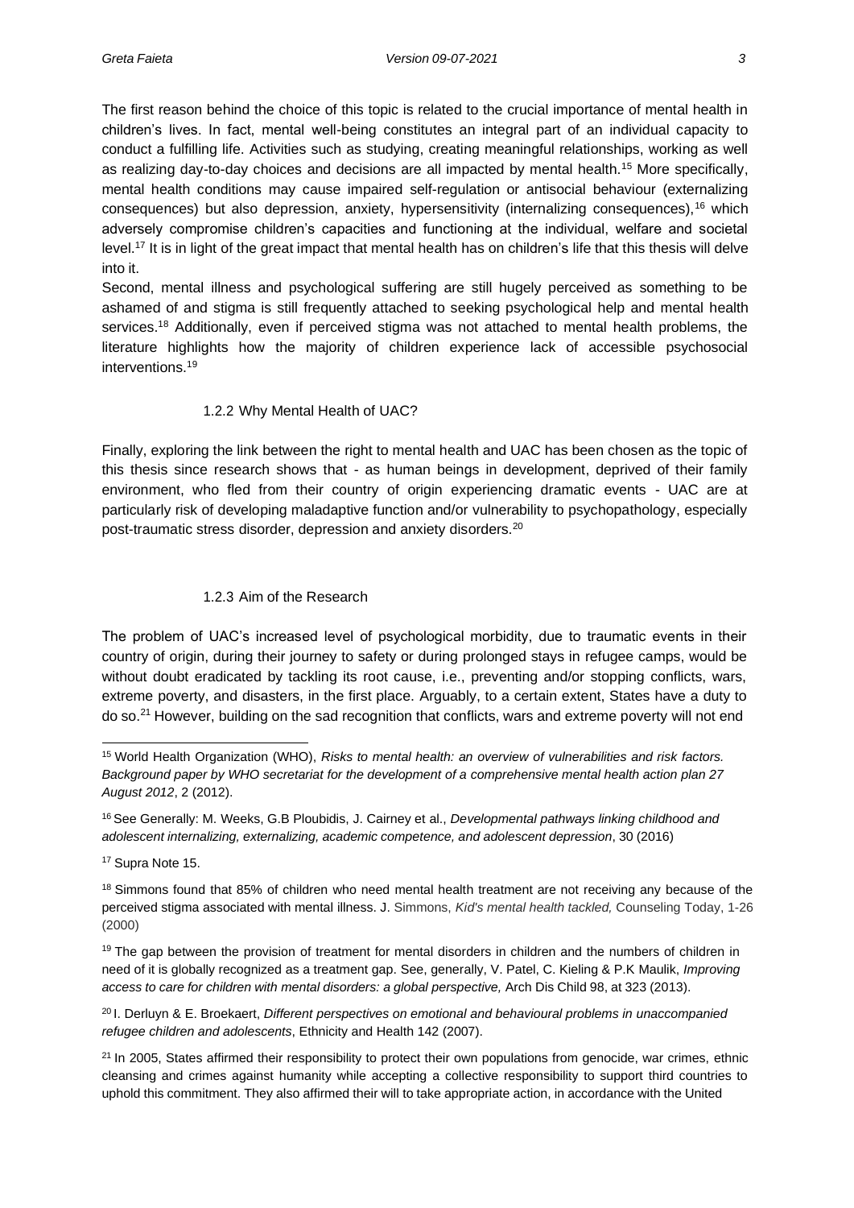The first reason behind the choice of this topic is related to the crucial importance of mental health in children's lives. In fact, mental well-being constitutes an integral part of an individual capacity to conduct a fulfilling life. Activities such as studying, creating meaningful relationships, working as well as realizing day-to-day choices and decisions are all impacted by mental health.[15] More specifically, mental health conditions may cause impaired self-regulation or antisocial behaviour (externalizing consequences) but also depression, anxiety, hypersensitivity (internalizing consequences),[16] which adversely compromise children's capacities and functioning at the individual, welfare and societal level.[17] It is in light of the great impact that mental health has on children's life that this thesis will delve into it.

Second, mental illness and psychological suffering are still hugely perceived as something to be ashamed of and stigma is still frequently attached to seeking psychological help and mental health services.[18] Additionally, even if perceived stigma was not attached to mental health problems, the literature highlights how the majority of children experience lack of accessible psychosocial interventions.[19]

### 1.2.2 Why Mental Health of UAC?

Finally, exploring the link between the right to mental health and UAC has been chosen as the topic of this thesis since research shows that - as human beings in development, deprived of their family environment, who fled from their country of origin experiencing dramatic events - UAC are at particularly risk of developing maladaptive function and/or vulnerability to psychopathology, especially post-traumatic stress disorder, depression and anxiety disorders.[20]

### 1.2.3 Aim of the Research

The problem of UAC's increased level of psychological morbidity, due to traumatic events in their country of origin, during their journey to safety or during prolonged stays in refugee camps, would be without doubt eradicated by tackling its root cause, i.e., preventing and/or stopping conflicts, wars, extreme poverty, and disasters, in the first place. Arguably, to a certain extent, States have a duty to do so.[21] However, building on the sad recognition that conflicts, wars and extreme poverty will not end

---

[15] World Health Organization (WHO), *Risks to mental health: an overview of vulnerabilities and risk factors. Background paper by WHO secretariat for the development of a comprehensive mental health action plan 27 August 2012*, 2 (2012).

[16] See Generally: M. Weeks, G.B Ploubidis, J. Cairney et al., *Developmental pathways linking childhood and adolescent internalizing, externalizing, academic competence, and adolescent depression*, 30 (2016)

[17] Supra Note 15.

[18] Simmons found that 85% of children who need mental health treatment are not receiving any because of the perceived stigma associated with mental illness. J. Simmons, *Kid's mental health tackled,* Counseling Today, 1-26 (2000)

[19] The gap between the provision of treatment for mental disorders in children and the numbers of children in need of it is globally recognized as a treatment gap. See, generally, V. Patel, C. Kieling & P.K Maulik, *Improving access to care for children with mental disorders: a global perspective,* Arch Dis Child 98, at 323 (2013).

[20] I. Derluyn & E. Broekaert, *Different perspectives on emotional and behavioural problems in unaccompanied refugee children and adolescents*, Ethnicity and Health 142 (2007).

[21] In 2005, States affirmed their responsibility to protect their own populations from genocide, war crimes, ethnic cleansing and crimes against humanity while accepting a collective responsibility to support third countries to uphold this commitment. They also affirmed their will to take appropriate action, in accordance with the United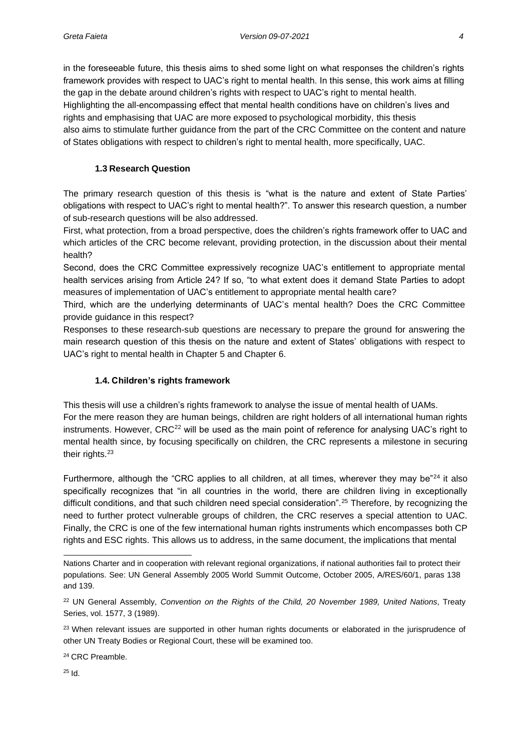in the foreseeable future, this thesis aims to shed some light on what responses the children's rights framework provides with respect to UAC's right to mental health. In this sense, this work aims at filling the gap in the debate around children's rights with respect to UAC's right to mental health.
Highlighting the all-encompassing effect that mental health conditions have on children's lives and rights and emphasising that UAC are more exposed to psychological morbidity, this thesis also aims to stimulate further guidance from the part of the CRC Committee on the content and nature of States obligations with respect to children's right to mental health, more specifically, UAC.

### 1.3 Research Question

The primary research question of this thesis is "what is the nature and extent of State Parties' obligations with respect to UAC's right to mental health?". To answer this research question, a number of sub-research questions will be also addressed.

First, what protection, from a broad perspective, does the children's rights framework offer to UAC and which articles of the CRC become relevant, providing protection, in the discussion about their mental health?

Second, does the CRC Committee expressively recognize UAC's entitlement to appropriate mental health services arising from Article 24? If so, "to what extent does it demand State Parties to adopt measures of implementation of UAC's entitlement to appropriate mental health care?

Third, which are the underlying determinants of UAC's mental health? Does the CRC Committee provide guidance in this respect?

Responses to these research-sub questions are necessary to prepare the ground for answering the main research question of this thesis on the nature and extent of States' obligations with respect to UAC's right to mental health in Chapter 5 and Chapter 6.

### 1.4. Children's rights framework

This thesis will use a children's rights framework to analyse the issue of mental health of UAMs.
For the mere reason they are human beings, children are right holders of all international human rights instruments. However, CRC[22] will be used as the main point of reference for analysing UAC's right to mental health since, by focusing specifically on children, the CRC represents a milestone in securing their rights.[23]

Furthermore, although the "CRC applies to all children, at all times, wherever they may be"[24] it also specifically recognizes that "in all countries in the world, there are children living in exceptionally difficult conditions, and that such children need special consideration".[25] Therefore, by recognizing the need to further protect vulnerable groups of children, the CRC reserves a special attention to UAC. Finally, the CRC is one of the few international human rights instruments which encompasses both CP rights and ESC rights. This allows us to address, in the same document, the implications that mental

---

Nations Charter and in cooperation with relevant regional organizations, if national authorities fail to protect their populations. See: UN General Assembly 2005 World Summit Outcome, October 2005, A/RES/60/1, paras 138 and 139.

[22] UN General Assembly, *Convention on the Rights of the Child, 20 November 1989, United Nations*, Treaty Series, vol. 1577, 3 (1989).

[23] When relevant issues are supported in other human rights documents or elaborated in the jurisprudence of other UN Treaty Bodies or Regional Court, these will be examined too.

[24] CRC Preamble.

[25] Id.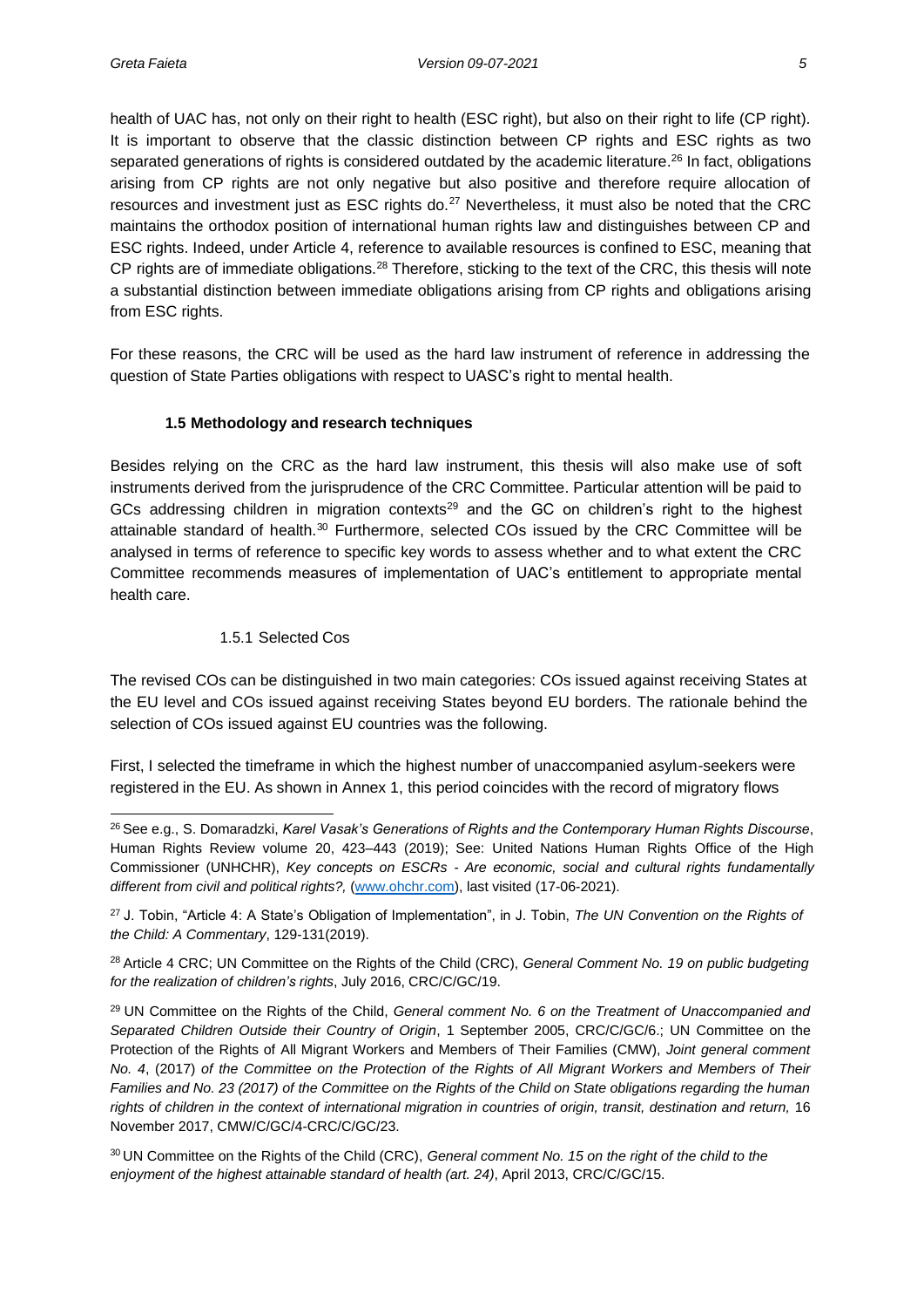health of UAC has, not only on their right to health (ESC right), but also on their right to life (CP right). It is important to observe that the classic distinction between CP rights and ESC rights as two separated generations of rights is considered outdated by the academic literature.[26] In fact, obligations arising from CP rights are not only negative but also positive and therefore require allocation of resources and investment just as ESC rights do.[27] Nevertheless, it must also be noted that the CRC maintains the orthodox position of international human rights law and distinguishes between CP and ESC rights. Indeed, under Article 4, reference to available resources is confined to ESC, meaning that CP rights are of immediate obligations.[28] Therefore, sticking to the text of the CRC, this thesis will note a substantial distinction between immediate obligations arising from CP rights and obligations arising from ESC rights.

For these reasons, the CRC will be used as the hard law instrument of reference in addressing the question of State Parties obligations with respect to UASC's right to mental health.

### 1.5 Methodology and research techniques

Besides relying on the CRC as the hard law instrument, this thesis will also make use of soft instruments derived from the jurisprudence of the CRC Committee. Particular attention will be paid to GCs addressing children in migration contexts[29] and the GC on children's right to the highest attainable standard of health.[30] Furthermore, selected COs issued by the CRC Committee will be analysed in terms of reference to specific key words to assess whether and to what extent the CRC Committee recommends measures of implementation of UAC's entitlement to appropriate mental health care.

#### 1.5.1 Selected Cos

The revised COs can be distinguished in two main categories: COs issued against receiving States at the EU level and COs issued against receiving States beyond EU borders. The rationale behind the selection of COs issued against EU countries was the following.

First, I selected the timeframe in which the highest number of unaccompanied asylum-seekers were registered in the EU. As shown in Annex 1, this period coincides with the record of migratory flows

---

[26] See e.g., S. Domaradzki, *Karel Vasak's Generations of Rights and the Contemporary Human Rights Discourse*, Human Rights Review volume 20, 423–443 (2019); See: United Nations Human Rights Office of the High Commissioner (UNHCHR), *Key concepts on ESCRs - Are economic, social and cultural rights fundamentally different from civil and political rights?,* (www.ohchr.com), last visited (17-06-2021).

[27] J. Tobin, "Article 4: A State's Obligation of Implementation", in J. Tobin, *The UN Convention on the Rights of the Child: A Commentary*, 129-131(2019).

[28] Article 4 CRC; UN Committee on the Rights of the Child (CRC), *General Comment No. 19 on public budgeting for the realization of children's rights*, July 2016, CRC/C/GC/19.

[29] UN Committee on the Rights of the Child, *General comment No. 6 on the Treatment of Unaccompanied and Separated Children Outside their Country of Origin*, 1 September 2005, CRC/C/GC/6.; UN Committee on the Protection of the Rights of All Migrant Workers and Members of Their Families (CMW), *Joint general comment No. 4*, (2017) *of the Committee on the Protection of the Rights of All Migrant Workers and Members of Their Families and No. 23 (2017) of the Committee on the Rights of the Child on State obligations regarding the human rights of children in the context of international migration in countries of origin, transit, destination and return,* 16 November 2017, CMW/C/GC/4-CRC/C/GC/23.

[30] UN Committee on the Rights of the Child (CRC), *General comment No. 15 on the right of the child to the enjoyment of the highest attainable standard of health (art. 24)*, April 2013, CRC/C/GC/15.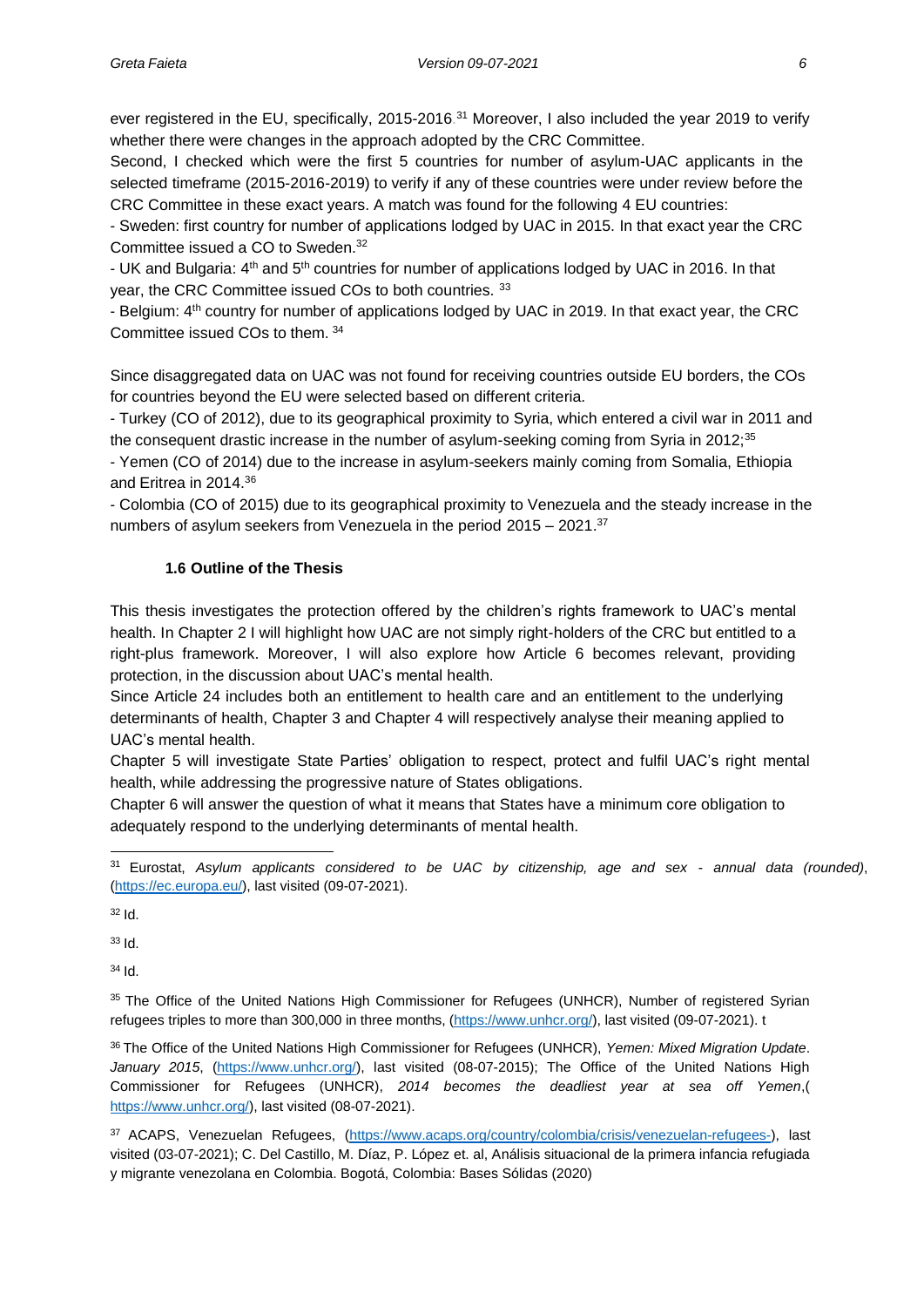ever registered in the EU, specifically, 2015-2016.[31] Moreover, I also included the year 2019 to verify whether there were changes in the approach adopted by the CRC Committee.

Second, I checked which were the first 5 countries for number of asylum-UAC applicants in the selected timeframe (2015-2016-2019) to verify if any of these countries were under review before the CRC Committee in these exact years. A match was found for the following 4 EU countries:

- Sweden: first country for number of applications lodged by UAC in 2015. In that exact year the CRC Committee issued a CO to Sweden.[32]
- UK and Bulgaria: 4th and 5th countries for number of applications lodged by UAC in 2016. In that year, the CRC Committee issued COs to both countries. [33]
- Belgium: 4th country for number of applications lodged by UAC in 2019. In that exact year, the CRC Committee issued COs to them. [34]

Since disaggregated data on UAC was not found for receiving countries outside EU borders, the COs for countries beyond the EU were selected based on different criteria.

- Turkey (CO of 2012), due to its geographical proximity to Syria, which entered a civil war in 2011 and the consequent drastic increase in the number of asylum-seeking coming from Syria in 2012;[35]
- Yemen (CO of 2014) due to the increase in asylum-seekers mainly coming from Somalia, Ethiopia and Eritrea in 2014.[36]
- Colombia (CO of 2015) due to its geographical proximity to Venezuela and the steady increase in the numbers of asylum seekers from Venezuela in the period 2015 – 2021.[37]

### 1.6 Outline of the Thesis

This thesis investigates the protection offered by the children's rights framework to UAC's mental health. In Chapter 2 I will highlight how UAC are not simply right-holders of the CRC but entitled to a right-plus framework. Moreover, I will also explore how Article 6 becomes relevant, providing protection, in the discussion about UAC's mental health.

Since Article 24 includes both an entitlement to health care and an entitlement to the underlying determinants of health, Chapter 3 and Chapter 4 will respectively analyse their meaning applied to UAC's mental health.

Chapter 5 will investigate State Parties' obligation to respect, protect and fulfil UAC's right mental health, while addressing the progressive nature of States obligations.

Chapter 6 will answer the question of what it means that States have a minimum core obligation to adequately respond to the underlying determinants of mental health.

---

[31] Eurostat, *Asylum applicants considered to be UAC by citizenship, age and sex - annual data (rounded)*, (https://ec.europa.eu/), last visited (09-07-2021).

[32] Id.

[33] Id.

[34] Id.

[35] The Office of the United Nations High Commissioner for Refugees (UNHCR), Number of registered Syrian refugees triples to more than 300,000 in three months, (https://www.unhcr.org/), last visited (09-07-2021). t

[36] The Office of the United Nations High Commissioner for Refugees (UNHCR), *Yemen: Mixed Migration Update. January 2015*, (https://www.unhcr.org/), last visited (08-07-2015); The Office of the United Nations High Commissioner for Refugees (UNHCR), *2014 becomes the deadliest year at sea off Yemen*,( https://www.unhcr.org/), last visited (08-07-2021).

[37] ACAPS, Venezuelan Refugees, (https://www.acaps.org/country/colombia/crisis/venezuelan-refugees-), last visited (03-07-2021); C. Del Castillo, M. Díaz, P. López et. al, Análisis situacional de la primera infancia refugiada y migrante venezolana en Colombia. Bogotá, Colombia: Bases Sólidas (2020)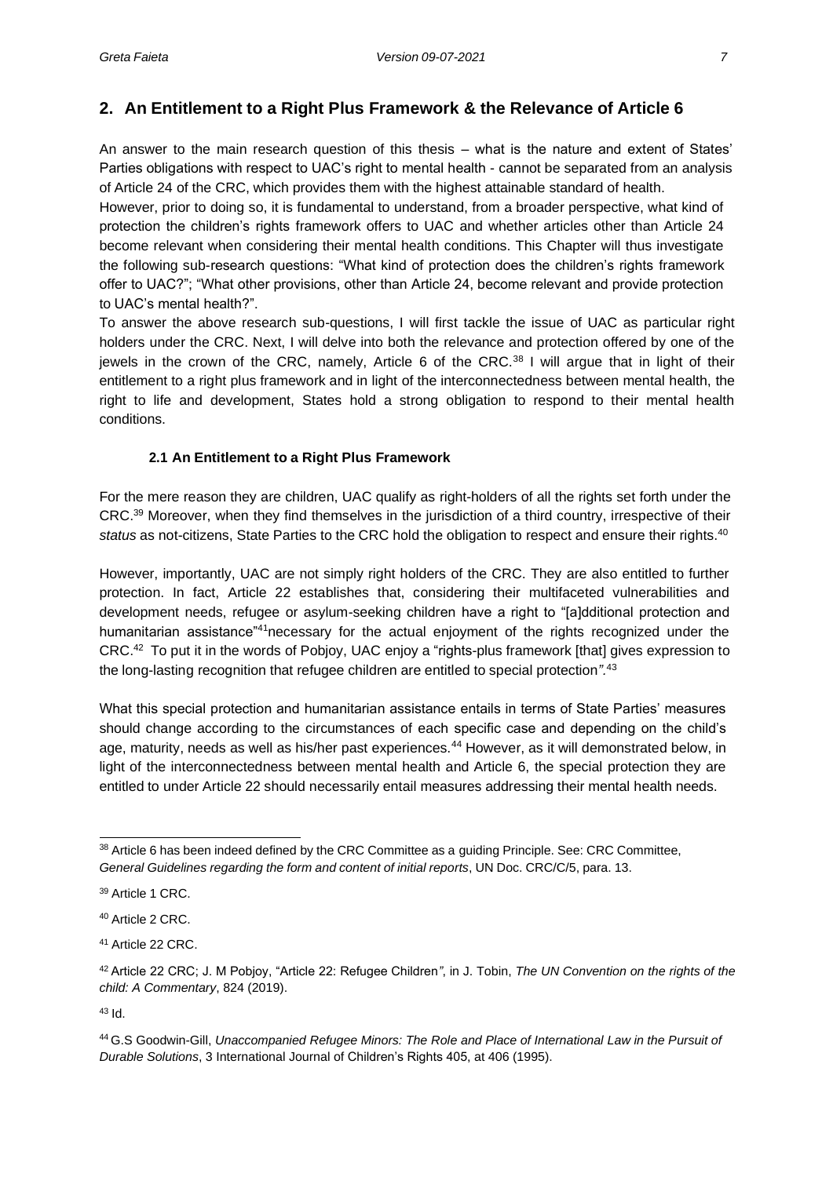## 2. An Entitlement to a Right Plus Framework & the Relevance of Article 6

An answer to the main research question of this thesis – what is the nature and extent of States' Parties obligations with respect to UAC's right to mental health - cannot be separated from an analysis of Article 24 of the CRC, which provides them with the highest attainable standard of health.
However, prior to doing so, it is fundamental to understand, from a broader perspective, what kind of protection the children's rights framework offers to UAC and whether articles other than Article 24 become relevant when considering their mental health conditions. This Chapter will thus investigate the following sub-research questions: "What kind of protection does the children's rights framework offer to UAC?"; "What other provisions, other than Article 24, become relevant and provide protection to UAC's mental health?".
To answer the above research sub-questions, I will first tackle the issue of UAC as particular right holders under the CRC. Next, I will delve into both the relevance and protection offered by one of the jewels in the crown of the CRC, namely, Article 6 of the CRC.[38] I will argue that in light of their entitlement to a right plus framework and in light of the interconnectedness between mental health, the right to life and development, States hold a strong obligation to respond to their mental health conditions.

### 2.1 An Entitlement to a Right Plus Framework

For the mere reason they are children, UAC qualify as right-holders of all the rights set forth under the CRC.[39] Moreover, when they find themselves in the jurisdiction of a third country, irrespective of their *status* as not-citizens, State Parties to the CRC hold the obligation to respect and ensure their rights.[40]

However, importantly, UAC are not simply right holders of the CRC. They are also entitled to further protection. In fact, Article 22 establishes that, considering their multifaceted vulnerabilities and development needs, refugee or asylum-seeking children have a right to "[a]dditional protection and humanitarian assistance"[41]necessary for the actual enjoyment of the rights recognized under the CRC.[42] To put it in the words of Pobjoy, UAC enjoy a "rights-plus framework [that] gives expression to the long-lasting recognition that refugee children are entitled to special protection*"*.[43]

What this special protection and humanitarian assistance entails in terms of State Parties' measures should change according to the circumstances of each specific case and depending on the child's age, maturity, needs as well as his/her past experiences.[44] However, as it will demonstrated below, in light of the interconnectedness between mental health and Article 6, the special protection they are entitled to under Article 22 should necessarily entail measures addressing their mental health needs.

---

[38] Article 6 has been indeed defined by the CRC Committee as a guiding Principle. See: CRC Committee, *General Guidelines regarding the form and content of initial reports*, UN Doc. CRC/C/5, para. 13.

[39] Article 1 CRC.

[40] Article 2 CRC.

[41] Article 22 CRC.

[42] Article 22 CRC; J. M Pobjoy, "Article 22: Refugee Children*"*, in J. Tobin, *The UN Convention on the rights of the child: A Commentary*, 824 (2019).

[43] Id.

[44] G.S Goodwin-Gill, *Unaccompanied Refugee Minors: The Role and Place of International Law in the Pursuit of Durable Solutions*, 3 International Journal of Children's Rights 405, at 406 (1995).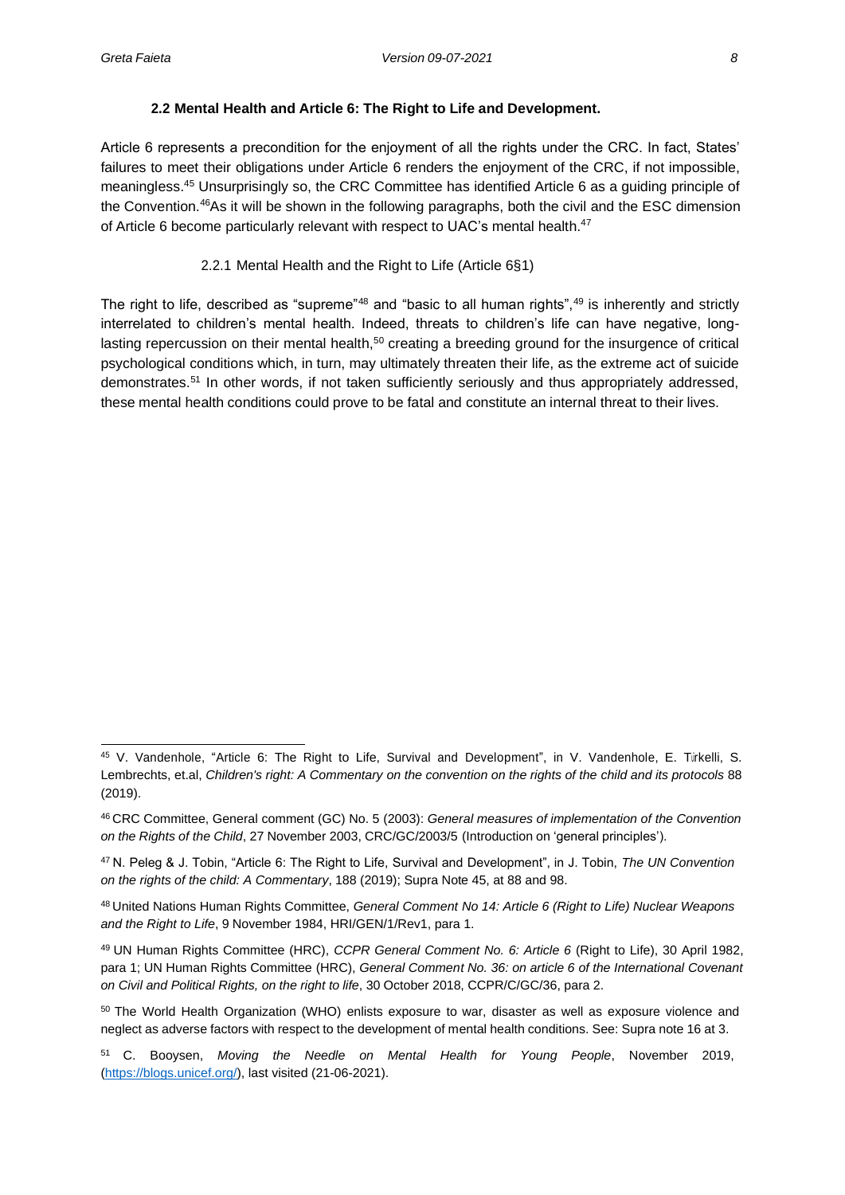### 2.2 Mental Health and Article 6: The Right to Life and Development.

Article 6 represents a precondition for the enjoyment of all the rights under the CRC. In fact, States' failures to meet their obligations under Article 6 renders the enjoyment of the CRC, if not impossible, meaningless.[45] Unsurprisingly so, the CRC Committee has identified Article 6 as a guiding principle of the Convention.[46]As it will be shown in the following paragraphs, both the civil and the ESC dimension of Article 6 become particularly relevant with respect to UAC's mental health.[47]

#### 2.2.1 Mental Health and the Right to Life (Article 6§1)

The right to life, described as "supreme"[48] and "basic to all human rights",[49] is inherently and strictly interrelated to children's mental health. Indeed, threats to children's life can have negative, long-lasting repercussion on their mental health,[50] creating a breeding ground for the insurgence of critical psychological conditions which, in turn, may ultimately threaten their life, as the extreme act of suicide demonstrates.[51] In other words, if not taken sufficiently seriously and thus appropriately addressed, these mental health conditions could prove to be fatal and constitute an internal threat to their lives.

---

[45] V. Vandenhole, "Article 6: The Right to Life, Survival and Development", in V. Vandenhole, E. Türkelli, S. Lembrechts, et.al, *Children's right: A Commentary on the convention on the rights of the child and its protocols* 88 (2019).

[46] CRC Committee, General comment (GC) No. 5 (2003): *General measures of implementation of the Convention on the Rights of the Child*, 27 November 2003, CRC/GC/2003/5 (Introduction on 'general principles').

[47] N. Peleg & J. Tobin, "Article 6: The Right to Life, Survival and Development", in J. Tobin, *The UN Convention on the rights of the child: A Commentary*, 188 (2019); Supra Note 45, at 88 and 98.

[48] United Nations Human Rights Committee, *General Comment No 14: Article 6 (Right to Life) Nuclear Weapons and the Right to Life*, 9 November 1984, HRI/GEN/1/Rev1, para 1.

[49] UN Human Rights Committee (HRC), *CCPR General Comment No. 6: Article 6* (Right to Life), 30 April 1982, para 1; UN Human Rights Committee (HRC), *General Comment No. 36: on article 6 of the International Covenant on Civil and Political Rights, on the right to life*, 30 October 2018, CCPR/C/GC/36, para 2.

[50] The World Health Organization (WHO) enlists exposure to war, disaster as well as exposure violence and neglect as adverse factors with respect to the development of mental health conditions. See: Supra note 16 at 3.

[51] C. Booysen, *Moving the Needle on Mental Health for Young People*, November 2019, (https://blogs.unicef.org/), last visited (21-06-2021).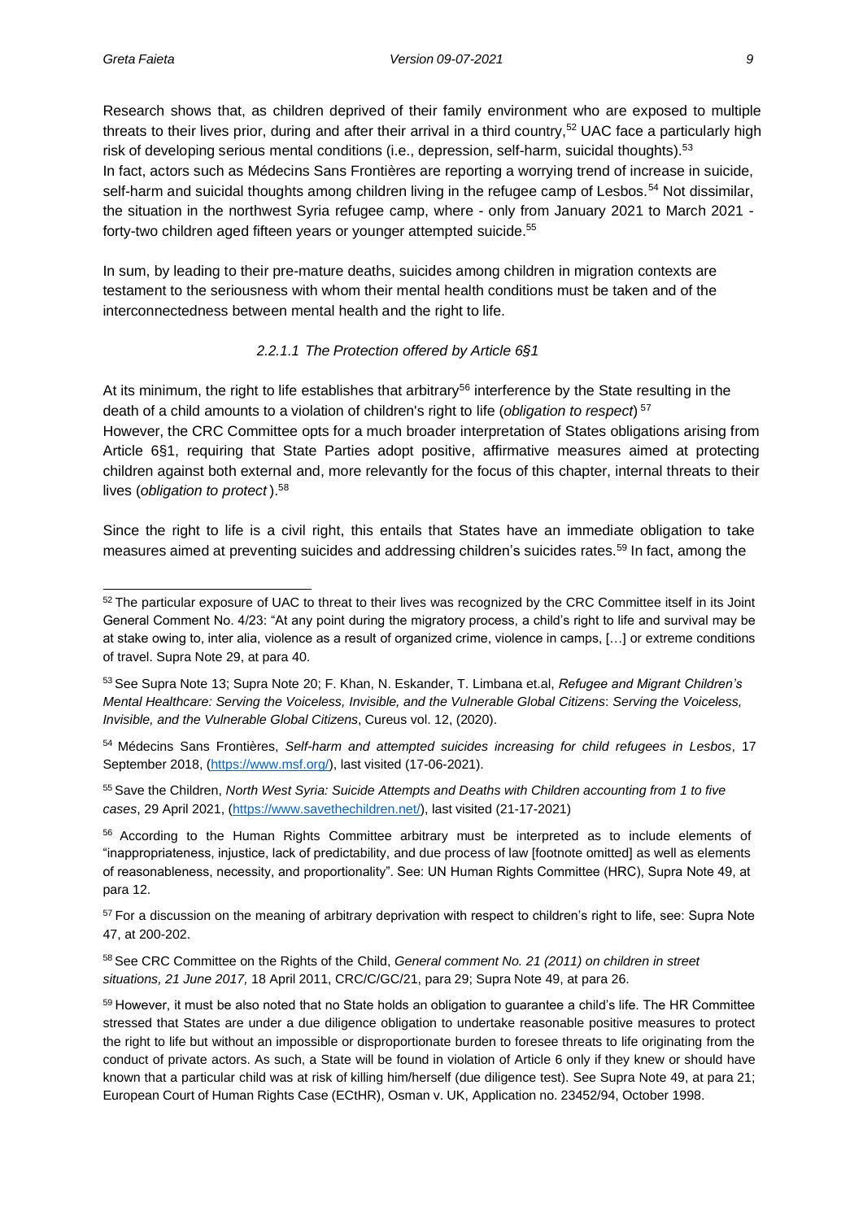Research shows that, as children deprived of their family environment who are exposed to multiple threats to their lives prior, during and after their arrival in a third country,[52] UAC face a particularly high risk of developing serious mental conditions (i.e., depression, self-harm, suicidal thoughts).[53]
In fact, actors such as Médecins Sans Frontières are reporting a worrying trend of increase in suicide, self-harm and suicidal thoughts among children living in the refugee camp of Lesbos.[54] Not dissimilar, the situation in the northwest Syria refugee camp, where - only from January 2021 to March 2021 - forty-two children aged fifteen years or younger attempted suicide.[55]

In sum, by leading to their pre-mature deaths, suicides among children in migration contexts are testament to the seriousness with whom their mental health conditions must be taken and of the interconnectedness between mental health and the right to life.

#### *2.2.1.1 The Protection offered by Article 6§1*

At its minimum, the right to life establishes that arbitrary[56] interference by the State resulting in the death of a child amounts to a violation of children's right to life (*obligation to respect*) [57]
However, the CRC Committee opts for a much broader interpretation of States obligations arising from Article 6§1, requiring that State Parties adopt positive, affirmative measures aimed at protecting children against both external and, more relevantly for the focus of this chapter, internal threats to their lives (*obligation to protect* ).[58]

Since the right to life is a civil right, this entails that States have an immediate obligation to take measures aimed at preventing suicides and addressing children's suicides rates.[59] In fact, among the

---

[52] The particular exposure of UAC to threat to their lives was recognized by the CRC Committee itself in its Joint General Comment No. 4/23: "At any point during the migratory process, a child's right to life and survival may be at stake owing to, inter alia, violence as a result of organized crime, violence in camps, […] or extreme conditions of travel. Supra Note 29, at para 40.

[53] See Supra Note 13; Supra Note 20; F. Khan, N. Eskander, T. Limbana et.al, *Refugee and Migrant Children's Mental Healthcare: Serving the Voiceless, Invisible, and the Vulnerable Global Citizens*: *Serving the Voiceless, Invisible, and the Vulnerable Global Citizens*, Cureus vol. 12, (2020).

[54] Médecins Sans Frontières, *Self-harm and attempted suicides increasing for child refugees in Lesbos*, 17 September 2018, (https://www.msf.org/), last visited (17-06-2021).

[55] Save the Children, *North West Syria: Suicide Attempts and Deaths with Children accounting from 1 to five cases*, 29 April 2021, (https://www.savethechildren.net/), last visited (21-17-2021)

[56] According to the Human Rights Committee arbitrary must be interpreted as to include elements of "inappropriateness, injustice, lack of predictability, and due process of law [footnote omitted] as well as elements of reasonableness, necessity, and proportionality". See: UN Human Rights Committee (HRC), Supra Note 49, at para 12.

[57] For a discussion on the meaning of arbitrary deprivation with respect to children's right to life, see: Supra Note 47, at 200-202.

[58] See CRC Committee on the Rights of the Child, *General comment No. 21 (2011) on children in street situations, 21 June 2017,* 18 April 2011, CRC/C/GC/21, para 29; Supra Note 49, at para 26.

[59] However, it must be also noted that no State holds an obligation to guarantee a child's life. The HR Committee stressed that States are under a due diligence obligation to undertake reasonable positive measures to protect the right to life but without an impossible or disproportionate burden to foresee threats to life originating from the conduct of private actors. As such, a State will be found in violation of Article 6 only if they knew or should have known that a particular child was at risk of killing him/herself (due diligence test). See Supra Note 49, at para 21; European Court of Human Rights Case (ECtHR), Osman v. UK, Application no. 23452/94, October 1998.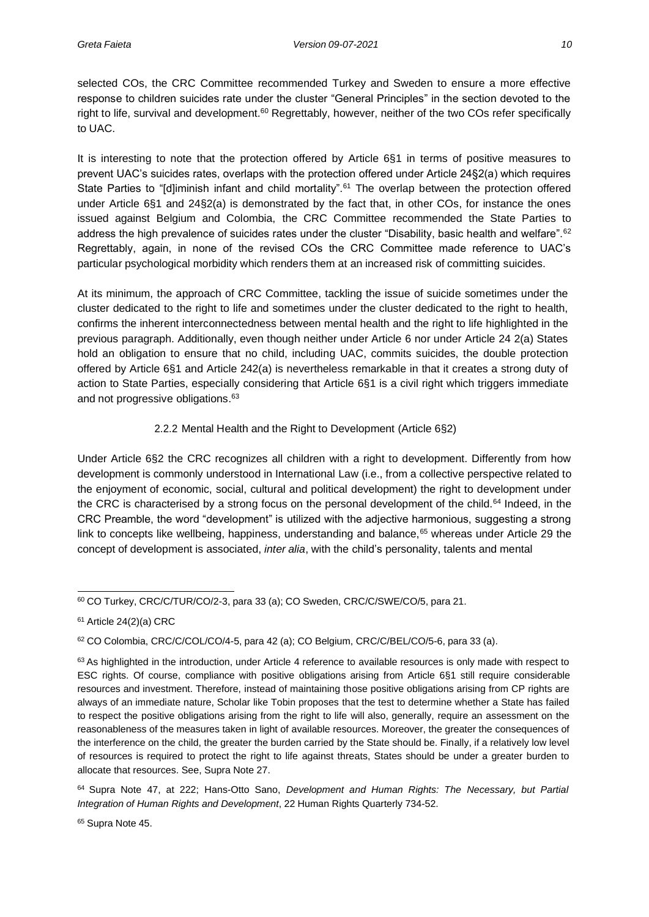selected COs, the CRC Committee recommended Turkey and Sweden to ensure a more effective response to children suicides rate under the cluster "General Principles" in the section devoted to the right to life, survival and development.[60] Regrettably, however, neither of the two COs refer specifically to UAC.

It is interesting to note that the protection offered by Article 6§1 in terms of positive measures to prevent UAC's suicides rates, overlaps with the protection offered under Article 24§2(a) which requires State Parties to "[d]iminish infant and child mortality".[61] The overlap between the protection offered under Article 6§1 and 24§2(a) is demonstrated by the fact that, in other COs, for instance the ones issued against Belgium and Colombia, the CRC Committee recommended the State Parties to address the high prevalence of suicides rates under the cluster "Disability, basic health and welfare".[62] Regrettably, again, in none of the revised COs the CRC Committee made reference to UAC's particular psychological morbidity which renders them at an increased risk of committing suicides.

At its minimum, the approach of CRC Committee, tackling the issue of suicide sometimes under the cluster dedicated to the right to life and sometimes under the cluster dedicated to the right to health, confirms the inherent interconnectedness between mental health and the right to life highlighted in the previous paragraph. Additionally, even though neither under Article 6 nor under Article 24 2(a) States hold an obligation to ensure that no child, including UAC, commits suicides, the double protection offered by Article 6§1 and Article 242(a) is nevertheless remarkable in that it creates a strong duty of action to State Parties, especially considering that Article 6§1 is a civil right which triggers immediate and not progressive obligations.[63]

### 2.2.2 Mental Health and the Right to Development (Article 6§2)

Under Article 6§2 the CRC recognizes all children with a right to development. Differently from how development is commonly understood in International Law (i.e., from a collective perspective related to the enjoyment of economic, social, cultural and political development) the right to development under the CRC is characterised by a strong focus on the personal development of the child.[64] Indeed, in the CRC Preamble, the word "development" is utilized with the adjective harmonious, suggesting a strong link to concepts like wellbeing, happiness, understanding and balance,[65] whereas under Article 29 the concept of development is associated, *inter alia*, with the child's personality, talents and mental

---

[60] CO Turkey, CRC/C/TUR/CO/2-3, para 33 (a); CO Sweden, CRC/C/SWE/CO/5, para 21.

[61] Article 24(2)(a) CRC

[62] CO Colombia, CRC/C/COL/CO/4-5, para 42 (a); CO Belgium, CRC/C/BEL/CO/5-6, para 33 (a).

[63] As highlighted in the introduction, under Article 4 reference to available resources is only made with respect to ESC rights. Of course, compliance with positive obligations arising from Article 6§1 still require considerable resources and investment. Therefore, instead of maintaining those positive obligations arising from CP rights are always of an immediate nature, Scholar like Tobin proposes that the test to determine whether a State has failed to respect the positive obligations arising from the right to life will also, generally, require an assessment on the reasonableness of the measures taken in light of available resources. Moreover, the greater the consequences of the interference on the child, the greater the burden carried by the State should be. Finally, if a relatively low level of resources is required to protect the right to life against threats, States should be under a greater burden to allocate that resources. See, Supra Note 27.

[64] Supra Note 47, at 222; Hans-Otto Sano, *Development and Human Rights: The Necessary, but Partial Integration of Human Rights and Development*, 22 Human Rights Quarterly 734-52.

[65] Supra Note 45.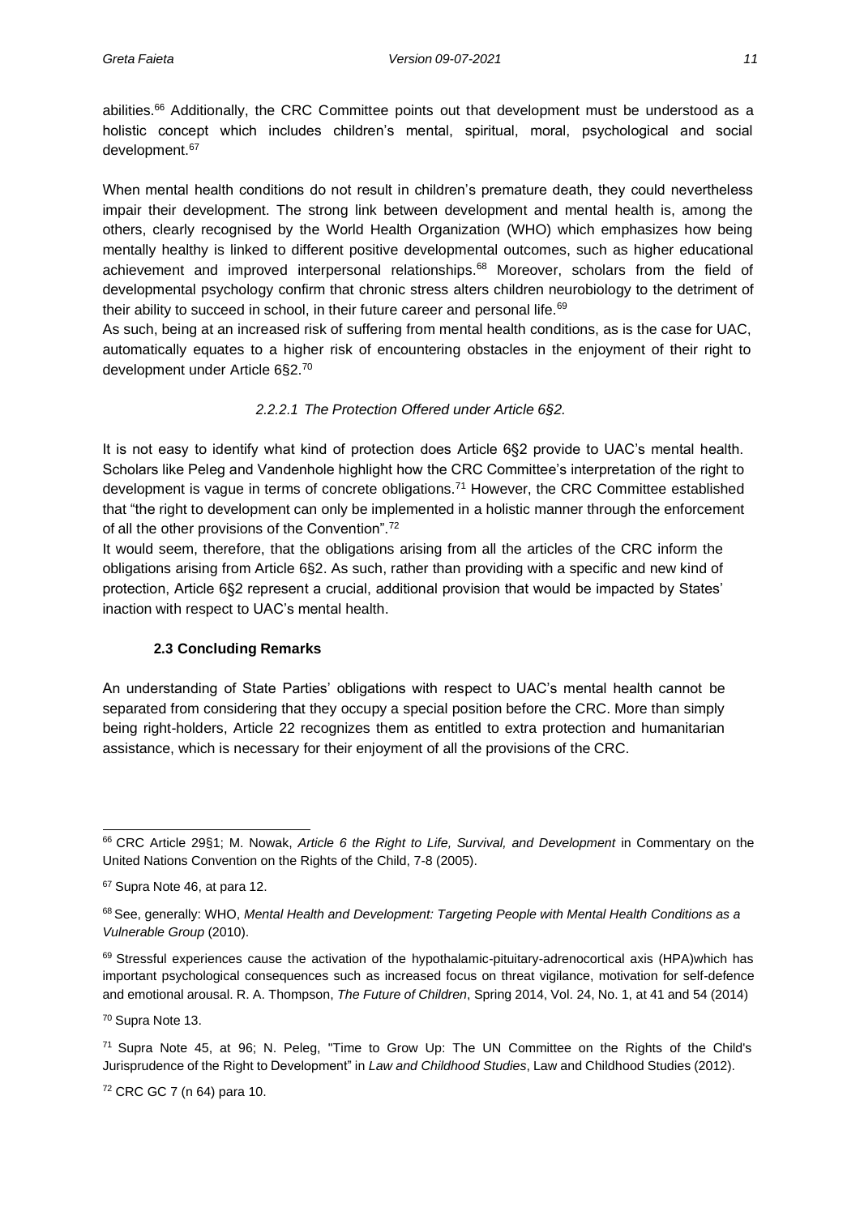abilities.[66] Additionally, the CRC Committee points out that development must be understood as a holistic concept which includes children's mental, spiritual, moral, psychological and social development.[67]

When mental health conditions do not result in children's premature death, they could nevertheless impair their development. The strong link between development and mental health is, among the others, clearly recognised by the World Health Organization (WHO) which emphasizes how being mentally healthy is linked to different positive developmental outcomes, such as higher educational achievement and improved interpersonal relationships.[68] Moreover, scholars from the field of developmental psychology confirm that chronic stress alters children neurobiology to the detriment of their ability to succeed in school, in their future career and personal life.[69]

As such, being at an increased risk of suffering from mental health conditions, as is the case for UAC, automatically equates to a higher risk of encountering obstacles in the enjoyment of their right to development under Article 6§2.[70]

##### *2.2.2.1 The Protection Offered under Article 6§2.*

It is not easy to identify what kind of protection does Article 6§2 provide to UAC's mental health. Scholars like Peleg and Vandenhole highlight how the CRC Committee's interpretation of the right to development is vague in terms of concrete obligations.[71] However, the CRC Committee established that "the right to development can only be implemented in a holistic manner through the enforcement of all the other provisions of the Convention".[72]

It would seem, therefore, that the obligations arising from all the articles of the CRC inform the obligations arising from Article 6§2. As such, rather than providing with a specific and new kind of protection, Article 6§2 represent a crucial, additional provision that would be impacted by States' inaction with respect to UAC's mental health.

### 2.3 Concluding Remarks

An understanding of State Parties' obligations with respect to UAC's mental health cannot be separated from considering that they occupy a special position before the CRC. More than simply being right-holders, Article 22 recognizes them as entitled to extra protection and humanitarian assistance, which is necessary for their enjoyment of all the provisions of the CRC.

---

[66] CRC Article 29§1; M. Nowak, *Article 6 the Right to Life, Survival, and Development* in Commentary on the United Nations Convention on the Rights of the Child, 7-8 (2005).

[67] Supra Note 46, at para 12.

[68] See, generally: WHO, *Mental Health and Development: Targeting People with Mental Health Conditions as a Vulnerable Group* (2010).

[69] Stressful experiences cause the activation of the hypothalamic-pituitary-adrenocortical axis (HPA)which has important psychological consequences such as increased focus on threat vigilance, motivation for self-defence and emotional arousal. R. A. Thompson, *The Future of Children*, Spring 2014, Vol. 24, No. 1, at 41 and 54 (2014)

[70] Supra Note 13.

[71] Supra Note 45, at 96; N. Peleg, "Time to Grow Up: The UN Committee on the Rights of the Child's Jurisprudence of the Right to Development" in *Law and Childhood Studies*, Law and Childhood Studies (2012).

[72] CRC GC 7 (n 64) para 10.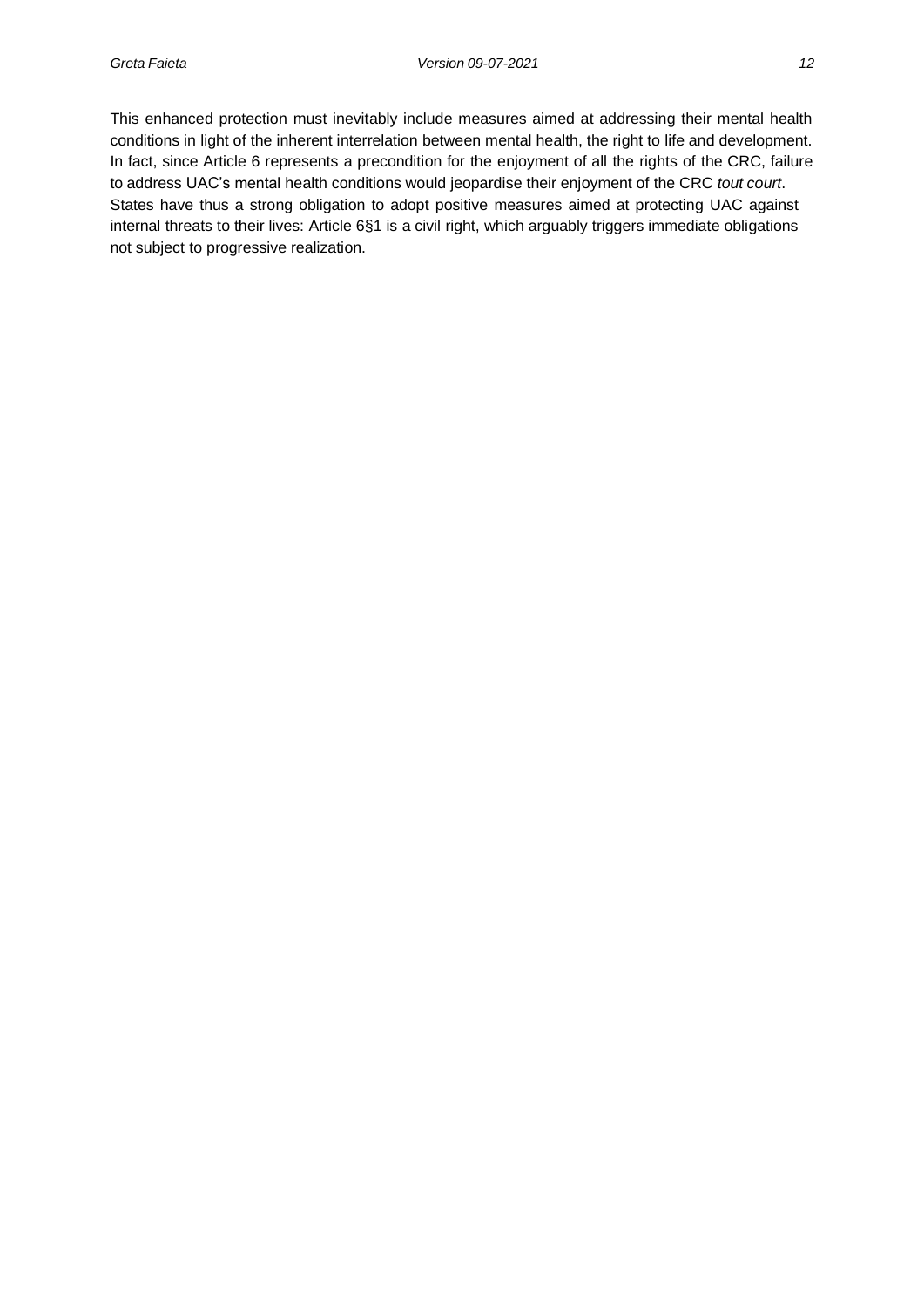This enhanced protection must inevitably include measures aimed at addressing their mental health conditions in light of the inherent interrelation between mental health, the right to life and development. In fact, since Article 6 represents a precondition for the enjoyment of all the rights of the CRC, failure to address UAC's mental health conditions would jeopardise their enjoyment of the CRC *tout court*. States have thus a strong obligation to adopt positive measures aimed at protecting UAC against internal threats to their lives: Article 6§1 is a civil right, which arguably triggers immediate obligations not subject to progressive realization.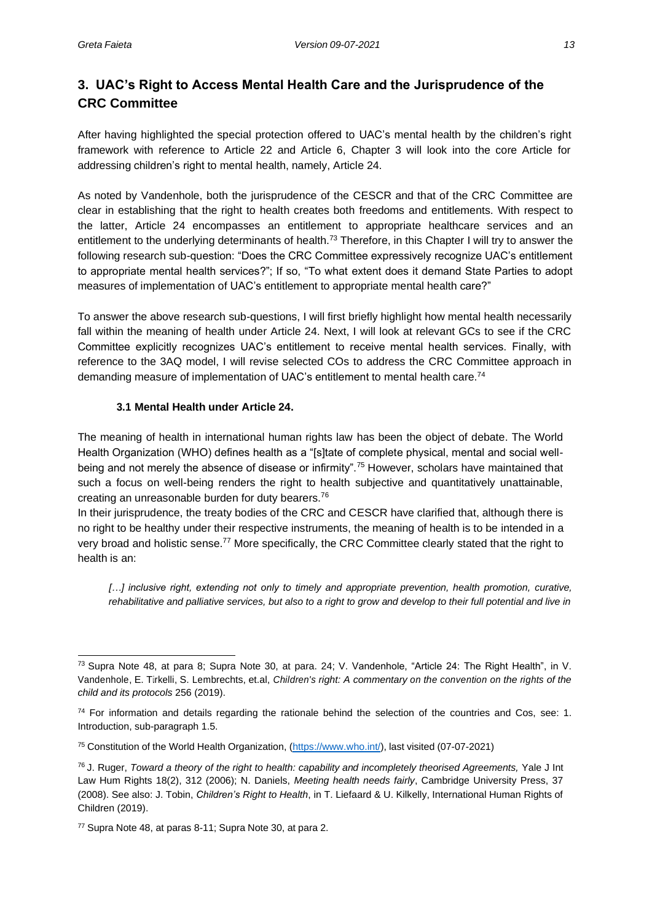## 3. UAC's Right to Access Mental Health Care and the Jurisprudence of the CRC Committee

After having highlighted the special protection offered to UAC's mental health by the children's right framework with reference to Article 22 and Article 6, Chapter 3 will look into the core Article for addressing children's right to mental health, namely, Article 24.

As noted by Vandenhole, both the jurisprudence of the CESCR and that of the CRC Committee are clear in establishing that the right to health creates both freedoms and entitlements. With respect to the latter, Article 24 encompasses an entitlement to appropriate healthcare services and an entitlement to the underlying determinants of health.[73] Therefore, in this Chapter I will try to answer the following research sub-question: "Does the CRC Committee expressively recognize UAC's entitlement to appropriate mental health services?"; If so, "To what extent does it demand State Parties to adopt measures of implementation of UAC's entitlement to appropriate mental health care?"

To answer the above research sub-questions, I will first briefly highlight how mental health necessarily fall within the meaning of health under Article 24. Next, I will look at relevant GCs to see if the CRC Committee explicitly recognizes UAC's entitlement to receive mental health services. Finally, with reference to the 3AQ model, I will revise selected COs to address the CRC Committee approach in demanding measure of implementation of UAC's entitlement to mental health care.[74]

### 3.1 Mental Health under Article 24.

The meaning of health in international human rights law has been the object of debate. The World Health Organization (WHO) defines health as a "[s]tate of complete physical, mental and social well-being and not merely the absence of disease or infirmity".[75] However, scholars have maintained that such a focus on well-being renders the right to health subjective and quantitatively unattainable, creating an unreasonable burden for duty bearers.[76]

In their jurisprudence, the treaty bodies of the CRC and CESCR have clarified that, although there is no right to be healthy under their respective instruments, the meaning of health is to be intended in a very broad and holistic sense.[77] More specifically, the CRC Committee clearly stated that the right to health is an:

> *[…] inclusive right, extending not only to timely and appropriate prevention, health promotion, curative, rehabilitative and palliative services, but also to a right to grow and develop to their full potential and live in*

---

[73] Supra Note 48, at para 8; Supra Note 30, at para. 24; V. Vandenhole, "Article 24: The Right Health", in V. Vandenhole, E. Tirkelli, S. Lembrechts, et.al, *Children's right: A commentary on the convention on the rights of the child and its protocols* 256 (2019).

[74] For information and details regarding the rationale behind the selection of the countries and Cos, see: 1. Introduction, sub-paragraph 1.5.

[75] Constitution of the World Health Organization, (https://www.who.int/), last visited (07-07-2021)

[76] J. Ruger, *Toward a theory of the right to health: capability and incompletely theorised Agreements,* Yale J Int Law Hum Rights 18(2), 312 (2006); N. Daniels, *Meeting health needs fairly*, Cambridge University Press, 37 (2008). See also: J. Tobin, *Children's Right to Health*, in T. Liefaard & U. Kilkelly, International Human Rights of Children (2019).

[77] Supra Note 48, at paras 8-11; Supra Note 30, at para 2.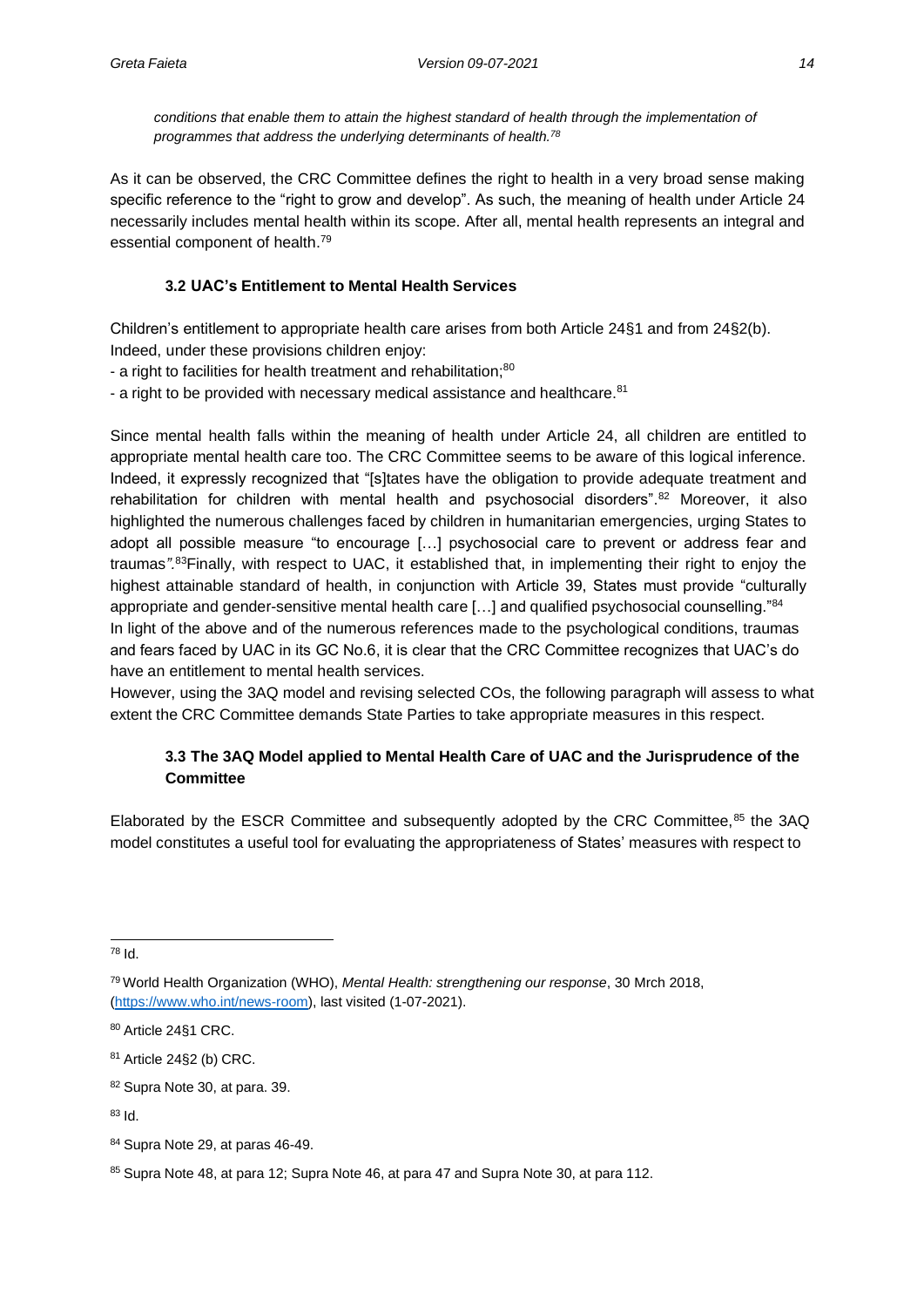*conditions that enable them to attain the highest standard of health through the implementation of programmes that address the underlying determinants of health.*[78]

As it can be observed, the CRC Committee defines the right to health in a very broad sense making specific reference to the "right to grow and develop". As such, the meaning of health under Article 24 necessarily includes mental health within its scope. After all, mental health represents an integral and essential component of health.[79]

### 3.2 UAC's Entitlement to Mental Health Services

Children's entitlement to appropriate health care arises from both Article 24§1 and from 24§2(b). Indeed, under these provisions children enjoy:

- a right to facilities for health treatment and rehabilitation;[80]
- a right to be provided with necessary medical assistance and healthcare.[81]

Since mental health falls within the meaning of health under Article 24, all children are entitled to appropriate mental health care too. The CRC Committee seems to be aware of this logical inference. Indeed, it expressly recognized that "[s]tates have the obligation to provide adequate treatment and rehabilitation for children with mental health and psychosocial disorders".[82] Moreover, it also highlighted the numerous challenges faced by children in humanitarian emergencies, urging States to adopt all possible measure "to encourage […] psychosocial care to prevent or address fear and traumas*"*.[83]Finally, with respect to UAC, it established that, in implementing their right to enjoy the highest attainable standard of health, in conjunction with Article 39, States must provide "culturally appropriate and gender-sensitive mental health care […] and qualified psychosocial counselling."[84]
In light of the above and of the numerous references made to the psychological conditions, traumas and fears faced by UAC in its GC No.6, it is clear that the CRC Committee recognizes that UAC's do have an entitlement to mental health services.
However, using the 3AQ model and revising selected COs, the following paragraph will assess to what extent the CRC Committee demands State Parties to take appropriate measures in this respect.

### 3.3 The 3AQ Model applied to Mental Health Care of UAC and the Jurisprudence of the Committee

Elaborated by the ESCR Committee and subsequently adopted by the CRC Committee,[85] the 3AQ model constitutes a useful tool for evaluating the appropriateness of States' measures with respect to

---

[78] Id.

[79] World Health Organization (WHO), *Mental Health: strengthening our response*, 30 Mrch 2018, (https://www.who.int/news-room), last visited (1-07-2021).

[80] Article 24§1 CRC.

[81] Article 24§2 (b) CRC.

[82] Supra Note 30, at para. 39.

[83] Id.

[84] Supra Note 29, at paras 46-49.

[85] Supra Note 48, at para 12; Supra Note 46, at para 47 and Supra Note 30, at para 112.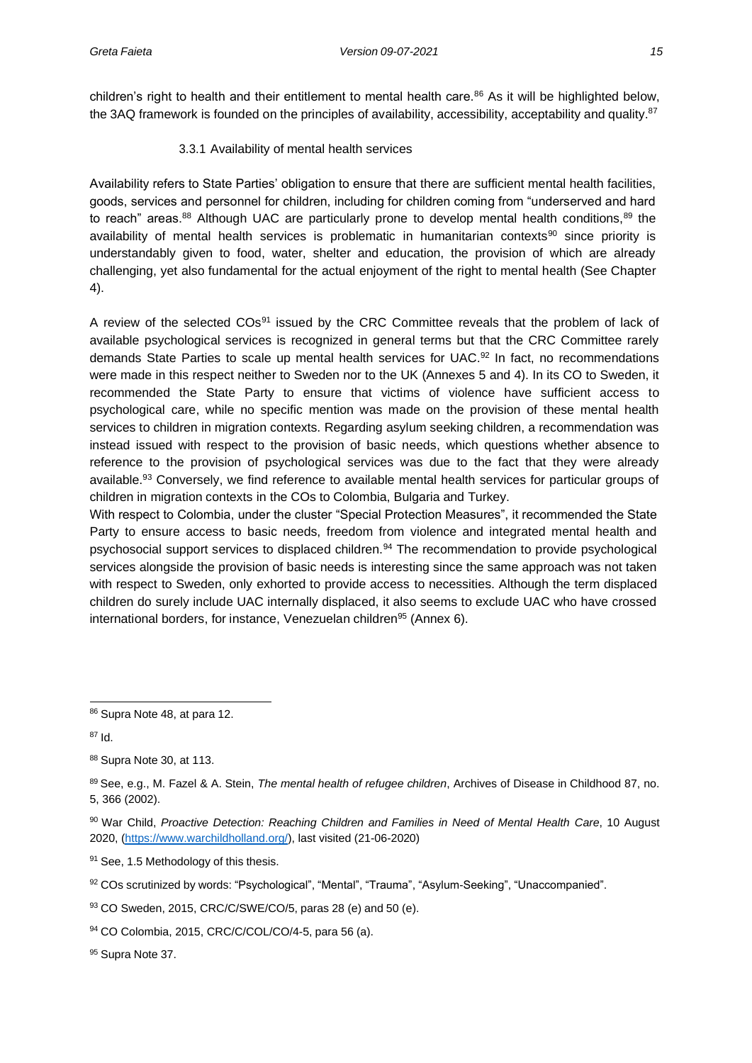children's right to health and their entitlement to mental health care.[86] As it will be highlighted below, the 3AQ framework is founded on the principles of availability, accessibility, acceptability and quality.[87]

#### 3.3.1 Availability of mental health services

Availability refers to State Parties' obligation to ensure that there are sufficient mental health facilities, goods, services and personnel for children, including for children coming from "underserved and hard to reach" areas.[88] Although UAC are particularly prone to develop mental health conditions,[89] the availability of mental health services is problematic in humanitarian contexts[90] since priority is understandably given to food, water, shelter and education, the provision of which are already challenging, yet also fundamental for the actual enjoyment of the right to mental health (See Chapter 4).

A review of the selected COs[91] issued by the CRC Committee reveals that the problem of lack of available psychological services is recognized in general terms but that the CRC Committee rarely demands State Parties to scale up mental health services for UAC.[92] In fact, no recommendations were made in this respect neither to Sweden nor to the UK (Annexes 5 and 4). In its CO to Sweden, it recommended the State Party to ensure that victims of violence have sufficient access to psychological care, while no specific mention was made on the provision of these mental health services to children in migration contexts. Regarding asylum seeking children, a recommendation was instead issued with respect to the provision of basic needs, which questions whether absence to reference to the provision of psychological services was due to the fact that they were already available.[93] Conversely, we find reference to available mental health services for particular groups of children in migration contexts in the COs to Colombia, Bulgaria and Turkey.

With respect to Colombia, under the cluster "Special Protection Measures", it recommended the State Party to ensure access to basic needs, freedom from violence and integrated mental health and psychosocial support services to displaced children.[94] The recommendation to provide psychological services alongside the provision of basic needs is interesting since the same approach was not taken with respect to Sweden, only exhorted to provide access to necessities. Although the term displaced children do surely include UAC internally displaced, it also seems to exclude UAC who have crossed international borders, for instance, Venezuelan children[95] (Annex 6).

---

[86] Supra Note 48, at para 12.

[87] Id.

[88] Supra Note 30, at 113.

[89] See, e.g., M. Fazel & A. Stein, *The mental health of refugee children*, Archives of Disease in Childhood 87, no. 5, 366 (2002).

[90] War Child, *Proactive Detection: Reaching Children and Families in Need of Mental Health Care*, 10 August 2020, (https://www.warchildholland.org/), last visited (21-06-2020)

[91] See, 1.5 Methodology of this thesis.

[92] COs scrutinized by words: "Psychological", "Mental", "Trauma", "Asylum-Seeking", "Unaccompanied".

[93] CO Sweden, 2015, CRC/C/SWE/CO/5, paras 28 (e) and 50 (e).

[94] CO Colombia, 2015, CRC/C/COL/CO/4-5, para 56 (a).

[95] Supra Note 37.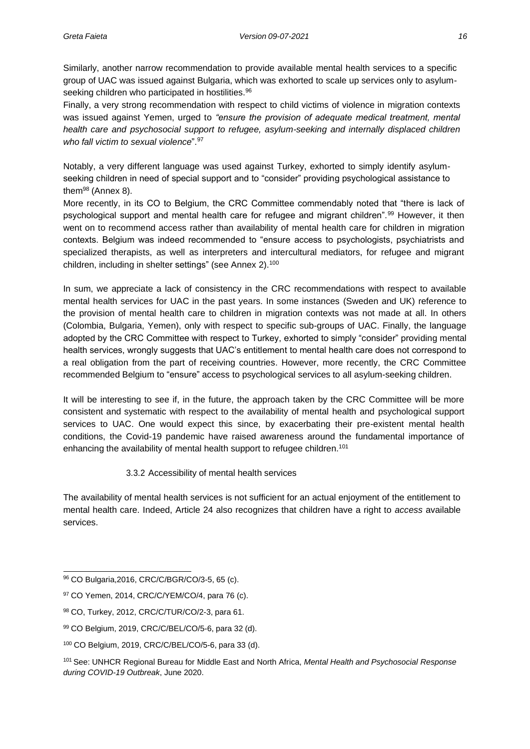Similarly, another narrow recommendation to provide available mental health services to a specific group of UAC was issued against Bulgaria, which was exhorted to scale up services only to asylum-seeking children who participated in hostilities.[96]

Finally, a very strong recommendation with respect to child victims of violence in migration contexts was issued against Yemen, urged to *"ensure the provision of adequate medical treatment, mental health care and psychosocial support to refugee, asylum-seeking and internally displaced children who fall victim to sexual violence*".[97]

Notably, a very different language was used against Turkey, exhorted to simply identify asylum-seeking children in need of special support and to "consider" providing psychological assistance to them[98] (Annex 8).

More recently, in its CO to Belgium, the CRC Committee commendably noted that "there is lack of psychological support and mental health care for refugee and migrant children".[99] However, it then went on to recommend access rather than availability of mental health care for children in migration contexts. Belgium was indeed recommended to "ensure access to psychologists, psychiatrists and specialized therapists, as well as interpreters and intercultural mediators, for refugee and migrant children, including in shelter settings" (see Annex 2).[100]

In sum, we appreciate a lack of consistency in the CRC recommendations with respect to available mental health services for UAC in the past years. In some instances (Sweden and UK) reference to the provision of mental health care to children in migration contexts was not made at all. In others (Colombia, Bulgaria, Yemen), only with respect to specific sub-groups of UAC. Finally, the language adopted by the CRC Committee with respect to Turkey, exhorted to simply "consider" providing mental health services, wrongly suggests that UAC's entitlement to mental health care does not correspond to a real obligation from the part of receiving countries. However, more recently, the CRC Committee recommended Belgium to "ensure" access to psychological services to all asylum-seeking children.

It will be interesting to see if, in the future, the approach taken by the CRC Committee will be more consistent and systematic with respect to the availability of mental health and psychological support services to UAC. One would expect this since, by exacerbating their pre-existent mental health conditions, the Covid-19 pandemic have raised awareness around the fundamental importance of enhancing the availability of mental health support to refugee children.[101]

### 3.3.2 Accessibility of mental health services

The availability of mental health services is not sufficient for an actual enjoyment of the entitlement to mental health care. Indeed, Article 24 also recognizes that children have a right to *access* available services.

---

[96] CO Bulgaria,2016, CRC/C/BGR/CO/3-5, 65 (c).

[97] CO Yemen, 2014, CRC/C/YEM/CO/4, para 76 (c).

[98] CO, Turkey, 2012, CRC/C/TUR/CO/2-3, para 61.

[99] CO Belgium, 2019, CRC/C/BEL/CO/5-6, para 32 (d).

[100] CO Belgium, 2019, CRC/C/BEL/CO/5-6, para 33 (d).

[101] See: UNHCR Regional Bureau for Middle East and North Africa, *Mental Health and Psychosocial Response during COVID-19 Outbreak*, June 2020.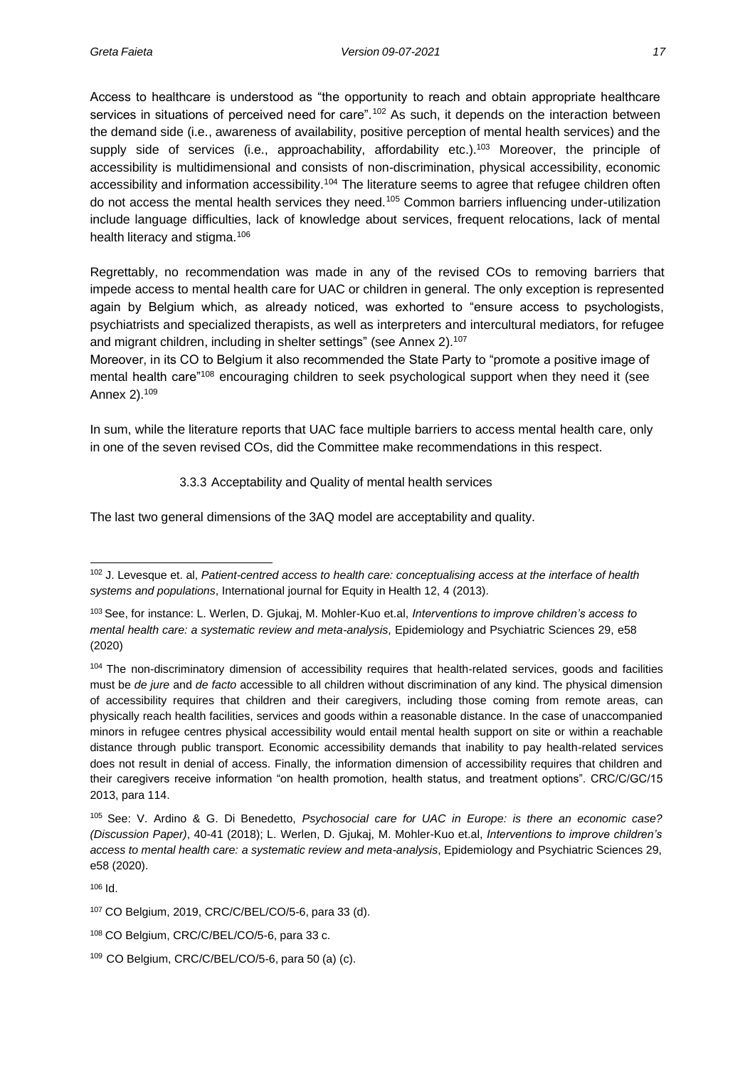Access to healthcare is understood as "the opportunity to reach and obtain appropriate healthcare services in situations of perceived need for care".[102] As such, it depends on the interaction between the demand side (i.e., awareness of availability, positive perception of mental health services) and the supply side of services (i.e., approachability, affordability etc.).[103] Moreover, the principle of accessibility is multidimensional and consists of non-discrimination, physical accessibility, economic accessibility and information accessibility.[104] The literature seems to agree that refugee children often do not access the mental health services they need.[105] Common barriers influencing under-utilization include language difficulties, lack of knowledge about services, frequent relocations, lack of mental health literacy and stigma.[106]

Regrettably, no recommendation was made in any of the revised COs to removing barriers that impede access to mental health care for UAC or children in general. The only exception is represented again by Belgium which, as already noticed, was exhorted to "ensure access to psychologists, psychiatrists and specialized therapists, as well as interpreters and intercultural mediators, for refugee and migrant children, including in shelter settings" (see Annex 2).[107]

Moreover, in its CO to Belgium it also recommended the State Party to "promote a positive image of mental health care"[108] encouraging children to seek psychological support when they need it (see Annex 2).[109]

In sum, while the literature reports that UAC face multiple barriers to access mental health care, only in one of the seven revised COs, did the Committee make recommendations in this respect.

### 3.3.3 Acceptability and Quality of mental health services

The last two general dimensions of the 3AQ model are acceptability and quality.

---

[102] J. Levesque et. al, *Patient-centred access to health care: conceptualising access at the interface of health systems and populations*, International journal for Equity in Health 12, 4 (2013).

[103] See, for instance: L. Werlen, D. Gjukaj, M. Mohler-Kuo et.al, *Interventions to improve children's access to mental health care: a systematic review and meta-analysis*, Epidemiology and Psychiatric Sciences 29, e58 (2020)

[104] The non-discriminatory dimension of accessibility requires that health-related services, goods and facilities must be *de jure* and *de facto* accessible to all children without discrimination of any kind. The physical dimension of accessibility requires that children and their caregivers, including those coming from remote areas, can physically reach health facilities, services and goods within a reasonable distance. In the case of unaccompanied minors in refugee centres physical accessibility would entail mental health support on site or within a reachable distance through public transport. Economic accessibility demands that inability to pay health-related services does not result in denial of access. Finally, the information dimension of accessibility requires that children and their caregivers receive information "on health promotion, health status, and treatment options". CRC/C/GC/15 2013, para 114.

[105] See: V. Ardino & G. Di Benedetto, *Psychosocial care for UAC in Europe: is there an economic case? (Discussion Paper)*, 40-41 (2018); L. Werlen, D. Gjukaj, M. Mohler-Kuo et.al, *Interventions to improve children's access to mental health care: a systematic review and meta-analysis*, Epidemiology and Psychiatric Sciences 29, e58 (2020).

[106] Id.

[107] CO Belgium, 2019, CRC/C/BEL/CO/5-6, para 33 (d).

[108] CO Belgium, CRC/C/BEL/CO/5-6, para 33 c.

[109] CO Belgium, CRC/C/BEL/CO/5-6, para 50 (a) (c).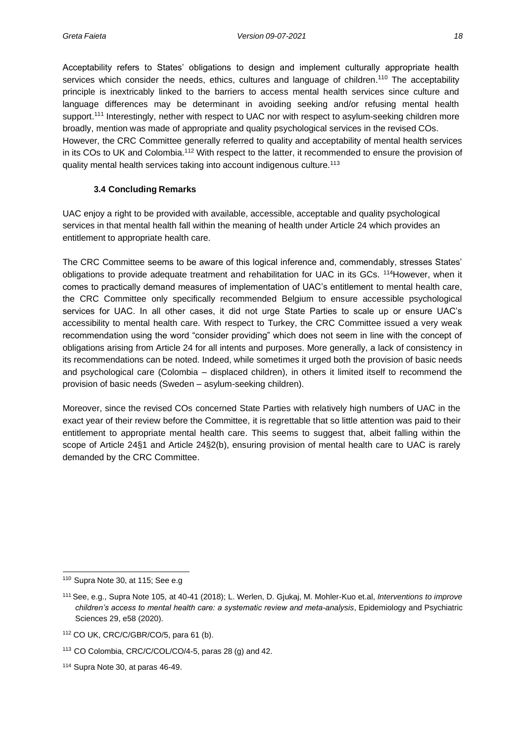Acceptability refers to States' obligations to design and implement culturally appropriate health services which consider the needs, ethics, cultures and language of children.[110] The acceptability principle is inextricably linked to the barriers to access mental health services since culture and language differences may be determinant in avoiding seeking and/or refusing mental health support.[111] Interestingly, nether with respect to UAC nor with respect to asylum-seeking children more broadly, mention was made of appropriate and quality psychological services in the revised COs. However, the CRC Committee generally referred to quality and acceptability of mental health services in its COs to UK and Colombia.[112] With respect to the latter, it recommended to ensure the provision of quality mental health services taking into account indigenous culture.[113]

### 3.4 Concluding Remarks

UAC enjoy a right to be provided with available, accessible, acceptable and quality psychological services in that mental health fall within the meaning of health under Article 24 which provides an entitlement to appropriate health care.

The CRC Committee seems to be aware of this logical inference and, commendably, stresses States' obligations to provide adequate treatment and rehabilitation for UAC in its GCs. [114]However, when it comes to practically demand measures of implementation of UAC's entitlement to mental health care, the CRC Committee only specifically recommended Belgium to ensure accessible psychological services for UAC. In all other cases, it did not urge State Parties to scale up or ensure UAC's accessibility to mental health care. With respect to Turkey, the CRC Committee issued a very weak recommendation using the word "consider providing" which does not seem in line with the concept of obligations arising from Article 24 for all intents and purposes. More generally, a lack of consistency in its recommendations can be noted. Indeed, while sometimes it urged both the provision of basic needs and psychological care (Colombia – displaced children), in others it limited itself to recommend the provision of basic needs (Sweden – asylum-seeking children).

Moreover, since the revised COs concerned State Parties with relatively high numbers of UAC in the exact year of their review before the Committee, it is regrettable that so little attention was paid to their entitlement to appropriate mental health care. This seems to suggest that, albeit falling within the scope of Article 24§1 and Article 24§2(b), ensuring provision of mental health care to UAC is rarely demanded by the CRC Committee.

---

[110] Supra Note 30, at 115; See e.g

[111] See, e.g., Supra Note 105, at 40-41 (2018); L. Werlen, D. Gjukaj, M. Mohler-Kuo et.al, *Interventions to improve children's access to mental health care: a systematic review and meta-analysis*, Epidemiology and Psychiatric Sciences 29, e58 (2020).

[112] CO UK, CRC/C/GBR/CO/5, para 61 (b).

[113] CO Colombia, CRC/C/COL/CO/4-5, paras 28 (g) and 42.

[114] Supra Note 30, at paras 46-49.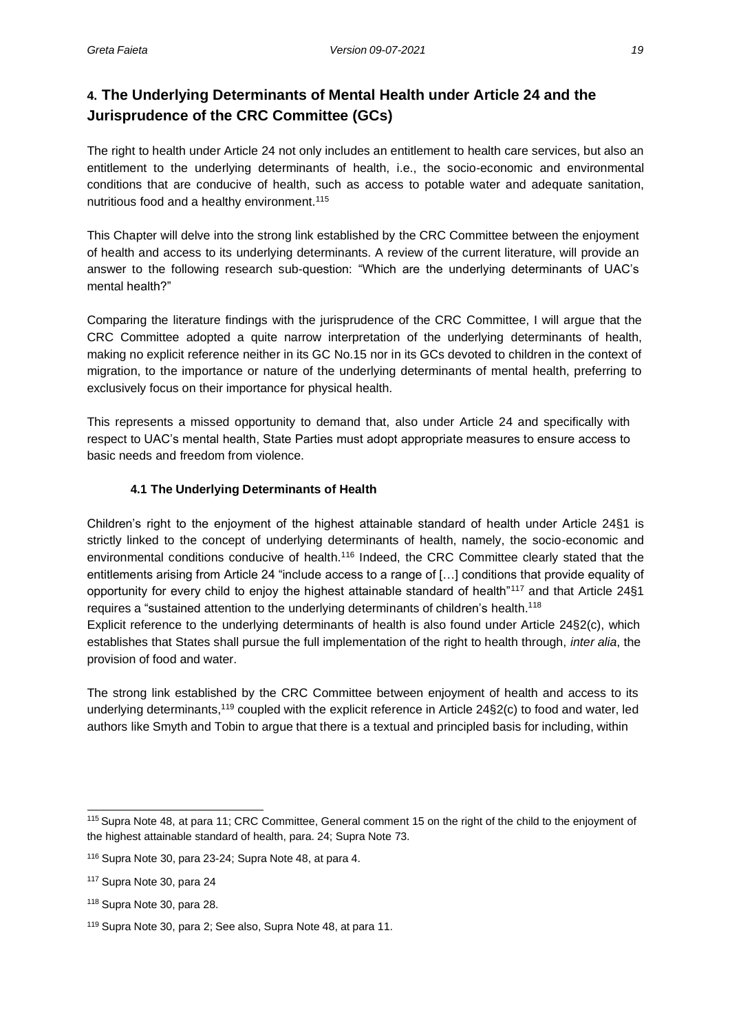## 4. The Underlying Determinants of Mental Health under Article 24 and the Jurisprudence of the CRC Committee (GCs)

The right to health under Article 24 not only includes an entitlement to health care services, but also an entitlement to the underlying determinants of health, i.e., the socio-economic and environmental conditions that are conducive of health, such as access to potable water and adequate sanitation, nutritious food and a healthy environment.[115]

This Chapter will delve into the strong link established by the CRC Committee between the enjoyment of health and access to its underlying determinants. A review of the current literature, will provide an answer to the following research sub-question: "Which are the underlying determinants of UAC's mental health?"

Comparing the literature findings with the jurisprudence of the CRC Committee, I will argue that the CRC Committee adopted a quite narrow interpretation of the underlying determinants of health, making no explicit reference neither in its GC No.15 nor in its GCs devoted to children in the context of migration, to the importance or nature of the underlying determinants of mental health, preferring to exclusively focus on their importance for physical health.

This represents a missed opportunity to demand that, also under Article 24 and specifically with respect to UAC's mental health, State Parties must adopt appropriate measures to ensure access to basic needs and freedom from violence.

### 4.1 The Underlying Determinants of Health

Children's right to the enjoyment of the highest attainable standard of health under Article 24§1 is strictly linked to the concept of underlying determinants of health, namely, the socio-economic and environmental conditions conducive of health.[116] Indeed, the CRC Committee clearly stated that the entitlements arising from Article 24 "include access to a range of […] conditions that provide equality of opportunity for every child to enjoy the highest attainable standard of health"[117] and that Article 24§1 requires a "sustained attention to the underlying determinants of children's health.[118]

Explicit reference to the underlying determinants of health is also found under Article 24§2(c), which establishes that States shall pursue the full implementation of the right to health through, *inter alia*, the provision of food and water.

The strong link established by the CRC Committee between enjoyment of health and access to its underlying determinants,[119] coupled with the explicit reference in Article 24§2(c) to food and water, led authors like Smyth and Tobin to argue that there is a textual and principled basis for including, within

---

[115] Supra Note 48, at para 11; CRC Committee, General comment 15 on the right of the child to the enjoyment of the highest attainable standard of health, para. 24; Supra Note 73.

[116] Supra Note 30, para 23-24; Supra Note 48, at para 4.

[117] Supra Note 30, para 24

[118] Supra Note 30, para 28.

[119] Supra Note 30, para 2; See also, Supra Note 48, at para 11.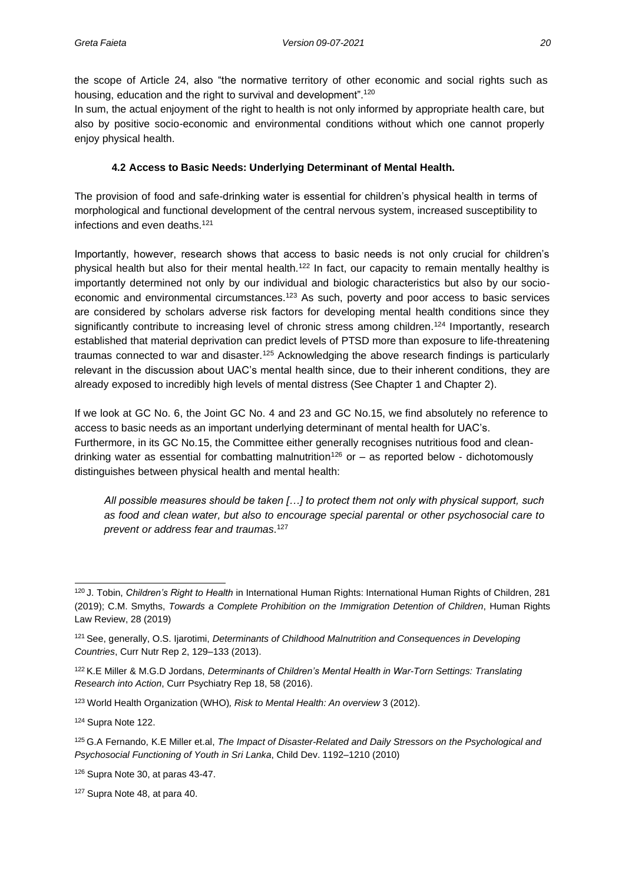the scope of Article 24, also "the normative territory of other economic and social rights such as housing, education and the right to survival and development".[120]

In sum, the actual enjoyment of the right to health is not only informed by appropriate health care, but also by positive socio-economic and environmental conditions without which one cannot properly enjoy physical health.

### 4.2 Access to Basic Needs: Underlying Determinant of Mental Health.

The provision of food and safe-drinking water is essential for children's physical health in terms of morphological and functional development of the central nervous system, increased susceptibility to infections and even deaths.[121]

Importantly, however, research shows that access to basic needs is not only crucial for children's physical health but also for their mental health.[122] In fact, our capacity to remain mentally healthy is importantly determined not only by our individual and biologic characteristics but also by our socio-economic and environmental circumstances.[123] As such, poverty and poor access to basic services are considered by scholars adverse risk factors for developing mental health conditions since they significantly contribute to increasing level of chronic stress among children.[124] Importantly, research established that material deprivation can predict levels of PTSD more than exposure to life-threatening traumas connected to war and disaster.[125] Acknowledging the above research findings is particularly relevant in the discussion about UAC's mental health since, due to their inherent conditions, they are already exposed to incredibly high levels of mental distress (See Chapter 1 and Chapter 2).

If we look at GC No. 6, the Joint GC No. 4 and 23 and GC No.15, we find absolutely no reference to access to basic needs as an important underlying determinant of mental health for UAC's.

Furthermore, in its GC No.15, the Committee either generally recognises nutritious food and clean-drinking water as essential for combatting malnutrition[126] or – as reported below - dichotomously distinguishes between physical health and mental health:

> *All possible measures should be taken […] to protect them not only with physical support, such as food and clean water, but also to encourage special parental or other psychosocial care to prevent or address fear and traumas*.[127]

---

[120] J. Tobin, *Children's Right to Health* in International Human Rights: International Human Rights of Children, 281 (2019); C.M. Smyths, *Towards a Complete Prohibition on the Immigration Detention of Children*, Human Rights Law Review, 28 (2019)

[121] See, generally, O.S. Ijarotimi, *Determinants of Childhood Malnutrition and Consequences in Developing Countries*, Curr Nutr Rep 2, 129–133 (2013).

[122] K.E Miller & M.G.D Jordans, *Determinants of Children's Mental Health in War-Torn Settings: Translating Research into Action*, Curr Psychiatry Rep 18, 58 (2016).

[123] World Health Organization (WHO)*, Risk to Mental Health: An overview* 3 (2012).

[124] Supra Note 122.

[125] G.A Fernando, K.E Miller et.al, *The Impact of Disaster-Related and Daily Stressors on the Psychological and Psychosocial Functioning of Youth in Sri Lanka*, Child Dev. 1192–1210 (2010)

[126] Supra Note 30, at paras 43-47.

[127] Supra Note 48, at para 40.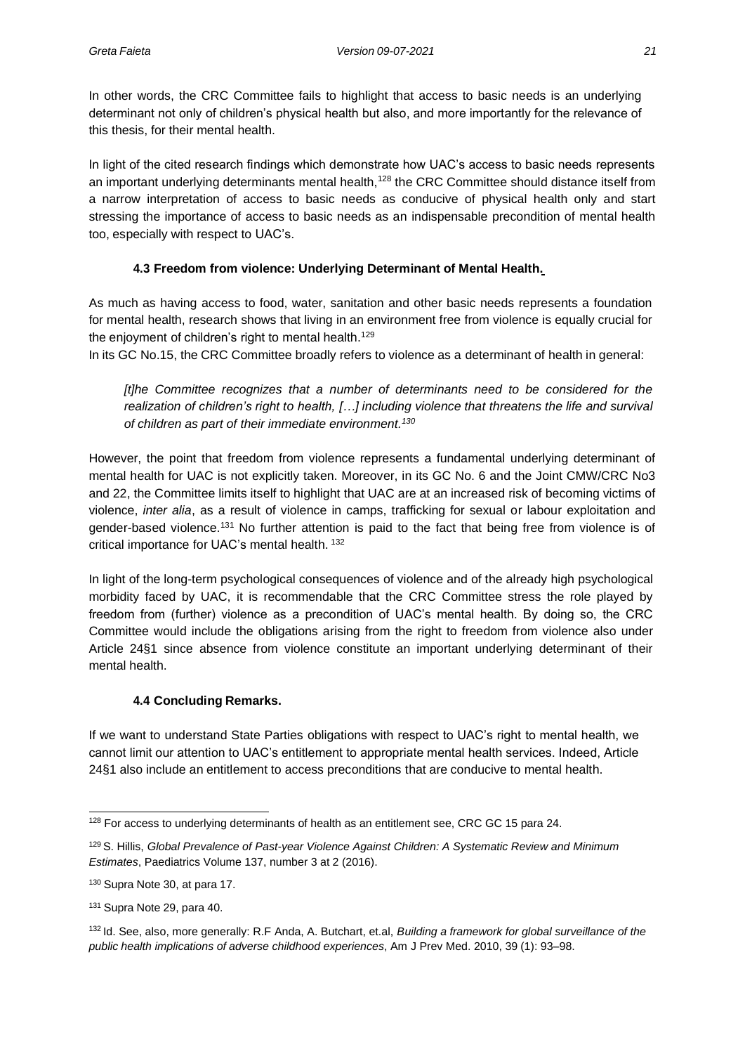In other words, the CRC Committee fails to highlight that access to basic needs is an underlying determinant not only of children's physical health but also, and more importantly for the relevance of this thesis, for their mental health.

In light of the cited research findings which demonstrate how UAC's access to basic needs represents an important underlying determinants mental health,[128] the CRC Committee should distance itself from a narrow interpretation of access to basic needs as conducive of physical health only and start stressing the importance of access to basic needs as an indispensable precondition of mental health too, especially with respect to UAC's.

### 4.3 Freedom from violence: Underlying Determinant of Mental Health.

As much as having access to food, water, sanitation and other basic needs represents a foundation for mental health, research shows that living in an environment free from violence is equally crucial for the enjoyment of children's right to mental health.[129]

In its GC No.15, the CRC Committee broadly refers to violence as a determinant of health in general:

> *[t]he Committee recognizes that a number of determinants need to be considered for the realization of children's right to health, […] including violence that threatens the life and survival of children as part of their immediate environment.[130]*

However, the point that freedom from violence represents a fundamental underlying determinant of mental health for UAC is not explicitly taken. Moreover, in its GC No. 6 and the Joint CMW/CRC No3 and 22, the Committee limits itself to highlight that UAC are at an increased risk of becoming victims of violence, *inter alia*, as a result of violence in camps, trafficking for sexual or labour exploitation and gender-based violence.[131] No further attention is paid to the fact that being free from violence is of critical importance for UAC's mental health. [132]

In light of the long-term psychological consequences of violence and of the already high psychological morbidity faced by UAC, it is recommendable that the CRC Committee stress the role played by freedom from (further) violence as a precondition of UAC's mental health. By doing so, the CRC Committee would include the obligations arising from the right to freedom from violence also under Article 24§1 since absence from violence constitute an important underlying determinant of their mental health.

### 4.4 Concluding Remarks.

If we want to understand State Parties obligations with respect to UAC's right to mental health, we cannot limit our attention to UAC's entitlement to appropriate mental health services. Indeed, Article 24§1 also include an entitlement to access preconditions that are conducive to mental health.

---

[128] For access to underlying determinants of health as an entitlement see, CRC GC 15 para 24.

[129] S. Hillis, *Global Prevalence of Past-year Violence Against Children: A Systematic Review and Minimum Estimates*, Paediatrics Volume 137, number 3 at 2 (2016).

[130] Supra Note 30, at para 17.

[131] Supra Note 29, para 40.

[132] Id. See, also, more generally: R.F Anda, A. Butchart, et.al, *Building a framework for global surveillance of the public health implications of adverse childhood experiences*, Am J Prev Med. 2010, 39 (1): 93–98.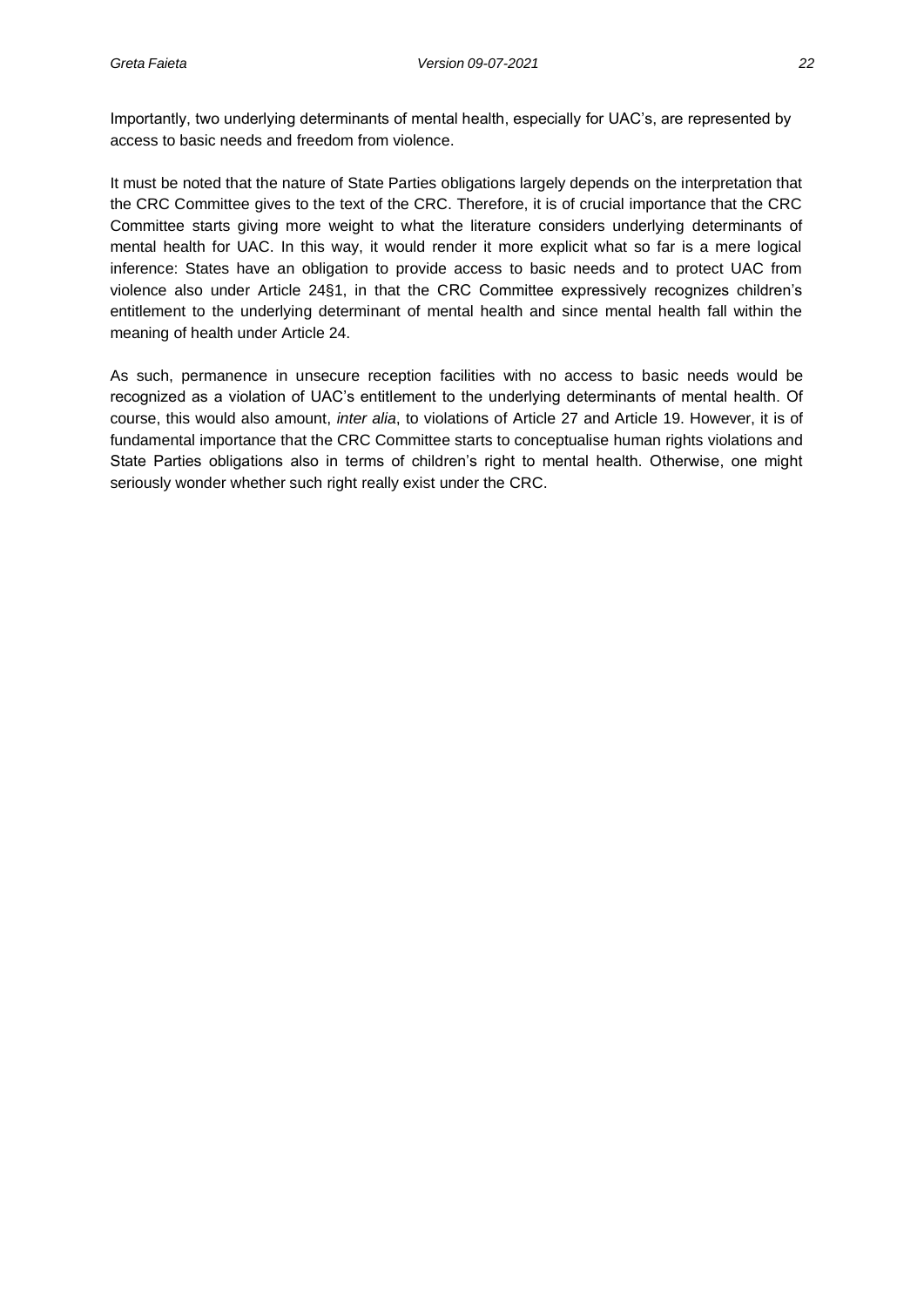Importantly, two underlying determinants of mental health, especially for UAC's, are represented by access to basic needs and freedom from violence.

It must be noted that the nature of State Parties obligations largely depends on the interpretation that the CRC Committee gives to the text of the CRC. Therefore, it is of crucial importance that the CRC Committee starts giving more weight to what the literature considers underlying determinants of mental health for UAC. In this way, it would render it more explicit what so far is a mere logical inference: States have an obligation to provide access to basic needs and to protect UAC from violence also under Article 24§1, in that the CRC Committee expressively recognizes children's entitlement to the underlying determinant of mental health and since mental health fall within the meaning of health under Article 24.

As such, permanence in unsecure reception facilities with no access to basic needs would be recognized as a violation of UAC's entitlement to the underlying determinants of mental health. Of course, this would also amount, *inter alia*, to violations of Article 27 and Article 19. However, it is of fundamental importance that the CRC Committee starts to conceptualise human rights violations and State Parties obligations also in terms of children's right to mental health. Otherwise, one might seriously wonder whether such right really exist under the CRC.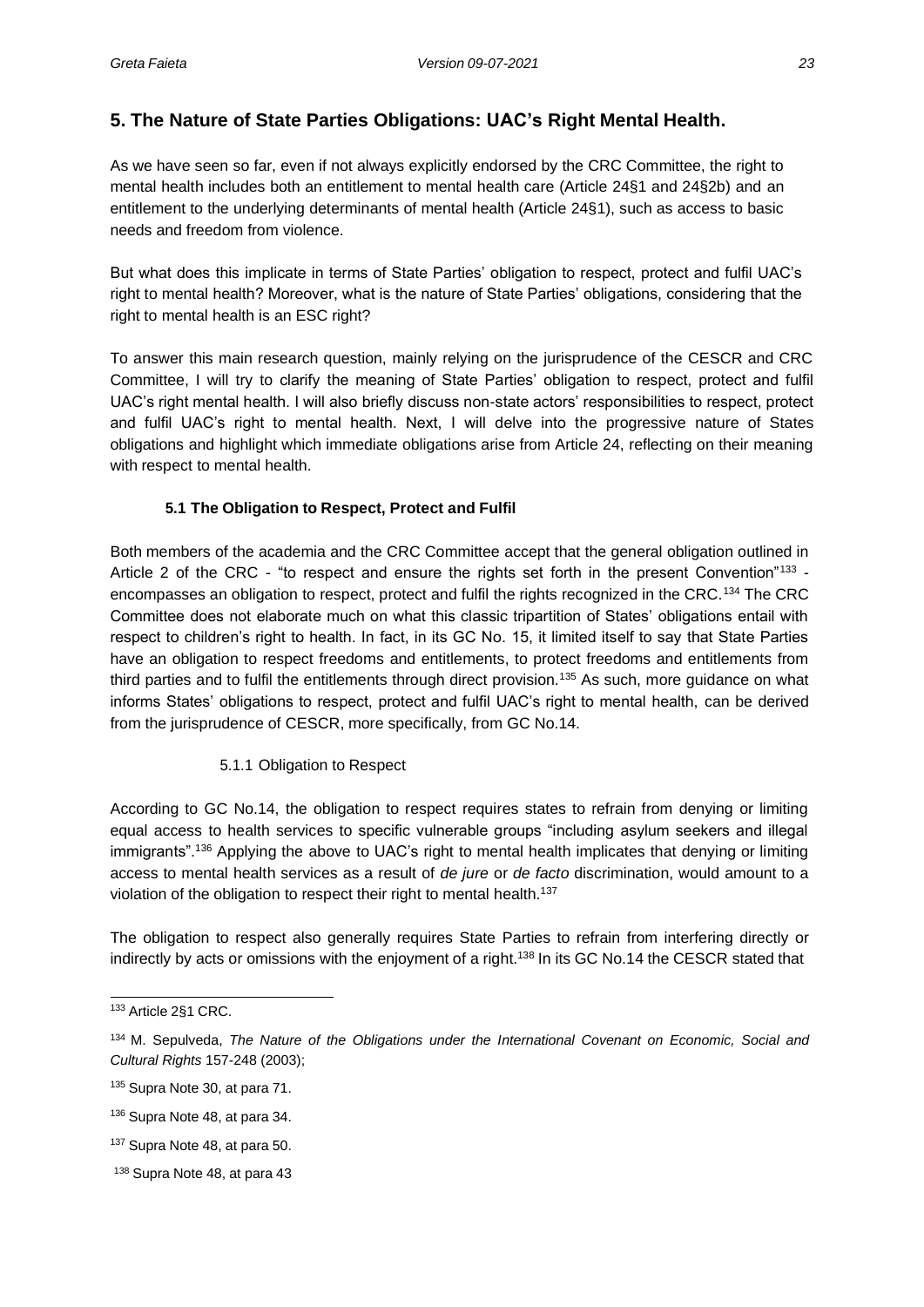## 5. The Nature of State Parties Obligations: UAC's Right Mental Health.

As we have seen so far, even if not always explicitly endorsed by the CRC Committee, the right to mental health includes both an entitlement to mental health care (Article 24§1 and 24§2b) and an entitlement to the underlying determinants of mental health (Article 24§1), such as access to basic needs and freedom from violence.

But what does this implicate in terms of State Parties' obligation to respect, protect and fulfil UAC's right to mental health? Moreover, what is the nature of State Parties' obligations, considering that the right to mental health is an ESC right?

To answer this main research question, mainly relying on the jurisprudence of the CESCR and CRC Committee, I will try to clarify the meaning of State Parties' obligation to respect, protect and fulfil UAC's right mental health. I will also briefly discuss non-state actors' responsibilities to respect, protect and fulfil UAC's right to mental health. Next, I will delve into the progressive nature of States obligations and highlight which immediate obligations arise from Article 24, reflecting on their meaning with respect to mental health.

### 5.1 The Obligation to Respect, Protect and Fulfil

Both members of the academia and the CRC Committee accept that the general obligation outlined in Article 2 of the CRC - "to respect and ensure the rights set forth in the present Convention"[133] - encompasses an obligation to respect, protect and fulfil the rights recognized in the CRC.[134] The CRC Committee does not elaborate much on what this classic tripartition of States' obligations entail with respect to children's right to health. In fact, in its GC No. 15, it limited itself to say that State Parties have an obligation to respect freedoms and entitlements, to protect freedoms and entitlements from third parties and to fulfil the entitlements through direct provision.[135] As such, more guidance on what informs States' obligations to respect, protect and fulfil UAC's right to mental health, can be derived from the jurisprudence of CESCR, more specifically, from GC No.14.

#### 5.1.1 Obligation to Respect

According to GC No.14, the obligation to respect requires states to refrain from denying or limiting equal access to health services to specific vulnerable groups "including asylum seekers and illegal immigrants".[136] Applying the above to UAC's right to mental health implicates that denying or limiting access to mental health services as a result of *de jure* or *de facto* discrimination, would amount to a violation of the obligation to respect their right to mental health.[137]

The obligation to respect also generally requires State Parties to refrain from interfering directly or indirectly by acts or omissions with the enjoyment of a right.[138] In its GC No.14 the CESCR stated that

---

[133] Article 2§1 CRC.

[134] M. Sepulveda, *The Nature of the Obligations under the International Covenant on Economic, Social and Cultural Rights* 157-248 (2003);

[135] Supra Note 30, at para 71.

[136] Supra Note 48, at para 34.

[137] Supra Note 48, at para 50.

[138] Supra Note 48, at para 43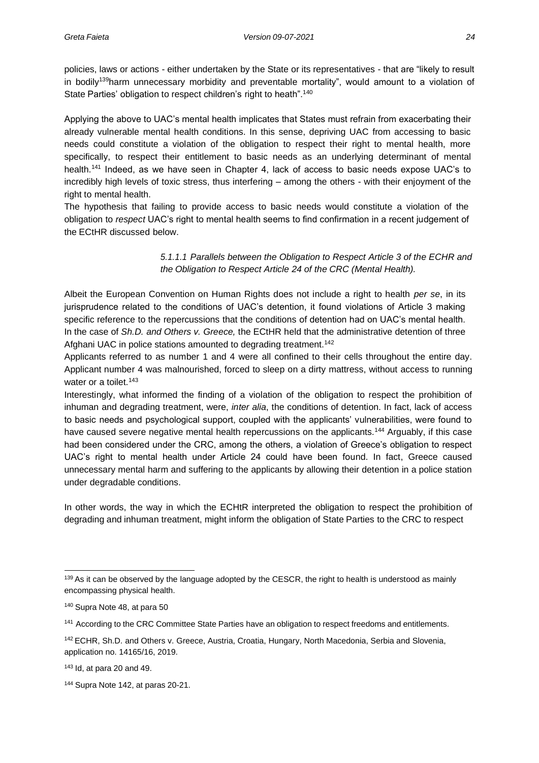policies, laws or actions - either undertaken by the State or its representatives - that are "likely to result in bodily[139]harm unnecessary morbidity and preventable mortality", would amount to a violation of State Parties' obligation to respect children's right to heath".[140]

Applying the above to UAC's mental health implicates that States must refrain from exacerbating their already vulnerable mental health conditions. In this sense, depriving UAC from accessing to basic needs could constitute a violation of the obligation to respect their right to mental health, more specifically, to respect their entitlement to basic needs as an underlying determinant of mental health.[141] Indeed, as we have seen in Chapter 4, lack of access to basic needs expose UAC's to incredibly high levels of toxic stress, thus interfering – among the others - with their enjoyment of the right to mental health.

The hypothesis that failing to provide access to basic needs would constitute a violation of the obligation to *respect* UAC's right to mental health seems to find confirmation in a recent judgement of the ECtHR discussed below.

##### *5.1.1.1 Parallels between the Obligation to Respect Article 3 of the ECHR and the Obligation to Respect Article 24 of the CRC (Mental Health).*

Albeit the European Convention on Human Rights does not include a right to health *per se*, in its jurisprudence related to the conditions of UAC's detention, it found violations of Article 3 making specific reference to the repercussions that the conditions of detention had on UAC's mental health. In the case of *Sh.D. and Others v. Greece,* the ECtHR held that the administrative detention of three Afghani UAC in police stations amounted to degrading treatment.[142]

Applicants referred to as number 1 and 4 were all confined to their cells throughout the entire day. Applicant number 4 was malnourished, forced to sleep on a dirty mattress, without access to running water or a toilet.[143]

Interestingly, what informed the finding of a violation of the obligation to respect the prohibition of inhuman and degrading treatment, were, *inter alia*, the conditions of detention. In fact, lack of access to basic needs and psychological support, coupled with the applicants' vulnerabilities, were found to have caused severe negative mental health repercussions on the applicants.[144] Arguably, if this case had been considered under the CRC, among the others, a violation of Greece's obligation to respect UAC's right to mental health under Article 24 could have been found. In fact, Greece caused unnecessary mental harm and suffering to the applicants by allowing their detention in a police station under degradable conditions.

In other words, the way in which the ECHtR interpreted the obligation to respect the prohibition of degrading and inhuman treatment, might inform the obligation of State Parties to the CRC to respect

---

[139] As it can be observed by the language adopted by the CESCR, the right to health is understood as mainly encompassing physical health.

[140] Supra Note 48, at para 50

[141] According to the CRC Committee State Parties have an obligation to respect freedoms and entitlements.

[142] ECHR, Sh.D. and Others v. Greece, Austria, Croatia, Hungary, North Macedonia, Serbia and Slovenia, application no. 14165/16, 2019.

[143] Id, at para 20 and 49.

[144] Supra Note 142, at paras 20-21.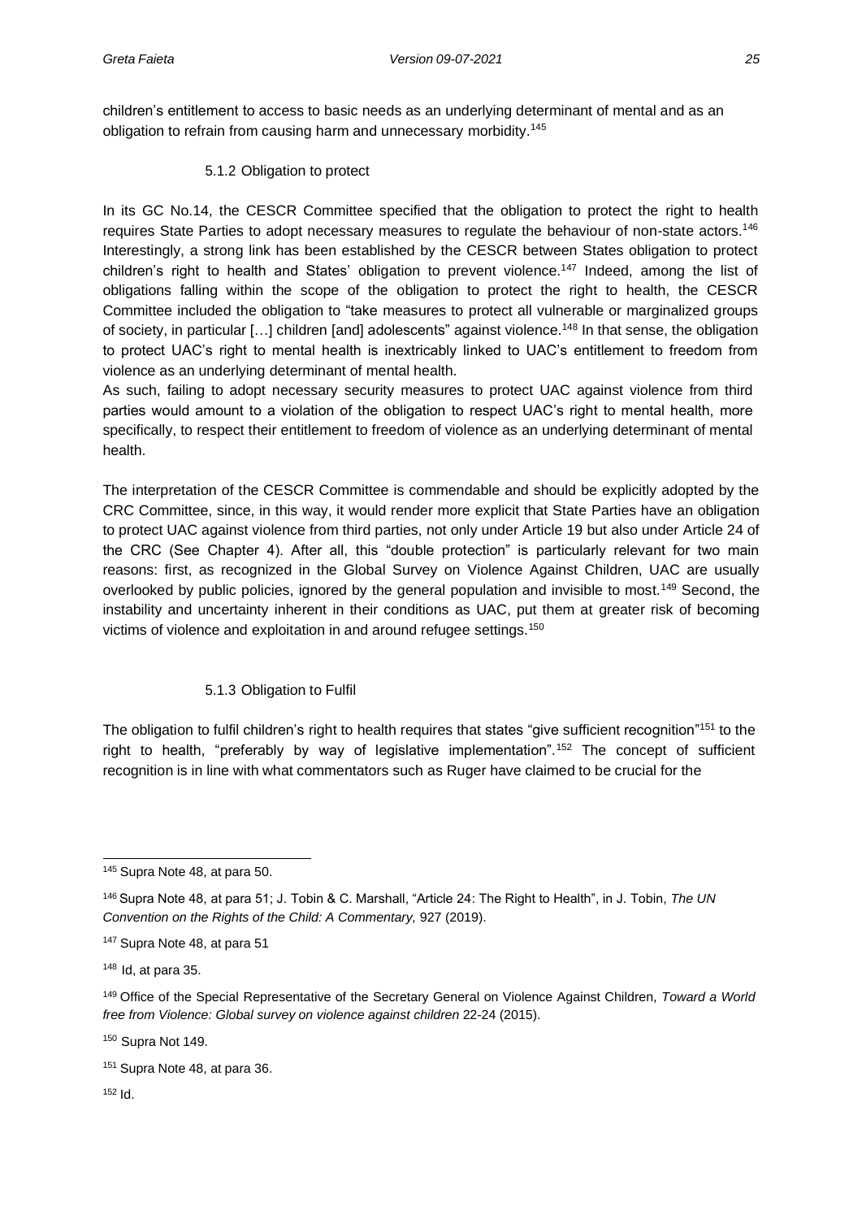children's entitlement to access to basic needs as an underlying determinant of mental and as an obligation to refrain from causing harm and unnecessary morbidity.[145]

### 5.1.2 Obligation to protect

In its GC No.14, the CESCR Committee specified that the obligation to protect the right to health requires State Parties to adopt necessary measures to regulate the behaviour of non-state actors.[146] Interestingly, a strong link has been established by the CESCR between States obligation to protect children's right to health and States' obligation to prevent violence.[147] Indeed, among the list of obligations falling within the scope of the obligation to protect the right to health, the CESCR Committee included the obligation to "take measures to protect all vulnerable or marginalized groups of society, in particular […] children [and] adolescents" against violence.[148] In that sense, the obligation to protect UAC's right to mental health is inextricably linked to UAC's entitlement to freedom from violence as an underlying determinant of mental health.

As such, failing to adopt necessary security measures to protect UAC against violence from third parties would amount to a violation of the obligation to respect UAC's right to mental health, more specifically, to respect their entitlement to freedom of violence as an underlying determinant of mental health.

The interpretation of the CESCR Committee is commendable and should be explicitly adopted by the CRC Committee, since, in this way, it would render more explicit that State Parties have an obligation to protect UAC against violence from third parties, not only under Article 19 but also under Article 24 of the CRC (See Chapter 4). After all, this "double protection" is particularly relevant for two main reasons: first, as recognized in the Global Survey on Violence Against Children, UAC are usually overlooked by public policies, ignored by the general population and invisible to most.[149] Second, the instability and uncertainty inherent in their conditions as UAC, put them at greater risk of becoming victims of violence and exploitation in and around refugee settings.[150]

### 5.1.3 Obligation to Fulfil

The obligation to fulfil children's right to health requires that states "give sufficient recognition"[151] to the right to health, "preferably by way of legislative implementation".[152] The concept of sufficient recognition is in line with what commentators such as Ruger have claimed to be crucial for the

---

[145] Supra Note 48, at para 50.

[146] Supra Note 48, at para 51; J. Tobin & C. Marshall, "Article 24: The Right to Health", in J. Tobin, *The UN Convention on the Rights of the Child: A Commentary,* 927 (2019).

[147] Supra Note 48, at para 51

[148] Id, at para 35.

[149] Office of the Special Representative of the Secretary General on Violence Against Children, *Toward a World free from Violence: Global survey on violence against children* 22-24 (2015).

[150] Supra Not 149.

[151] Supra Note 48, at para 36.

[152] Id.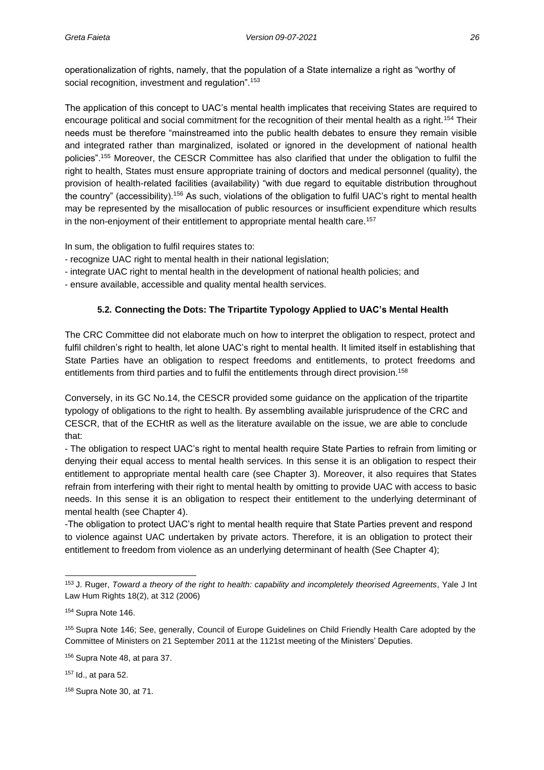operationalization of rights, namely, that the population of a State internalize a right as "worthy of social recognition, investment and regulation".[153]

The application of this concept to UAC's mental health implicates that receiving States are required to encourage political and social commitment for the recognition of their mental health as a right.[154] Their needs must be therefore "mainstreamed into the public health debates to ensure they remain visible and integrated rather than marginalized, isolated or ignored in the development of national health policies".[155] Moreover, the CESCR Committee has also clarified that under the obligation to fulfil the right to health, States must ensure appropriate training of doctors and medical personnel (quality), the provision of health-related facilities (availability) "with due regard to equitable distribution throughout the country" (accessibility).[156] As such, violations of the obligation to fulfil UAC's right to mental health may be represented by the misallocation of public resources or insufficient expenditure which results in the non-enjoyment of their entitlement to appropriate mental health care.[157]

In sum, the obligation to fulfil requires states to:

- recognize UAC right to mental health in their national legislation;
- integrate UAC right to mental health in the development of national health policies; and
- ensure available, accessible and quality mental health services.

### 5.2. Connecting the Dots: The Tripartite Typology Applied to UAC's Mental Health

The CRC Committee did not elaborate much on how to interpret the obligation to respect, protect and fulfil children's right to health, let alone UAC's right to mental health. It limited itself in establishing that State Parties have an obligation to respect freedoms and entitlements, to protect freedoms and entitlements from third parties and to fulfil the entitlements through direct provision.[158]

Conversely, in its GC No.14, the CESCR provided some guidance on the application of the tripartite typology of obligations to the right to health. By assembling available jurisprudence of the CRC and CESCR, that of the ECHtR as well as the literature available on the issue, we are able to conclude that:

- The obligation to respect UAC's right to mental health require State Parties to refrain from limiting or denying their equal access to mental health services. In this sense it is an obligation to respect their entitlement to appropriate mental health care (see Chapter 3). Moreover, it also requires that States refrain from interfering with their right to mental health by omitting to provide UAC with access to basic needs. In this sense it is an obligation to respect their entitlement to the underlying determinant of mental health (see Chapter 4).
- The obligation to protect UAC's right to mental health require that State Parties prevent and respond to violence against UAC undertaken by private actors. Therefore, it is an obligation to protect their entitlement to freedom from violence as an underlying determinant of health (See Chapter 4);

---

[153] J. Ruger, *Toward a theory of the right to health: capability and incompletely theorised Agreements*, Yale J Int Law Hum Rights 18(2), at 312 (2006)

[154] Supra Note 146.

[155] Supra Note 146; See, generally, Council of Europe Guidelines on Child Friendly Health Care adopted by the Committee of Ministers on 21 September 2011 at the 1121st meeting of the Ministers' Deputies.

[156] Supra Note 48, at para 37.

[157] Id., at para 52.

[158] Supra Note 30, at 71.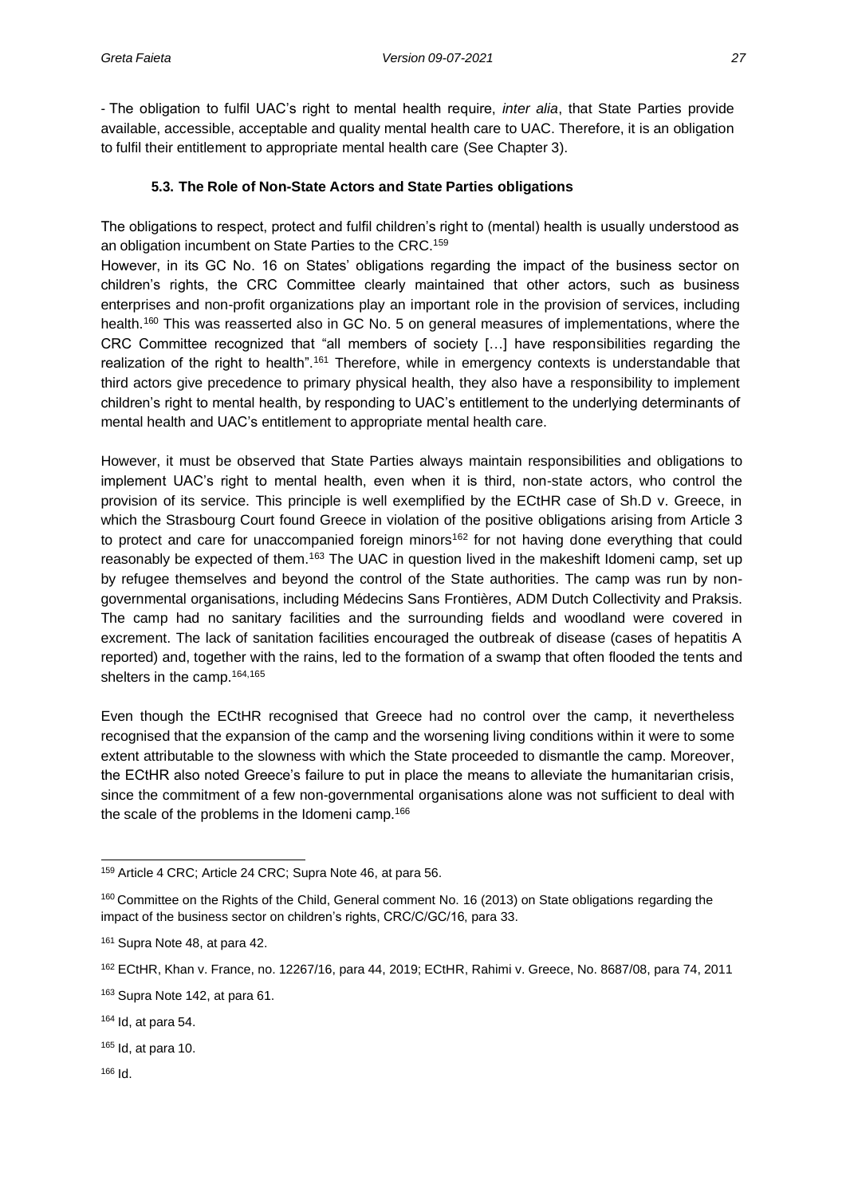- The obligation to fulfil UAC's right to mental health require, *inter alia*, that State Parties provide available, accessible, acceptable and quality mental health care to UAC. Therefore, it is an obligation to fulfil their entitlement to appropriate mental health care (See Chapter 3).

### 5.3. The Role of Non-State Actors and State Parties obligations

The obligations to respect, protect and fulfil children's right to (mental) health is usually understood as an obligation incumbent on State Parties to the CRC.[159]

However, in its GC No. 16 on States' obligations regarding the impact of the business sector on children's rights, the CRC Committee clearly maintained that other actors, such as business enterprises and non-profit organizations play an important role in the provision of services, including health.[160] This was reasserted also in GC No. 5 on general measures of implementations, where the CRC Committee recognized that "all members of society […] have responsibilities regarding the realization of the right to health".[161] Therefore, while in emergency contexts is understandable that third actors give precedence to primary physical health, they also have a responsibility to implement children's right to mental health, by responding to UAC's entitlement to the underlying determinants of mental health and UAC's entitlement to appropriate mental health care.

However, it must be observed that State Parties always maintain responsibilities and obligations to implement UAC's right to mental health, even when it is third, non-state actors, who control the provision of its service. This principle is well exemplified by the ECtHR case of Sh.D v. Greece, in which the Strasbourg Court found Greece in violation of the positive obligations arising from Article 3 to protect and care for unaccompanied foreign minors[162] for not having done everything that could reasonably be expected of them.[163] The UAC in question lived in the makeshift Idomeni camp, set up by refugee themselves and beyond the control of the State authorities. The camp was run by non-governmental organisations, including Médecins Sans Frontières, ADM Dutch Collectivity and Praksis. The camp had no sanitary facilities and the surrounding fields and woodland were covered in excrement. The lack of sanitation facilities encouraged the outbreak of disease (cases of hepatitis A reported) and, together with the rains, led to the formation of a swamp that often flooded the tents and shelters in the camp.[164,165]

Even though the ECtHR recognised that Greece had no control over the camp, it nevertheless recognised that the expansion of the camp and the worsening living conditions within it were to some extent attributable to the slowness with which the State proceeded to dismantle the camp. Moreover, the ECtHR also noted Greece's failure to put in place the means to alleviate the humanitarian crisis, since the commitment of a few non-governmental organisations alone was not sufficient to deal with the scale of the problems in the Idomeni camp.[166]

---

[159] Article 4 CRC; Article 24 CRC; Supra Note 46, at para 56.

[160] Committee on the Rights of the Child, General comment No. 16 (2013) on State obligations regarding the impact of the business sector on children's rights, CRC/C/GC/16, para 33.

[161] Supra Note 48, at para 42.

[162] ECtHR, Khan v. France, no. 12267/16, para 44, 2019; ECtHR, Rahimi v. Greece, No. 8687/08, para 74, 2011

[163] Supra Note 142, at para 61.

[164] Id, at para 54.

[165] Id, at para 10.

[166] Id.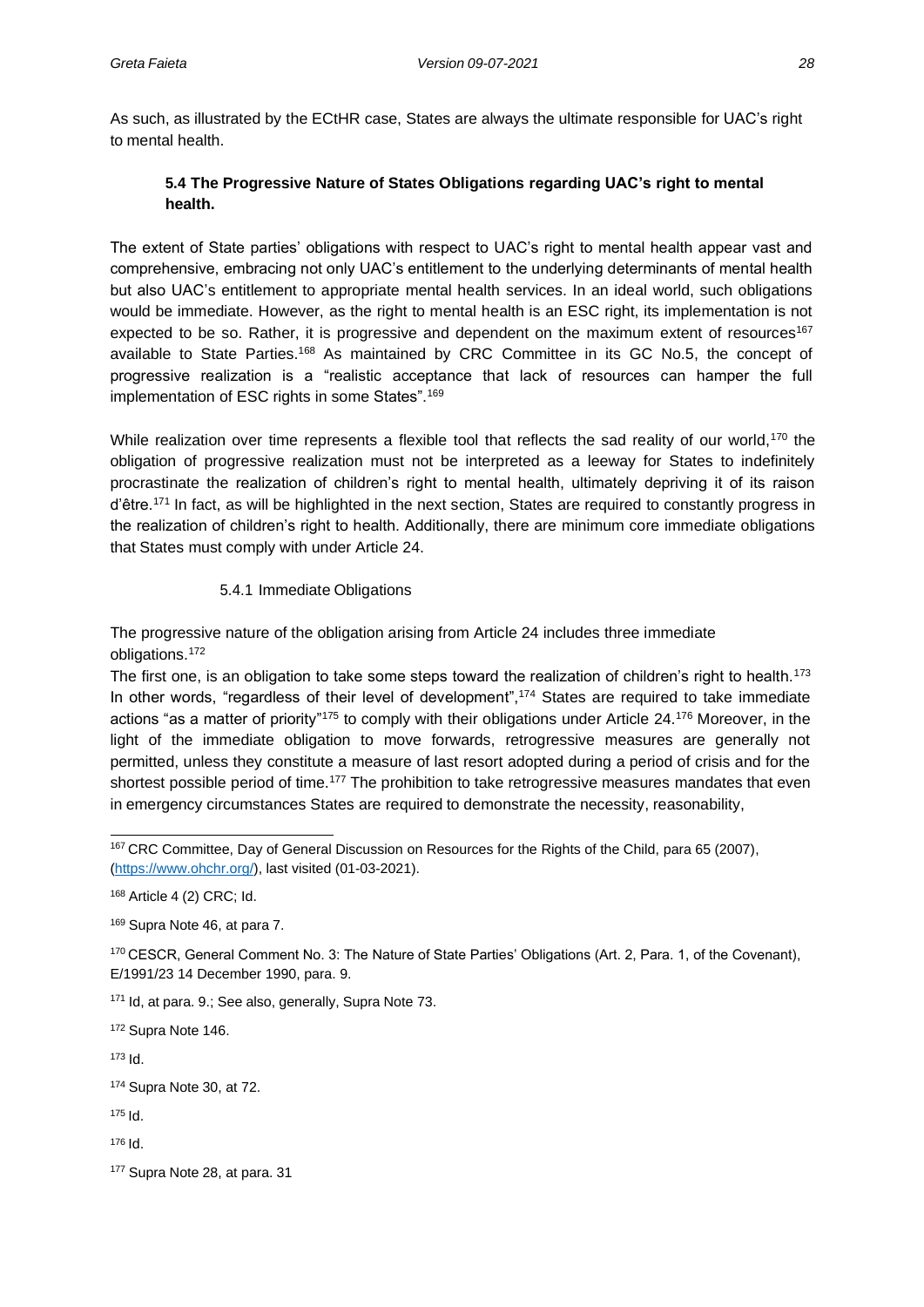As such, as illustrated by the ECtHR case, States are always the ultimate responsible for UAC's right to mental health.

### 5.4 The Progressive Nature of States Obligations regarding UAC's right to mental health.

The extent of State parties' obligations with respect to UAC's right to mental health appear vast and comprehensive, embracing not only UAC's entitlement to the underlying determinants of mental health but also UAC's entitlement to appropriate mental health services. In an ideal world, such obligations would be immediate. However, as the right to mental health is an ESC right, its implementation is not expected to be so. Rather, it is progressive and dependent on the maximum extent of resources[167] available to State Parties.[168] As maintained by CRC Committee in its GC No.5, the concept of progressive realization is a "realistic acceptance that lack of resources can hamper the full implementation of ESC rights in some States".[169]

While realization over time represents a flexible tool that reflects the sad reality of our world,[170] the obligation of progressive realization must not be interpreted as a leeway for States to indefinitely procrastinate the realization of children's right to mental health, ultimately depriving it of its raison d'être.[171] In fact, as will be highlighted in the next section, States are required to constantly progress in the realization of children's right to health. Additionally, there are minimum core immediate obligations that States must comply with under Article 24.

#### 5.4.1 Immediate Obligations

The progressive nature of the obligation arising from Article 24 includes three immediate obligations.[172]

The first one, is an obligation to take some steps toward the realization of children's right to health.[173] In other words, "regardless of their level of development",[174] States are required to take immediate actions "as a matter of priority"[175] to comply with their obligations under Article 24.[176] Moreover, in the light of the immediate obligation to move forwards, retrogressive measures are generally not permitted, unless they constitute a measure of last resort adopted during a period of crisis and for the shortest possible period of time.[177] The prohibition to take retrogressive measures mandates that even in emergency circumstances States are required to demonstrate the necessity, reasonability,

---

[167] CRC Committee, Day of General Discussion on Resources for the Rights of the Child, para 65 (2007), (https://www.ohchr.org/), last visited (01-03-2021).

[168] Article 4 (2) CRC; Id.

[169] Supra Note 46, at para 7.

[170] CESCR, General Comment No. 3: The Nature of State Parties' Obligations (Art. 2, Para. 1, of the Covenant), E/1991/23 14 December 1990, para. 9.

[171] Id, at para. 9.; See also, generally, Supra Note 73.

[172] Supra Note 146.

[173] Id.

[174] Supra Note 30, at 72.

[175] Id.

[176] Id.

[177] Supra Note 28, at para. 31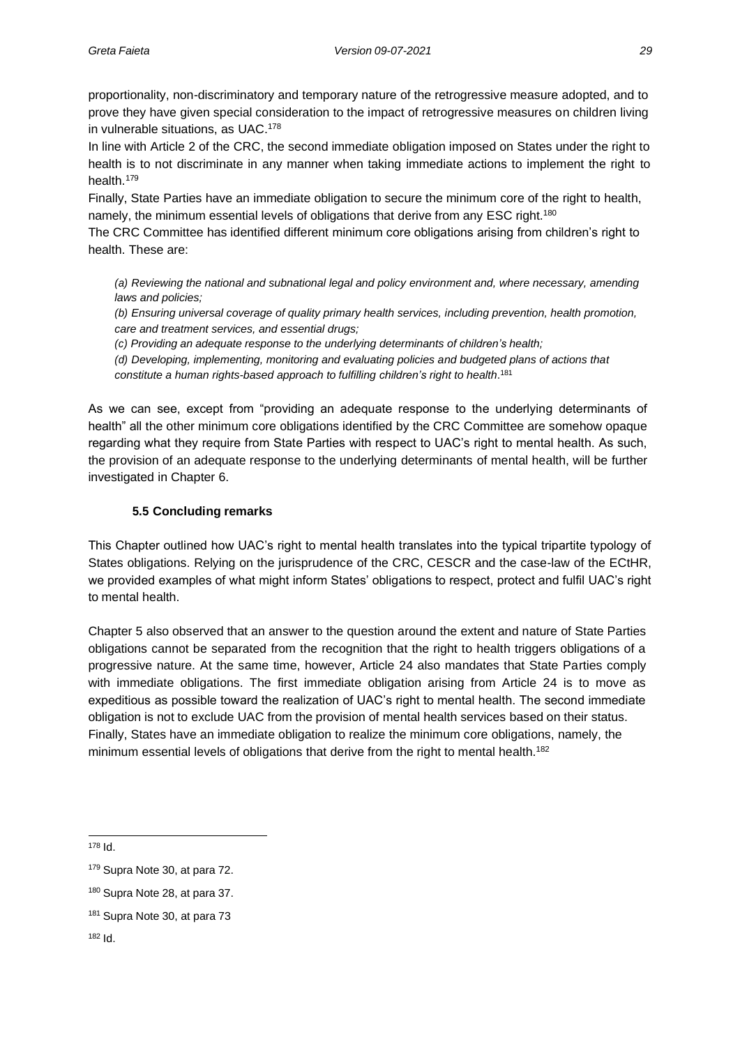proportionality, non-discriminatory and temporary nature of the retrogressive measure adopted, and to prove they have given special consideration to the impact of retrogressive measures on children living in vulnerable situations, as UAC.[178]

In line with Article 2 of the CRC, the second immediate obligation imposed on States under the right to health is to not discriminate in any manner when taking immediate actions to implement the right to health.[179]

Finally, State Parties have an immediate obligation to secure the minimum core of the right to health, namely, the minimum essential levels of obligations that derive from any ESC right.[180]

The CRC Committee has identified different minimum core obligations arising from children's right to health. These are:

> *(a) Reviewing the national and subnational legal and policy environment and, where necessary, amending laws and policies;*
> *(b) Ensuring universal coverage of quality primary health services, including prevention, health promotion, care and treatment services, and essential drugs;*
> *(c) Providing an adequate response to the underlying determinants of children's health;*
> *(d) Developing, implementing, monitoring and evaluating policies and budgeted plans of actions that constitute a human rights-based approach to fulfilling children's right to health*.[181]

As we can see, except from "providing an adequate response to the underlying determinants of health" all the other minimum core obligations identified by the CRC Committee are somehow opaque regarding what they require from State Parties with respect to UAC's right to mental health. As such, the provision of an adequate response to the underlying determinants of mental health, will be further investigated in Chapter 6.

### 5.5 Concluding remarks

This Chapter outlined how UAC's right to mental health translates into the typical tripartite typology of States obligations. Relying on the jurisprudence of the CRC, CESCR and the case-law of the ECtHR, we provided examples of what might inform States' obligations to respect, protect and fulfil UAC's right to mental health.

Chapter 5 also observed that an answer to the question around the extent and nature of State Parties obligations cannot be separated from the recognition that the right to health triggers obligations of a progressive nature. At the same time, however, Article 24 also mandates that State Parties comply with immediate obligations. The first immediate obligation arising from Article 24 is to move as expeditious as possible toward the realization of UAC's right to mental health. The second immediate obligation is not to exclude UAC from the provision of mental health services based on their status. Finally, States have an immediate obligation to realize the minimum core obligations, namely, the minimum essential levels of obligations that derive from the right to mental health.[182]

---

[178] Id.

[179] Supra Note 30, at para 72.

[180] Supra Note 28, at para 37.

[181] Supra Note 30, at para 73

[182] Id.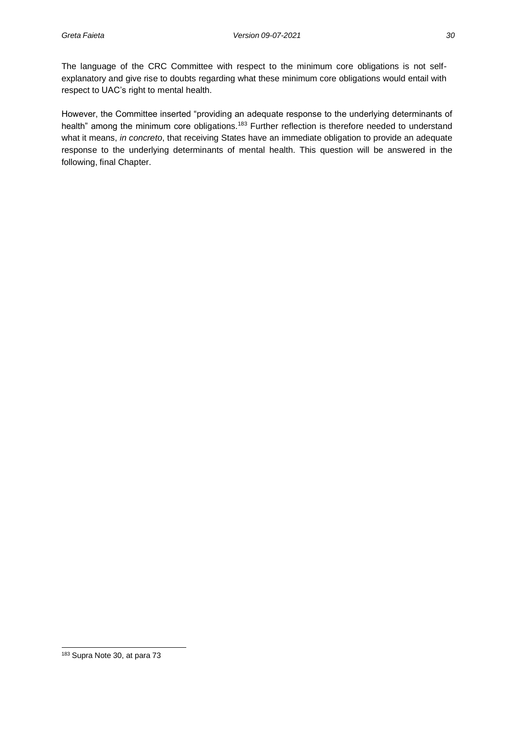The language of the CRC Committee with respect to the minimum core obligations is not self-explanatory and give rise to doubts regarding what these minimum core obligations would entail with respect to UAC's right to mental health.

However, the Committee inserted "providing an adequate response to the underlying determinants of health" among the minimum core obligations.[183] Further reflection is therefore needed to understand what it means, *in concreto*, that receiving States have an immediate obligation to provide an adequate response to the underlying determinants of mental health. This question will be answered in the following, final Chapter.

---

[183] Supra Note 30, at para 73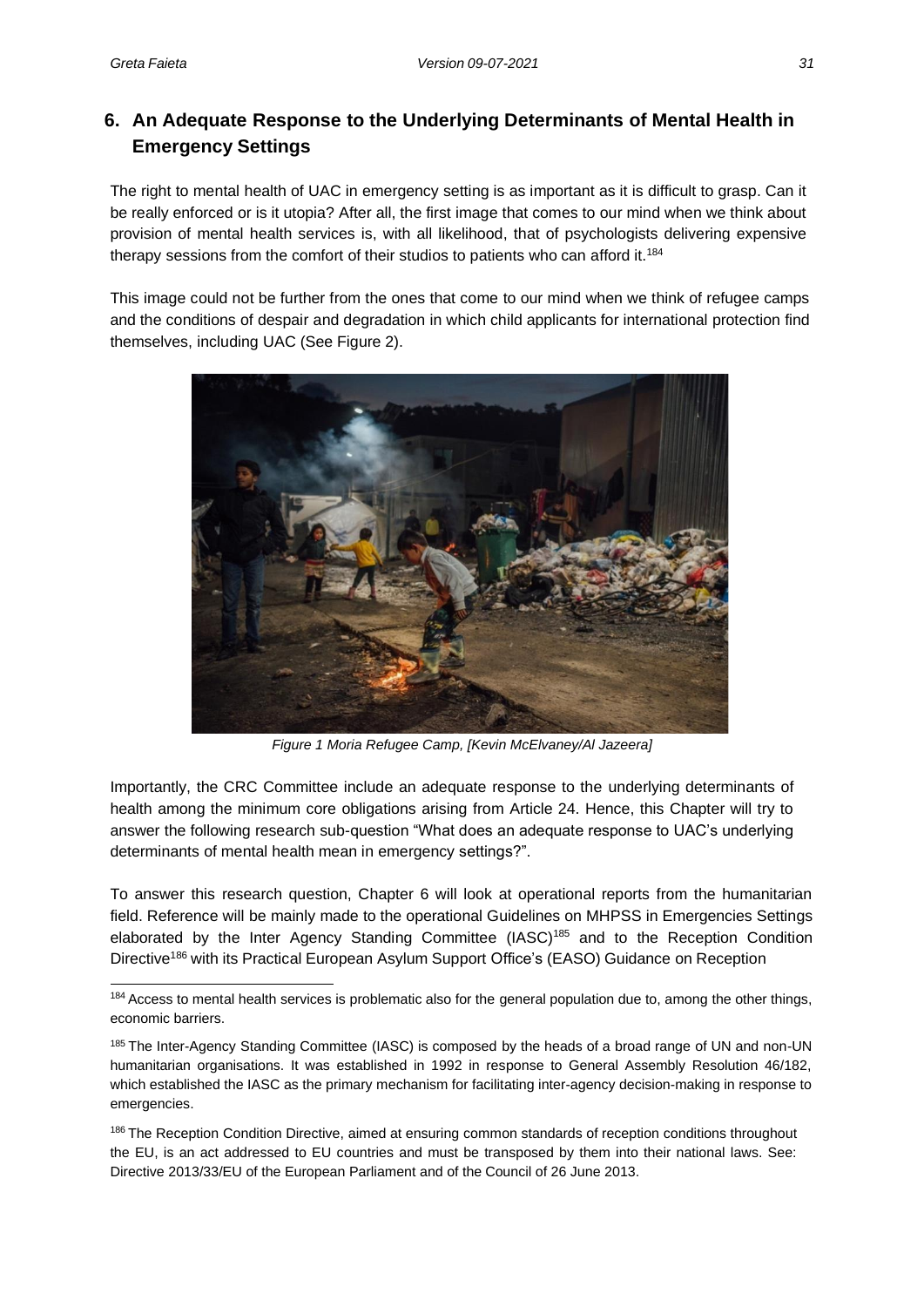## 6. An Adequate Response to the Underlying Determinants of Mental Health in Emergency Settings

The right to mental health of UAC in emergency setting is as important as it is difficult to grasp. Can it be really enforced or is it utopia? After all, the first image that comes to our mind when we think about provision of mental health services is, with all likelihood, that of psychologists delivering expensive therapy sessions from the comfort of their studios to patients who can afford it.[184]

This image could not be further from the ones that come to our mind when we think of refugee camps and the conditions of despair and degradation in which child applicants for international protection find themselves, including UAC (See Figure 2).

*Figure 1 Moria Refugee Camp, [Kevin McElvaney/Al Jazeera]*

Importantly, the CRC Committee include an adequate response to the underlying determinants of health among the minimum core obligations arising from Article 24. Hence, this Chapter will try to answer the following research sub-question "What does an adequate response to UAC's underlying determinants of mental health mean in emergency settings?".

To answer this research question, Chapter 6 will look at operational reports from the humanitarian field. Reference will be mainly made to the operational Guidelines on MHPSS in Emergencies Settings elaborated by the Inter Agency Standing Committee (IASC)[185] and to the Reception Condition Directive[186] with its Practical European Asylum Support Office's (EASO) Guidance on Reception

---

[184] Access to mental health services is problematic also for the general population due to, among the other things, economic barriers.

[185] The Inter-Agency Standing Committee (IASC) is composed by the heads of a broad range of UN and non-UN humanitarian organisations. It was established in 1992 in response to General Assembly Resolution 46/182, which established the IASC as the primary mechanism for facilitating inter-agency decision-making in response to emergencies.

[186] The Reception Condition Directive, aimed at ensuring common standards of reception conditions throughout the EU, is an act addressed to EU countries and must be transposed by them into their national laws. See: Directive 2013/33/EU of the European Parliament and of the Council of 26 June 2013.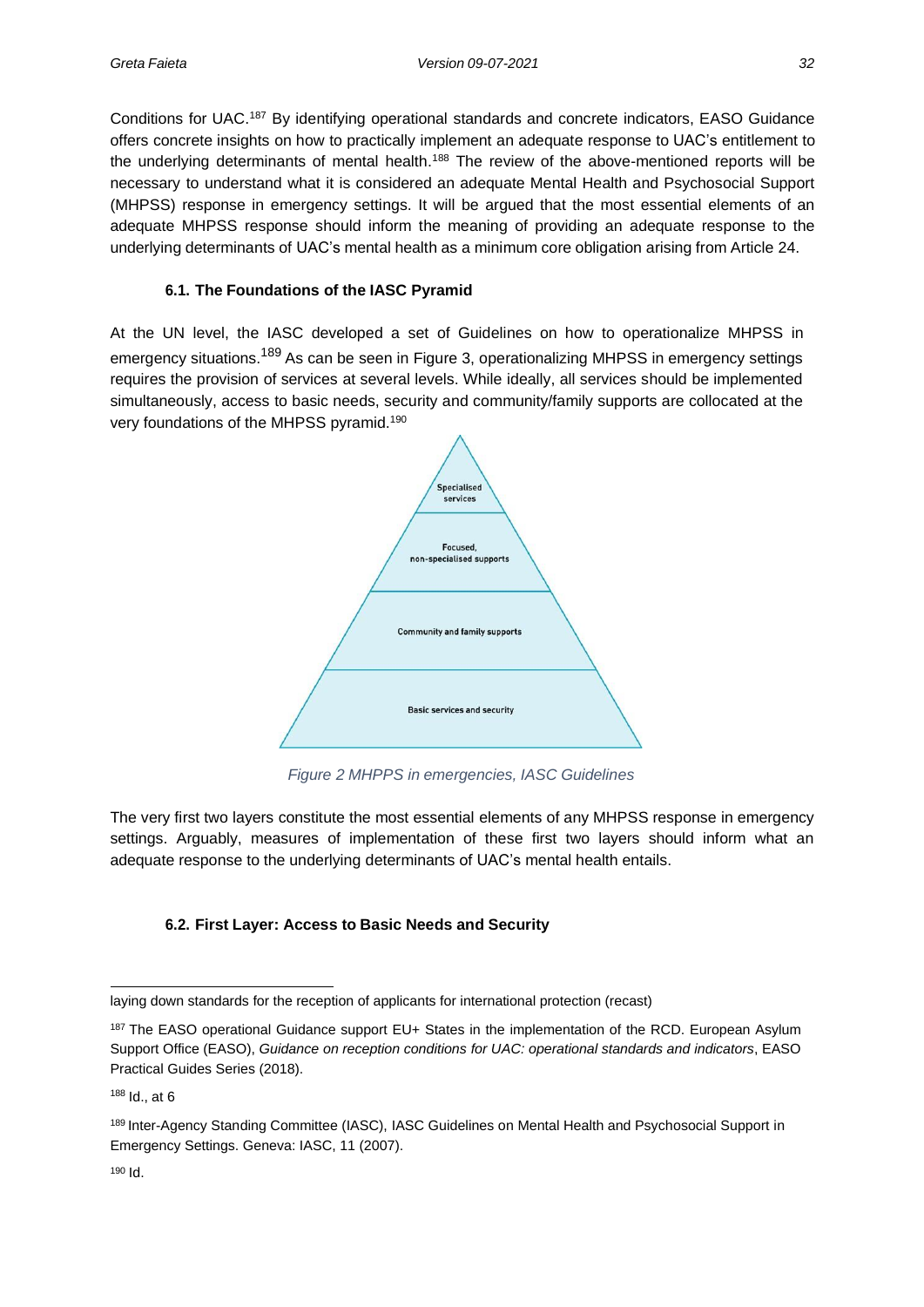Conditions for UAC.[187] By identifying operational standards and concrete indicators, EASO Guidance offers concrete insights on how to practically implement an adequate response to UAC's entitlement to the underlying determinants of mental health.[188] The review of the above-mentioned reports will be necessary to understand what it is considered an adequate Mental Health and Psychosocial Support (MHPSS) response in emergency settings. It will be argued that the most essential elements of an adequate MHPSS response should inform the meaning of providing an adequate response to the underlying determinants of UAC's mental health as a minimum core obligation arising from Article 24.

### 6.1. The Foundations of the IASC Pyramid

At the UN level, the IASC developed a set of Guidelines on how to operationalize MHPSS in emergency situations.[189] As can be seen in Figure 3, operationalizing MHPSS in emergency settings requires the provision of services at several levels. While ideally, all services should be implemented simultaneously, access to basic needs, security and community/family supports are collocated at the very foundations of the MHPSS pyramid.[190]

Specialised services

Focused, non-specialised supports

Community and family supports

Basic services and security

*Figure 2 MHPPS in emergencies, IASC Guidelines*

The very first two layers constitute the most essential elements of any MHPSS response in emergency settings. Arguably, measures of implementation of these first two layers should inform what an adequate response to the underlying determinants of UAC's mental health entails.

### 6.2. First Layer: Access to Basic Needs and Security

---

laying down standards for the reception of applicants for international protection (recast)

[187] The EASO operational Guidance support EU+ States in the implementation of the RCD. European Asylum Support Office (EASO), *Guidance on reception conditions for UAC: operational standards and indicators*, EASO Practical Guides Series (2018).

[188] Id., at 6

[189] Inter-Agency Standing Committee (IASC), IASC Guidelines on Mental Health and Psychosocial Support in Emergency Settings. Geneva: IASC, 11 (2007).

[190] Id.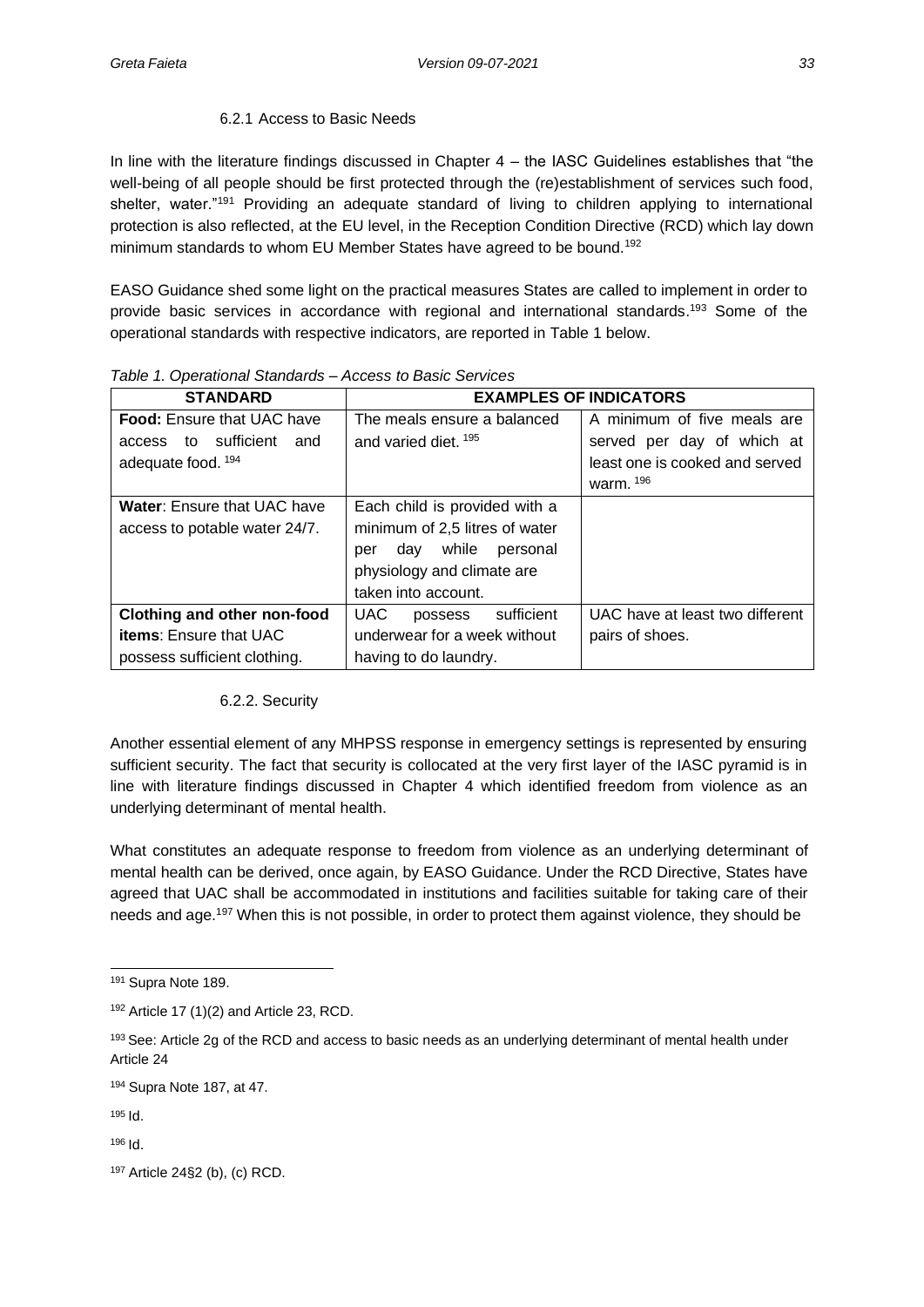#### 6.2.1 Access to Basic Needs

In line with the literature findings discussed in Chapter 4 – the IASC Guidelines establishes that "the well-being of all people should be first protected through the (re)establishment of services such food, shelter, water."[191] Providing an adequate standard of living to children applying to international protection is also reflected, at the EU level, in the Reception Condition Directive (RCD) which lay down minimum standards to whom EU Member States have agreed to be bound.[192]

EASO Guidance shed some light on the practical measures States are called to implement in order to provide basic services in accordance with regional and international standards.[193] Some of the operational standards with respective indicators, are reported in Table 1 below.

*Table 1. Operational Standards – Access to Basic Services*

| STANDARD | EXAMPLES OF INDICATORS | |
|---|---|---|
| **Food:** Ensure that UAC have access to sufficient and adequate food. [194] | The meals ensure a balanced and varied diet. [195] | A minimum of five meals are served per day of which at least one is cooked and served warm. [196] |
| **Water**: Ensure that UAC have access to potable water 24/7. | Each child is provided with a minimum of 2,5 litres of water per day while personal physiology and climate are taken into account. | |
| **Clothing and other non-food items**: Ensure that UAC possess sufficient clothing. | UAC possess sufficient underwear for a week without having to do laundry. | UAC have at least two different pairs of shoes. |

#### 6.2.2. Security

Another essential element of any MHPSS response in emergency settings is represented by ensuring sufficient security. The fact that security is collocated at the very first layer of the IASC pyramid is in line with literature findings discussed in Chapter 4 which identified freedom from violence as an underlying determinant of mental health.

What constitutes an adequate response to freedom from violence as an underlying determinant of mental health can be derived, once again, by EASO Guidance. Under the RCD Directive, States have agreed that UAC shall be accommodated in institutions and facilities suitable for taking care of their needs and age.[197] When this is not possible, in order to protect them against violence, they should be

---

[191] Supra Note 189.

[192] Article 17 (1)(2) and Article 23, RCD.

[193] See: Article 2g of the RCD and access to basic needs as an underlying determinant of mental health under Article 24

[194] Supra Note 187, at 47.

[195] Id.

[196] Id.

[197] Article 24§2 (b), (c) RCD.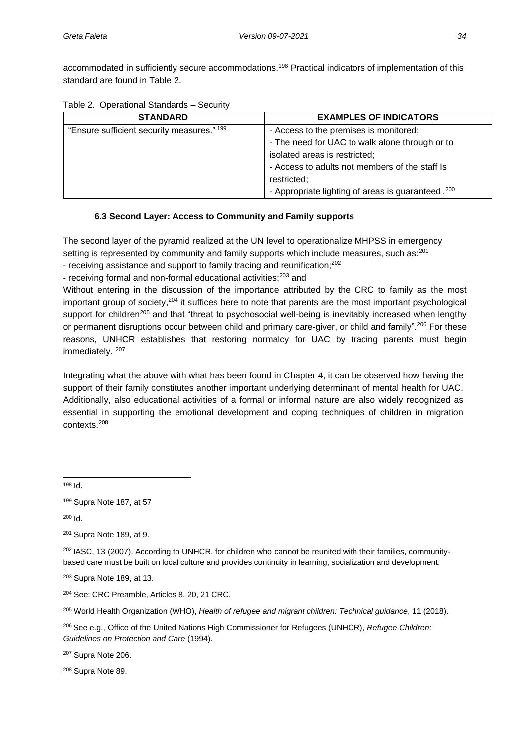accommodated in sufficiently secure accommodations.[198] Practical indicators of implementation of this standard are found in Table 2.

Table 2. Operational Standards – Security

| STANDARD | EXAMPLES OF INDICATORS |
|---|---|
| "Ensure sufficient security measures." [199] | - Access to the premises is monitored;<br>- The need for UAC to walk alone through or to isolated areas is restricted;<br>- Access to adults not members of the staff Is restricted;<br>- Appropriate lighting of areas is guaranteed .[200] |

### 6.3 Second Layer: Access to Community and Family supports

The second layer of the pyramid realized at the UN level to operationalize MHPSS in emergency setting is represented by community and family supports which include measures, such as:[201]

- receiving assistance and support to family tracing and reunification;[202]
- receiving formal and non-formal educational activities;[203] and

Without entering in the discussion of the importance attributed by the CRC to family as the most important group of society,[204] it suffices here to note that parents are the most important psychological support for children[205] and that "threat to psychosocial well-being is inevitably increased when lengthy or permanent disruptions occur between child and primary care-giver, or child and family".[206] For these reasons, UNHCR establishes that restoring normalcy for UAC by tracing parents must begin immediately. [207]

Integrating what the above with what has been found in Chapter 4, it can be observed how having the support of their family constitutes another important underlying determinant of mental health for UAC. Additionally, also educational activities of a formal or informal nature are also widely recognized as essential in supporting the emotional development and coping techniques of children in migration contexts.[208]

---

[198] Id.

[199] Supra Note 187, at 57

[200] Id.

[201] Supra Note 189, at 9.

[202] IASC, 13 (2007). According to UNHCR, for children who cannot be reunited with their families, community-based care must be built on local culture and provides continuity in learning, socialization and development.

[203] Supra Note 189, at 13.

[204] See: CRC Preamble, Articles 8, 20, 21 CRC.

[205] World Health Organization (WHO), *Health of refugee and migrant children: Technical guidance*, 11 (2018).

[206] See e.g., Office of the United Nations High Commissioner for Refugees (UNHCR), *Refugee Children: Guidelines on Protection and Care* (1994).

[207] Supra Note 206.

[208] Supra Note 89.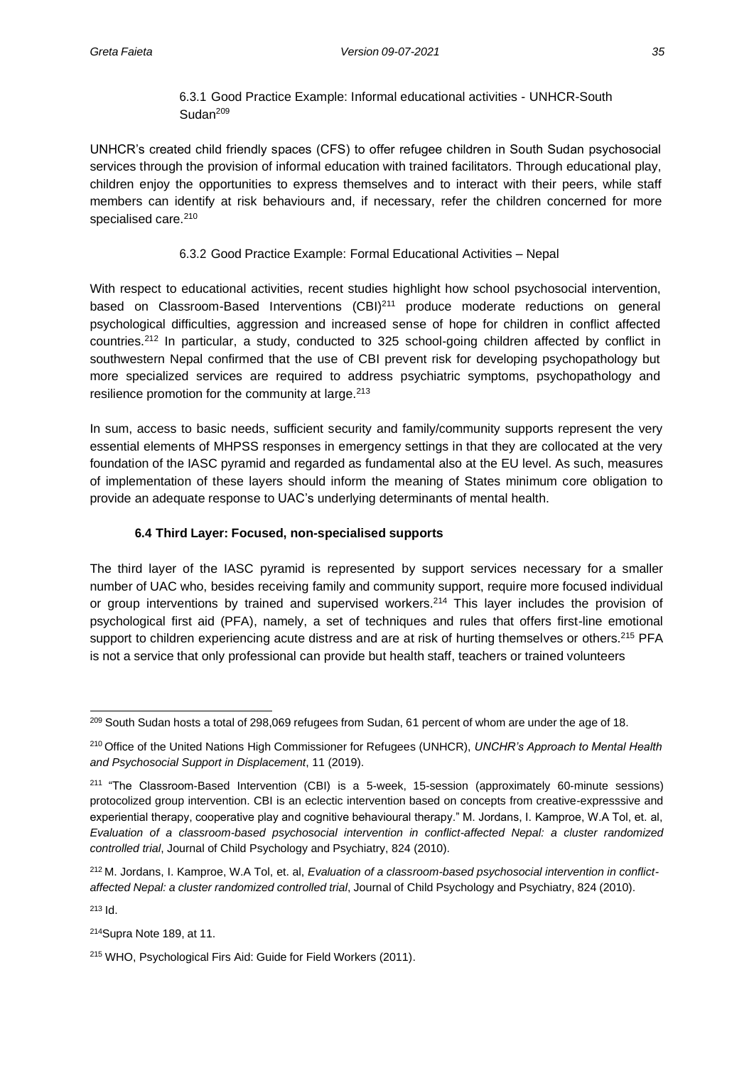#### 6.3.1 Good Practice Example: Informal educational activities - UNHCR-South Sudan[209]

UNHCR's created child friendly spaces (CFS) to offer refugee children in South Sudan psychosocial services through the provision of informal education with trained facilitators. Through educational play, children enjoy the opportunities to express themselves and to interact with their peers, while staff members can identify at risk behaviours and, if necessary, refer the children concerned for more specialised care.[210]

#### 6.3.2 Good Practice Example: Formal Educational Activities – Nepal

With respect to educational activities, recent studies highlight how school psychosocial intervention, based on Classroom-Based Interventions (CBI)[211] produce moderate reductions on general psychological difficulties, aggression and increased sense of hope for children in conflict affected countries.[212] In particular, a study, conducted to 325 school-going children affected by conflict in southwestern Nepal confirmed that the use of CBI prevent risk for developing psychopathology but more specialized services are required to address psychiatric symptoms, psychopathology and resilience promotion for the community at large.[213]

In sum, access to basic needs, sufficient security and family/community supports represent the very essential elements of MHPSS responses in emergency settings in that they are collocated at the very foundation of the IASC pyramid and regarded as fundamental also at the EU level. As such, measures of implementation of these layers should inform the meaning of States minimum core obligation to provide an adequate response to UAC's underlying determinants of mental health.

### 6.4 Third Layer: Focused, non-specialised supports

The third layer of the IASC pyramid is represented by support services necessary for a smaller number of UAC who, besides receiving family and community support, require more focused individual or group interventions by trained and supervised workers.[214] This layer includes the provision of psychological first aid (PFA), namely, a set of techniques and rules that offers first-line emotional support to children experiencing acute distress and are at risk of hurting themselves or others.[215] PFA is not a service that only professional can provide but health staff, teachers or trained volunteers

---

[209] South Sudan hosts a total of 298,069 refugees from Sudan, 61 percent of whom are under the age of 18.

[210] Office of the United Nations High Commissioner for Refugees (UNHCR), *UNCHR's Approach to Mental Health and Psychosocial Support in Displacement*, 11 (2019).

[211] "The Classroom-Based Intervention (CBI) is a 5-week, 15-session (approximately 60-minute sessions) protocolized group intervention. CBI is an eclectic intervention based on concepts from creative-expresssive and experiential therapy, cooperative play and cognitive behavioural therapy." M. Jordans, I. Kamproe, W.A Tol, et. al, *Evaluation of a classroom-based psychosocial intervention in conflict-affected Nepal: a cluster randomized controlled trial*, Journal of Child Psychology and Psychiatry, 824 (2010).

[212] M. Jordans, I. Kamproe, W.A Tol, et. al, *Evaluation of a classroom-based psychosocial intervention in conflict-affected Nepal: a cluster randomized controlled trial*, Journal of Child Psychology and Psychiatry, 824 (2010).

[213] Id.

[214] Supra Note 189, at 11.

[215] WHO, Psychological Firs Aid: Guide for Field Workers (2011).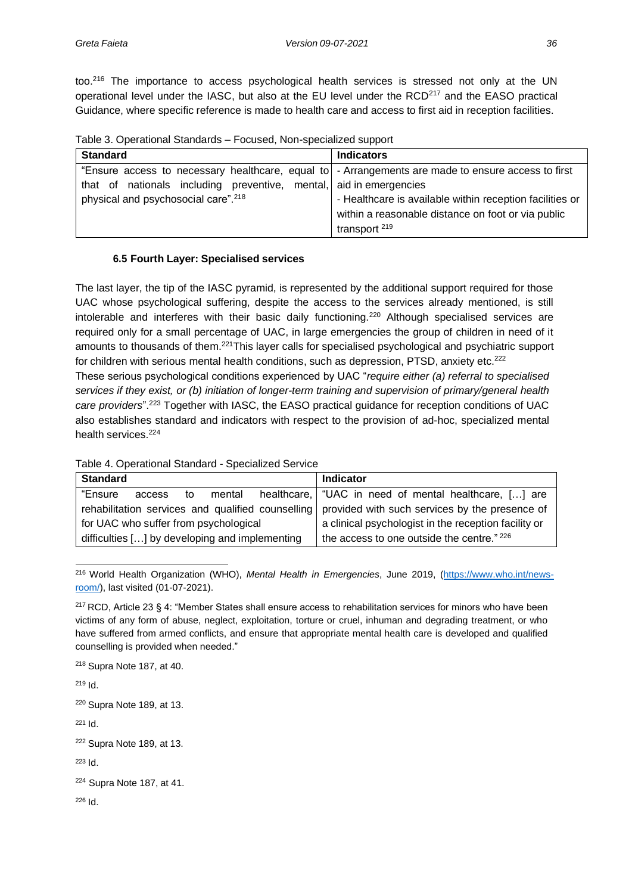too.[216] The importance to access psychological health services is stressed not only at the UN operational level under the IASC, but also at the EU level under the RCD[217] and the EASO practical Guidance, where specific reference is made to health care and access to first aid in reception facilities.

Table 3. Operational Standards – Focused, Non-specialized support

| Standard | Indicators |
|---|---|
| "Ensure access to necessary healthcare, equal to that of nationals including preventive, mental, physical and psychosocial care".[218] | - Arrangements are made to ensure access to first aid in emergencies<br>- Healthcare is available within reception facilities or within a reasonable distance on foot or via public transport [219] |

### 6.5 Fourth Layer: Specialised services

The last layer, the tip of the IASC pyramid, is represented by the additional support required for those UAC whose psychological suffering, despite the access to the services already mentioned, is still intolerable and interferes with their basic daily functioning.[220] Although specialised services are required only for a small percentage of UAC, in large emergencies the group of children in need of it amounts to thousands of them.[221]This layer calls for specialised psychological and psychiatric support for children with serious mental health conditions, such as depression, PTSD, anxiety etc.[222]

These serious psychological conditions experienced by UAC "*require either (a) referral to specialised services if they exist, or (b) initiation of longer-term training and supervision of primary/general health care providers*".[223] Together with IASC, the EASO practical guidance for reception conditions of UAC also establishes standard and indicators with respect to the provision of ad-hoc, specialized mental health services.[224]

Table 4. Operational Standard - Specialized Service

| Standard | Indicator |
|---|---|
| "Ensure access to mental healthcare, rehabilitation services and qualified counselling for UAC who suffer from psychological difficulties […] by developing and implementing | "UAC in need of mental healthcare, […] are provided with such services by the presence of a clinical psychologist in the reception facility or the access to one outside the centre." [226] |

---

[216] World Health Organization (WHO), *Mental Health in Emergencies*, June 2019, (https://www.who.int/news-room/), last visited (01-07-2021).

[217] RCD, Article 23 § 4: "Member States shall ensure access to rehabilitation services for minors who have been victims of any form of abuse, neglect, exploitation, torture or cruel, inhuman and degrading treatment, or who have suffered from armed conflicts, and ensure that appropriate mental health care is developed and qualified counselling is provided when needed."

[218] Supra Note 187, at 40.

[219] Id.

[220] Supra Note 189, at 13.

[221] Id.

[222] Supra Note 189, at 13.

[223] Id.

[224] Supra Note 187, at 41.

[226] Id.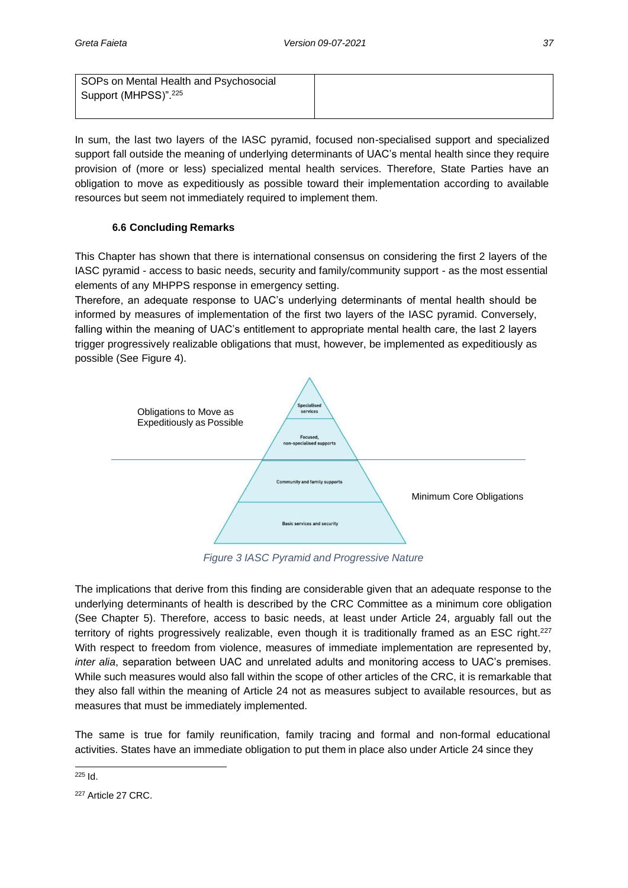| SOPs on Mental Health and Psychosocial Support (MHPSS)”.[225] | |
|---|---|

In sum, the last two layers of the IASC pyramid, focused non-specialised support and specialized support fall outside the meaning of underlying determinants of UAC's mental health since they require provision of (more or less) specialized mental health services. Therefore, State Parties have an obligation to move as expeditiously as possible toward their implementation according to available resources but seem not immediately required to implement them.

### 6.6 Concluding Remarks

This Chapter has shown that there is international consensus on considering the first 2 layers of the IASC pyramid - access to basic needs, security and family/community support - as the most essential elements of any MHPPS response in emergency setting.

Therefore, an adequate response to UAC's underlying determinants of mental health should be informed by measures of implementation of the first two layers of the IASC pyramid. Conversely, falling within the meaning of UAC's entitlement to appropriate mental health care, the last 2 layers trigger progressively realizable obligations that must, however, be implemented as expeditiously as possible (See Figure 4).

Obligations to Move as Expeditiously as Possible

Specialised services

Focused, non-specialised supports

Community and family supports

Basic services and security

Minimum Core Obligations

*Figure 3 IASC Pyramid and Progressive Nature*

The implications that derive from this finding are considerable given that an adequate response to the underlying determinants of health is described by the CRC Committee as a minimum core obligation (See Chapter 5). Therefore, access to basic needs, at least under Article 24, arguably fall out the territory of rights progressively realizable, even though it is traditionally framed as an ESC right.[227] With respect to freedom from violence, measures of immediate implementation are represented by, *inter alia*, separation between UAC and unrelated adults and monitoring access to UAC's premises. While such measures would also fall within the scope of other articles of the CRC, it is remarkable that they also fall within the meaning of Article 24 not as measures subject to available resources, but as measures that must be immediately implemented.

The same is true for family reunification, family tracing and formal and non-formal educational activities. States have an immediate obligation to put them in place also under Article 24 since they

[225] Id.

[227] Article 27 CRC.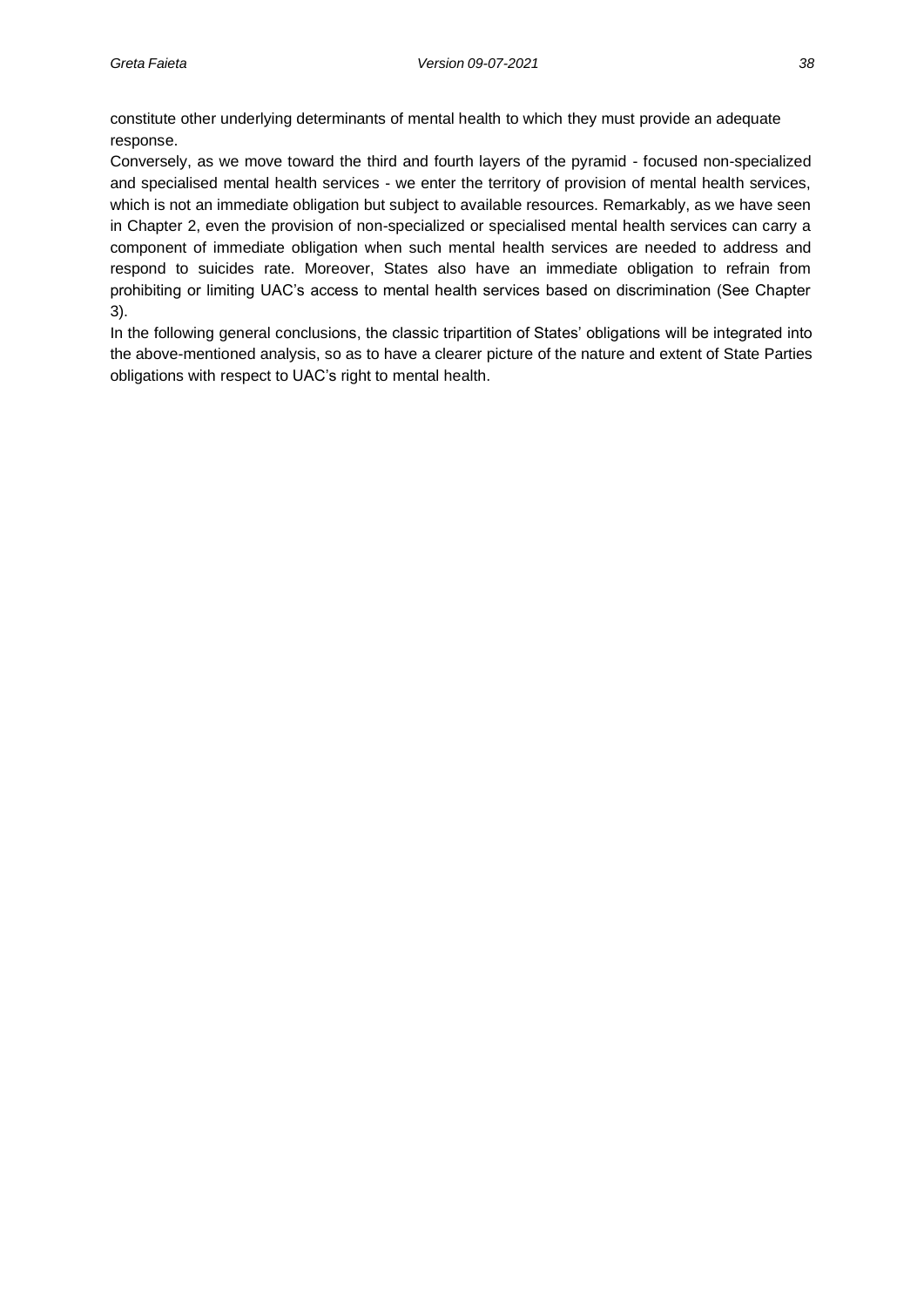constitute other underlying determinants of mental health to which they must provide an adequate response.

Conversely, as we move toward the third and fourth layers of the pyramid - focused non-specialized and specialised mental health services - we enter the territory of provision of mental health services, which is not an immediate obligation but subject to available resources. Remarkably, as we have seen in Chapter 2, even the provision of non-specialized or specialised mental health services can carry a component of immediate obligation when such mental health services are needed to address and respond to suicides rate. Moreover, States also have an immediate obligation to refrain from prohibiting or limiting UAC's access to mental health services based on discrimination (See Chapter 3).

In the following general conclusions, the classic tripartition of States' obligations will be integrated into the above-mentioned analysis, so as to have a clearer picture of the nature and extent of State Parties obligations with respect to UAC's right to mental health.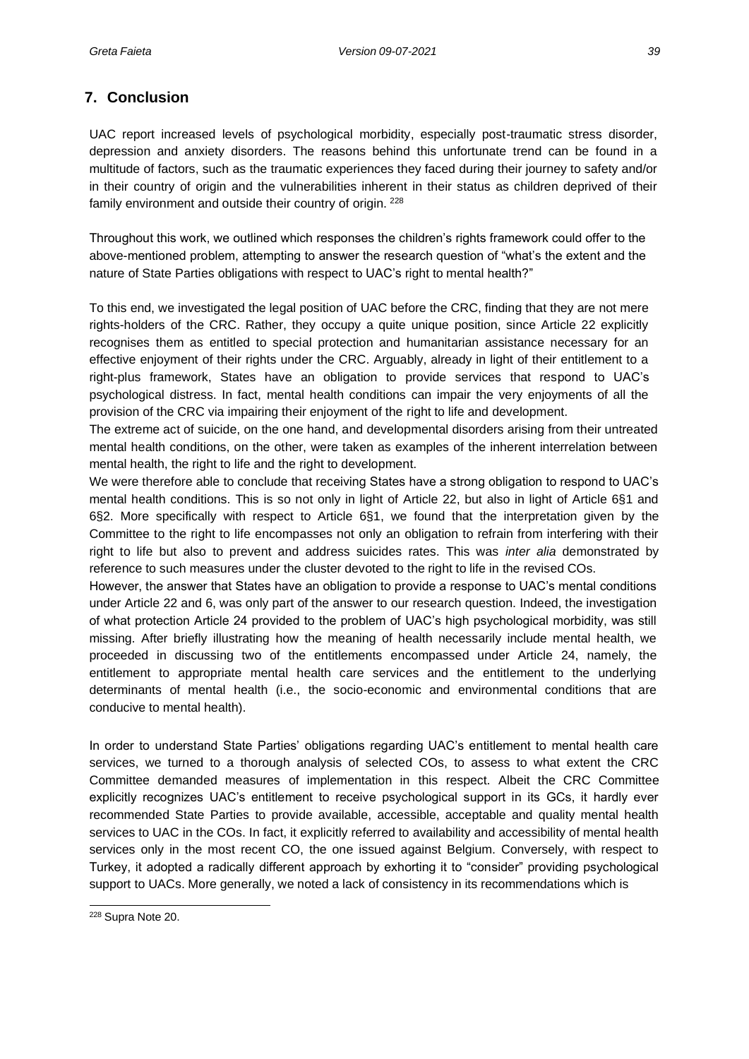## 7. Conclusion

UAC report increased levels of psychological morbidity, especially post-traumatic stress disorder, depression and anxiety disorders. The reasons behind this unfortunate trend can be found in a multitude of factors, such as the traumatic experiences they faced during their journey to safety and/or in their country of origin and the vulnerabilities inherent in their status as children deprived of their family environment and outside their country of origin. [228]

Throughout this work, we outlined which responses the children's rights framework could offer to the above-mentioned problem, attempting to answer the research question of "what's the extent and the nature of State Parties obligations with respect to UAC's right to mental health?"

To this end, we investigated the legal position of UAC before the CRC, finding that they are not mere rights-holders of the CRC. Rather, they occupy a quite unique position, since Article 22 explicitly recognises them as entitled to special protection and humanitarian assistance necessary for an effective enjoyment of their rights under the CRC. Arguably, already in light of their entitlement to a right-plus framework, States have an obligation to provide services that respond to UAC's psychological distress. In fact, mental health conditions can impair the very enjoyments of all the provision of the CRC via impairing their enjoyment of the right to life and development.

The extreme act of suicide, on the one hand, and developmental disorders arising from their untreated mental health conditions, on the other, were taken as examples of the inherent interrelation between mental health, the right to life and the right to development.

We were therefore able to conclude that receiving States have a strong obligation to respond to UAC's mental health conditions. This is so not only in light of Article 22, but also in light of Article 6§1 and 6§2. More specifically with respect to Article 6§1, we found that the interpretation given by the Committee to the right to life encompasses not only an obligation to refrain from interfering with their right to life but also to prevent and address suicides rates. This was *inter alia* demonstrated by reference to such measures under the cluster devoted to the right to life in the revised COs.

However, the answer that States have an obligation to provide a response to UAC's mental conditions under Article 22 and 6, was only part of the answer to our research question. Indeed, the investigation of what protection Article 24 provided to the problem of UAC's high psychological morbidity, was still missing. After briefly illustrating how the meaning of health necessarily include mental health, we proceeded in discussing two of the entitlements encompassed under Article 24, namely, the entitlement to appropriate mental health care services and the entitlement to the underlying determinants of mental health (i.e., the socio-economic and environmental conditions that are conducive to mental health).

In order to understand State Parties' obligations regarding UAC's entitlement to mental health care services, we turned to a thorough analysis of selected COs, to assess to what extent the CRC Committee demanded measures of implementation in this respect. Albeit the CRC Committee explicitly recognizes UAC's entitlement to receive psychological support in its GCs, it hardly ever recommended State Parties to provide available, accessible, acceptable and quality mental health services to UAC in the COs. In fact, it explicitly referred to availability and accessibility of mental health services only in the most recent CO, the one issued against Belgium. Conversely, with respect to Turkey, it adopted a radically different approach by exhorting it to "consider" providing psychological support to UACs. More generally, we noted a lack of consistency in its recommendations which is

[228] Supra Note 20.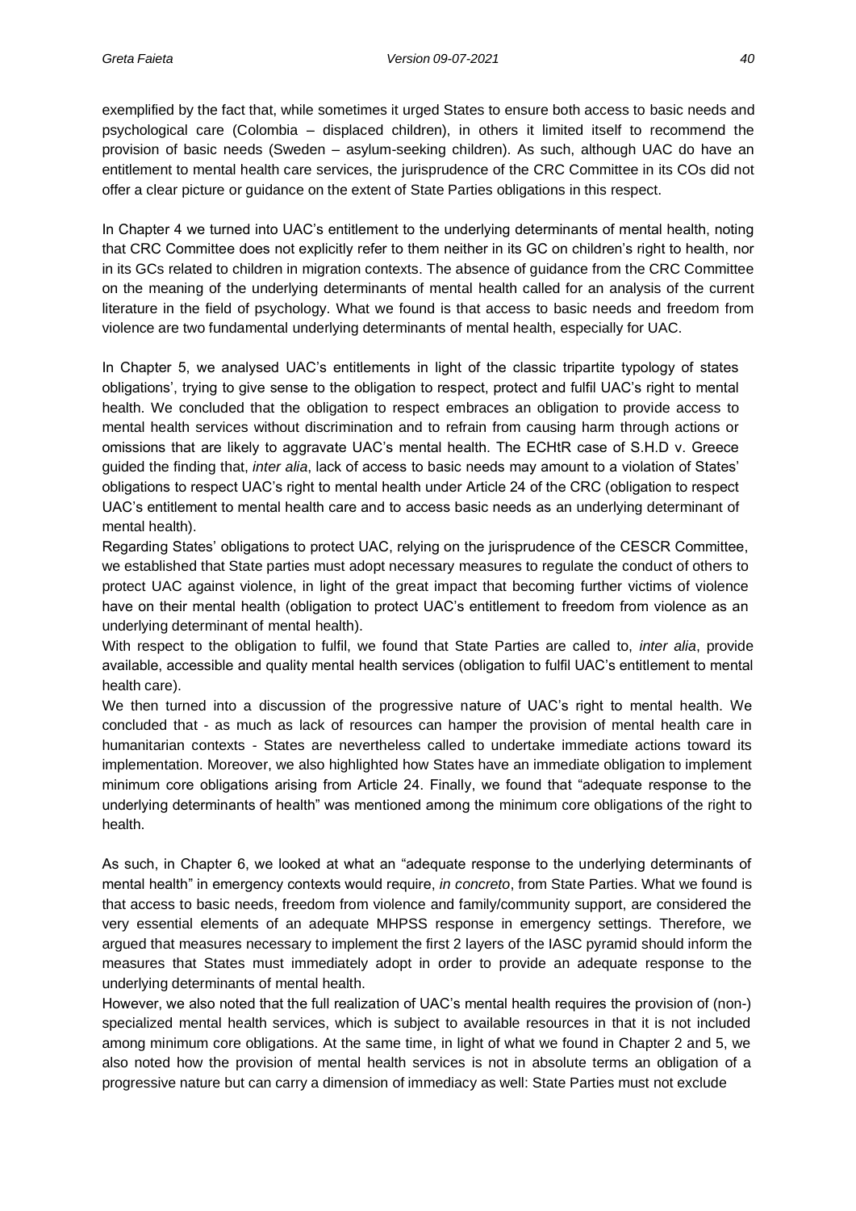exemplified by the fact that, while sometimes it urged States to ensure both access to basic needs and psychological care (Colombia – displaced children), in others it limited itself to recommend the provision of basic needs (Sweden – asylum-seeking children). As such, although UAC do have an entitlement to mental health care services, the jurisprudence of the CRC Committee in its COs did not offer a clear picture or guidance on the extent of State Parties obligations in this respect.

In Chapter 4 we turned into UAC's entitlement to the underlying determinants of mental health, noting that CRC Committee does not explicitly refer to them neither in its GC on children's right to health, nor in its GCs related to children in migration contexts. The absence of guidance from the CRC Committee on the meaning of the underlying determinants of mental health called for an analysis of the current literature in the field of psychology. What we found is that access to basic needs and freedom from violence are two fundamental underlying determinants of mental health, especially for UAC.

In Chapter 5, we analysed UAC's entitlements in light of the classic tripartite typology of states obligations', trying to give sense to the obligation to respect, protect and fulfil UAC's right to mental health. We concluded that the obligation to respect embraces an obligation to provide access to mental health services without discrimination and to refrain from causing harm through actions or omissions that are likely to aggravate UAC's mental health. The ECHtR case of S.H.D v. Greece guided the finding that, *inter alia*, lack of access to basic needs may amount to a violation of States' obligations to respect UAC's right to mental health under Article 24 of the CRC (obligation to respect UAC's entitlement to mental health care and to access basic needs as an underlying determinant of mental health).

Regarding States' obligations to protect UAC, relying on the jurisprudence of the CESCR Committee, we established that State parties must adopt necessary measures to regulate the conduct of others to protect UAC against violence, in light of the great impact that becoming further victims of violence have on their mental health (obligation to protect UAC's entitlement to freedom from violence as an underlying determinant of mental health).

With respect to the obligation to fulfil, we found that State Parties are called to, *inter alia*, provide available, accessible and quality mental health services (obligation to fulfil UAC's entitlement to mental health care).

We then turned into a discussion of the progressive nature of UAC's right to mental health. We concluded that - as much as lack of resources can hamper the provision of mental health care in humanitarian contexts - States are nevertheless called to undertake immediate actions toward its implementation. Moreover, we also highlighted how States have an immediate obligation to implement minimum core obligations arising from Article 24. Finally, we found that "adequate response to the underlying determinants of health" was mentioned among the minimum core obligations of the right to health.

As such, in Chapter 6, we looked at what an "adequate response to the underlying determinants of mental health" in emergency contexts would require, *in concreto*, from State Parties. What we found is that access to basic needs, freedom from violence and family/community support, are considered the very essential elements of an adequate MHPSS response in emergency settings. Therefore, we argued that measures necessary to implement the first 2 layers of the IASC pyramid should inform the measures that States must immediately adopt in order to provide an adequate response to the underlying determinants of mental health.

However, we also noted that the full realization of UAC's mental health requires the provision of (non-) specialized mental health services, which is subject to available resources in that it is not included among minimum core obligations. At the same time, in light of what we found in Chapter 2 and 5, we also noted how the provision of mental health services is not in absolute terms an obligation of a progressive nature but can carry a dimension of immediacy as well: State Parties must not exclude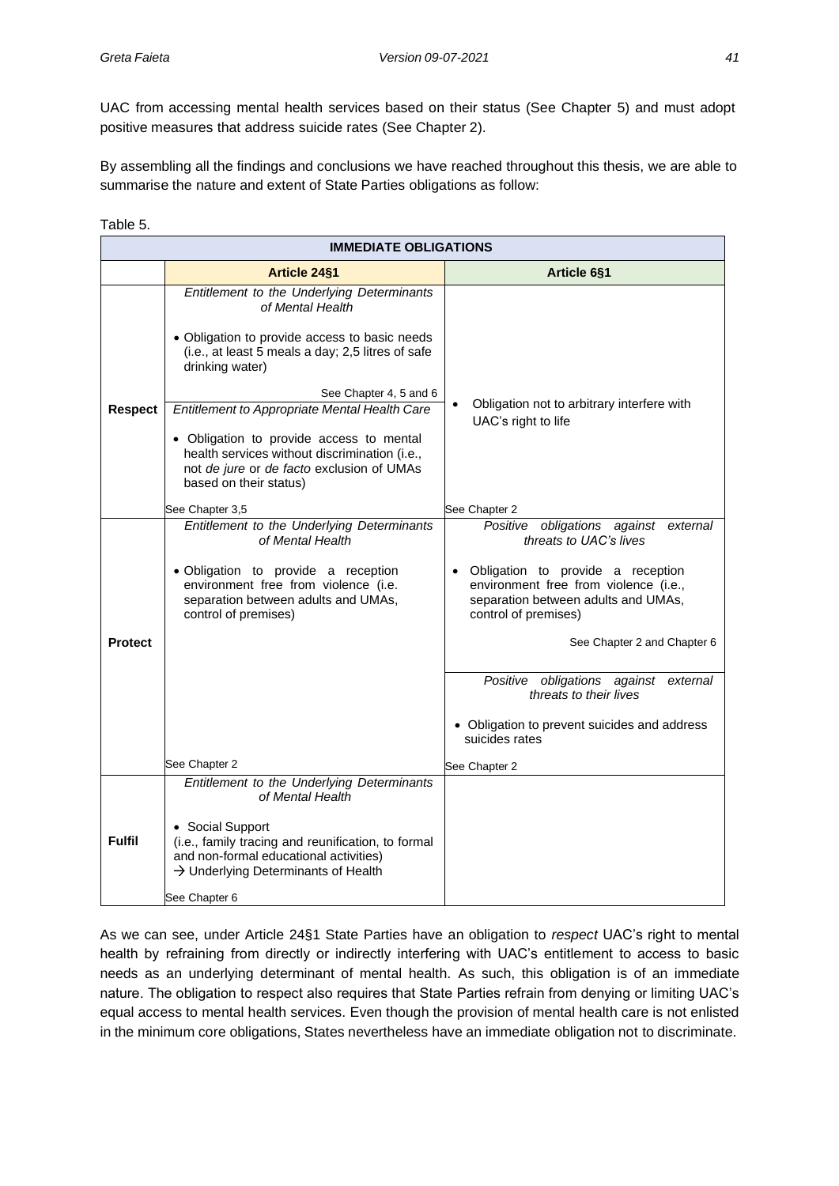UAC from accessing mental health services based on their status (See Chapter 5) and must adopt positive measures that address suicide rates (See Chapter 2).

By assembling all the findings and conclusions we have reached throughout this thesis, we are able to summarise the nature and extent of State Parties obligations as follow:

Table 5.

| **IMMEDIATE OBLIGATIONS** | | |
|---|---|---|
| | **Article 24§1** | **Article 6§1** |
| **Respect** | *Entitlement to the Underlying Determinants of Mental Health*<br><br>• Obligation to provide access to basic needs (i.e., at least 5 meals a day; 2,5 litres of safe drinking water)<br><br>See Chapter 4, 5 and 6<br><br>*Entitlement to Appropriate Mental Health Care*<br><br>• Obligation to provide access to mental health services without discrimination (i.e., not *de jure* or *de facto* exclusion of UMAs based on their status)<br><br>See Chapter 3,5 | • Obligation not to arbitrary interfere with UAC's right to life<br><br>See Chapter 2 |
| **Protect** | *Entitlement to the Underlying Determinants of Mental Health*<br><br>• Obligation to provide a reception environment free from violence (i.e. separation between adults and UMAs, control of premises)<br><br>See Chapter 2 | *Positive obligations against external threats to UAC's lives*<br><br>• Obligation to provide a reception environment free from violence (i.e., separation between adults and UMAs, control of premises)<br><br>See Chapter 2 and Chapter 6<br><br>*Positive obligations against external threats to their lives*<br><br>• Obligation to prevent suicides and address suicides rates<br><br>See Chapter 2 |
| **Fulfil** | *Entitlement to the Underlying Determinants of Mental Health*<br><br>• Social Support<br>(i.e., family tracing and reunification, to formal and non-formal educational activities)<br>→ Underlying Determinants of Health<br><br>See Chapter 6 | |

As we can see, under Article 24§1 State Parties have an obligation to *respect* UAC's right to mental health by refraining from directly or indirectly interfering with UAC's entitlement to access to basic needs as an underlying determinant of mental health. As such, this obligation is of an immediate nature. The obligation to respect also requires that State Parties refrain from denying or limiting UAC's equal access to mental health services. Even though the provision of mental health care is not enlisted in the minimum core obligations, States nevertheless have an immediate obligation not to discriminate.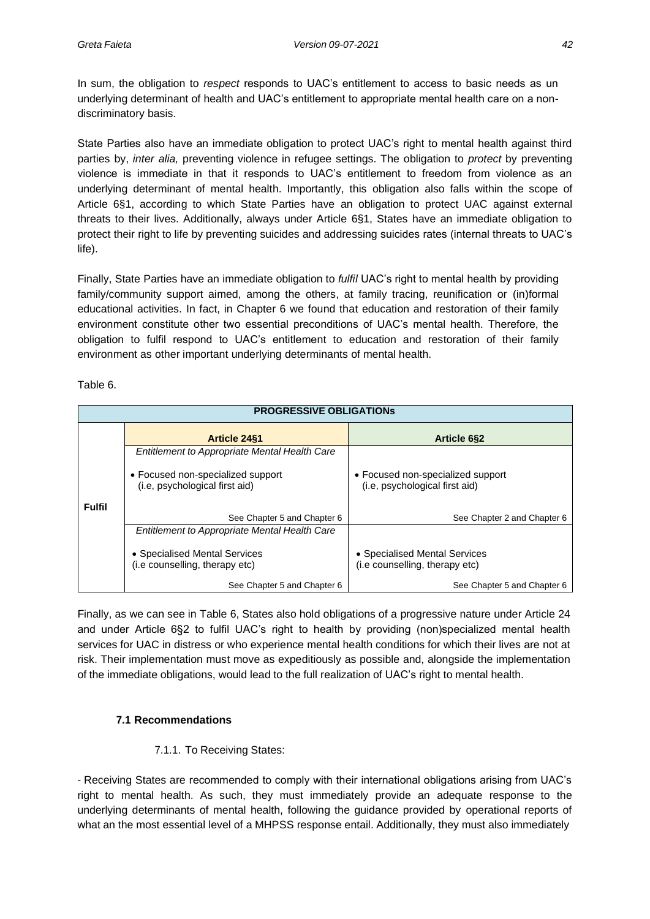In sum, the obligation to *respect* responds to UAC's entitlement to access to basic needs as un underlying determinant of health and UAC's entitlement to appropriate mental health care on a non-discriminatory basis.

State Parties also have an immediate obligation to protect UAC's right to mental health against third parties by, *inter alia,* preventing violence in refugee settings. The obligation to *protect* by preventing violence is immediate in that it responds to UAC's entitlement to freedom from violence as an underlying determinant of mental health. Importantly, this obligation also falls within the scope of Article 6§1, according to which State Parties have an obligation to protect UAC against external threats to their lives. Additionally, always under Article 6§1, States have an immediate obligation to protect their right to life by preventing suicides and addressing suicides rates (internal threats to UAC's life).

Finally, State Parties have an immediate obligation to *fulfil* UAC's right to mental health by providing family/community support aimed, among the others, at family tracing, reunification or (in)formal educational activities. In fact, in Chapter 6 we found that education and restoration of their family environment constitute other two essential preconditions of UAC's mental health. Therefore, the obligation to fulfil respond to UAC's entitlement to education and restoration of their family environment as other important underlying determinants of mental health.

Table 6.

| PROGRESSIVE OBLIGATIONs | | |
|---|---|---|
| | **Article 24§1** | **Article 6§2** |
| **Fulfil** | *Entitlement to Appropriate Mental Health Care*<br>• Focused non-specialized support (i.e, psychological first aid)<br>See Chapter 5 and Chapter 6 | • Focused non-specialized support (i.e, psychological first aid)<br>See Chapter 2 and Chapter 6 |
| | *Entitlement to Appropriate Mental Health Care*<br>• Specialised Mental Services (i.e counselling, therapy etc)<br>See Chapter 5 and Chapter 6 | • Specialised Mental Services (i.e counselling, therapy etc)<br>See Chapter 5 and Chapter 6 |

Finally, as we can see in Table 6, States also hold obligations of a progressive nature under Article 24 and under Article 6§2 to fulfil UAC's right to health by providing (non)specialized mental health services for UAC in distress or who experience mental health conditions for which their lives are not at risk. Their implementation must move as expeditiously as possible and, alongside the implementation of the immediate obligations, would lead to the full realization of UAC's right to mental health.

### 7.1 Recommendations

#### 7.1.1. To Receiving States:

- Receiving States are recommended to comply with their international obligations arising from UAC's right to mental health. As such, they must immediately provide an adequate response to the underlying determinants of mental health, following the guidance provided by operational reports of what an the most essential level of a MHPSS response entail. Additionally, they must also immediately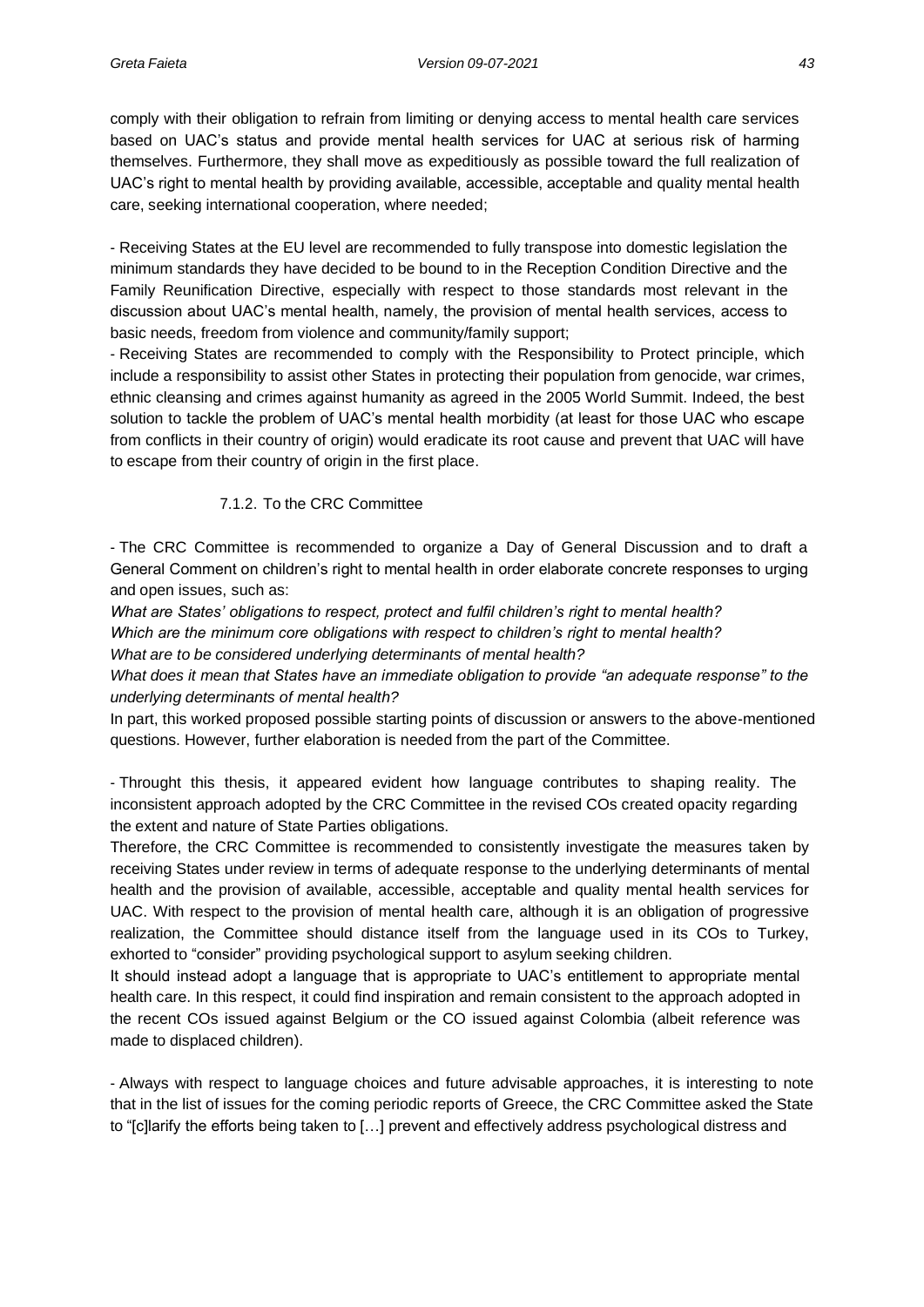comply with their obligation to refrain from limiting or denying access to mental health care services based on UAC's status and provide mental health services for UAC at serious risk of harming themselves. Furthermore, they shall move as expeditiously as possible toward the full realization of UAC's right to mental health by providing available, accessible, acceptable and quality mental health care, seeking international cooperation, where needed;

- Receiving States at the EU level are recommended to fully transpose into domestic legislation the minimum standards they have decided to be bound to in the Reception Condition Directive and the Family Reunification Directive, especially with respect to those standards most relevant in the discussion about UAC's mental health, namely, the provision of mental health services, access to basic needs, freedom from violence and community/family support;

- Receiving States are recommended to comply with the Responsibility to Protect principle, which include a responsibility to assist other States in protecting their population from genocide, war crimes, ethnic cleansing and crimes against humanity as agreed in the 2005 World Summit. Indeed, the best solution to tackle the problem of UAC's mental health morbidity (at least for those UAC who escape from conflicts in their country of origin) would eradicate its root cause and prevent that UAC will have to escape from their country of origin in the first place.

#### 7.1.2. To the CRC Committee

- The CRC Committee is recommended to organize a Day of General Discussion and to draft a General Comment on children's right to mental health in order elaborate concrete responses to urging and open issues, such as:

*What are States' obligations to respect, protect and fulfil children's right to mental health?*
*Which are the minimum core obligations with respect to children's right to mental health?*
*What are to be considered underlying determinants of mental health?*
*What does it mean that States have an immediate obligation to provide "an adequate response" to the underlying determinants of mental health?*

In part, this worked proposed possible starting points of discussion or answers to the above-mentioned questions. However, further elaboration is needed from the part of the Committee.

- Throught this thesis, it appeared evident how language contributes to shaping reality. The inconsistent approach adopted by the CRC Committee in the revised COs created opacity regarding the extent and nature of State Parties obligations.

Therefore, the CRC Committee is recommended to consistently investigate the measures taken by receiving States under review in terms of adequate response to the underlying determinants of mental health and the provision of available, accessible, acceptable and quality mental health services for UAC. With respect to the provision of mental health care, although it is an obligation of progressive realization, the Committee should distance itself from the language used in its COs to Turkey, exhorted to "consider" providing psychological support to asylum seeking children.

It should instead adopt a language that is appropriate to UAC's entitlement to appropriate mental health care. In this respect, it could find inspiration and remain consistent to the approach adopted in the recent COs issued against Belgium or the CO issued against Colombia (albeit reference was made to displaced children).

- Always with respect to language choices and future advisable approaches, it is interesting to note that in the list of issues for the coming periodic reports of Greece, the CRC Committee asked the State to "[c]larify the efforts being taken to […] prevent and effectively address psychological distress and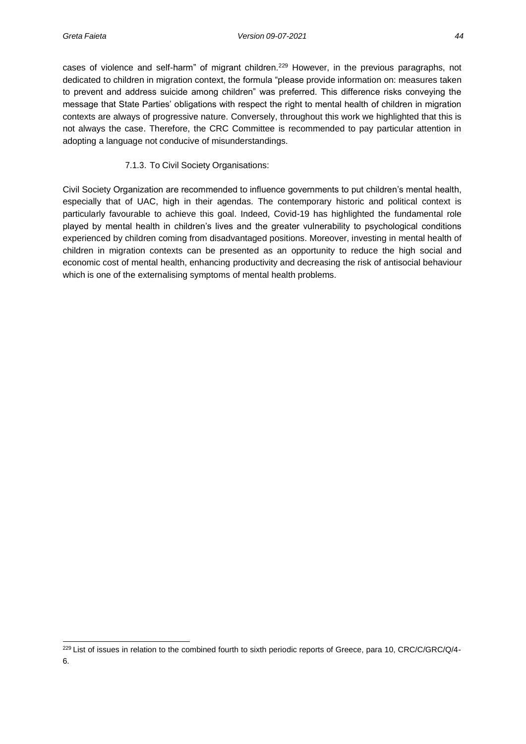cases of violence and self-harm" of migrant children.[229] However, in the previous paragraphs, not dedicated to children in migration context, the formula "please provide information on: measures taken to prevent and address suicide among children" was preferred. This difference risks conveying the message that State Parties' obligations with respect the right to mental health of children in migration contexts are always of progressive nature. Conversely, throughout this work we highlighted that this is not always the case. Therefore, the CRC Committee is recommended to pay particular attention in adopting a language not conducive of misunderstandings.

#### 7.1.3. To Civil Society Organisations:

Civil Society Organization are recommended to influence governments to put children's mental health, especially that of UAC, high in their agendas. The contemporary historic and political context is particularly favourable to achieve this goal. Indeed, Covid-19 has highlighted the fundamental role played by mental health in children's lives and the greater vulnerability to psychological conditions experienced by children coming from disadvantaged positions. Moreover, investing in mental health of children in migration contexts can be presented as an opportunity to reduce the high social and economic cost of mental health, enhancing productivity and decreasing the risk of antisocial behaviour which is one of the externalising symptoms of mental health problems.

---

[229] List of issues in relation to the combined fourth to sixth periodic reports of Greece, para 10, CRC/C/GRC/Q/4-6.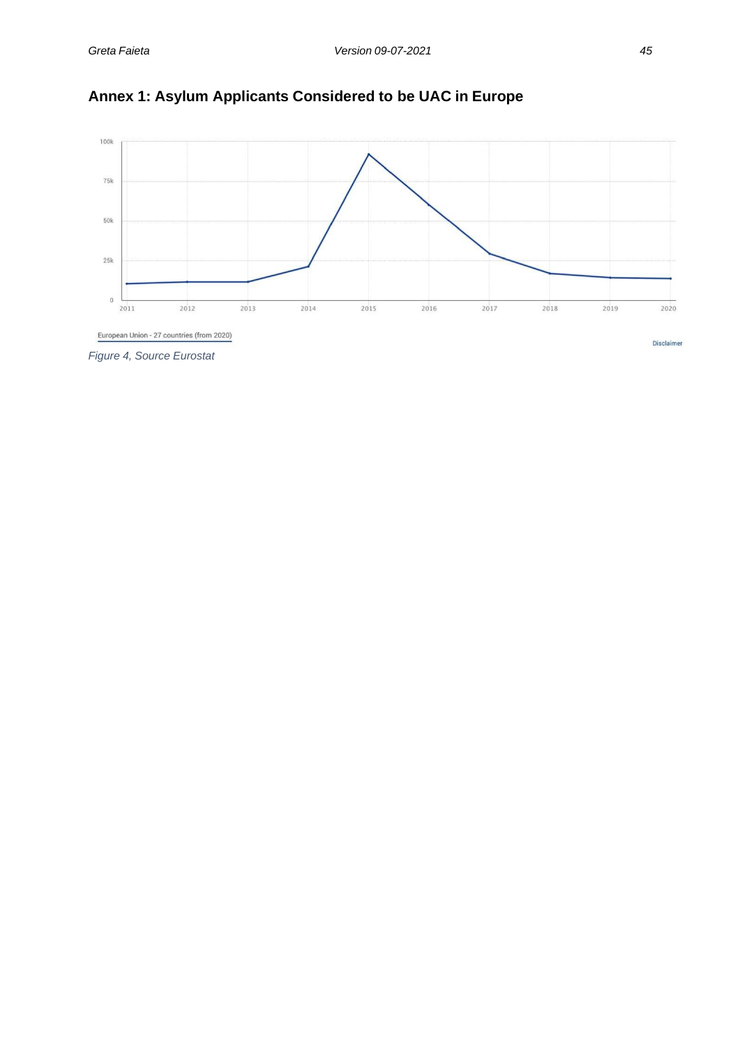## Annex 1: Asylum Applicants Considered to be UAC in Europe

*Figure 4, Source Eurostat*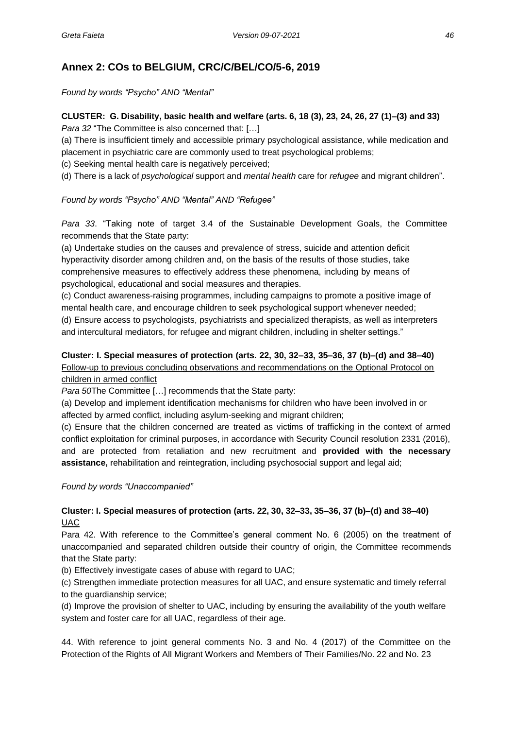## Annex 2: COs to BELGIUM, CRC/C/BEL/CO/5-6, 2019

*Found by words "Psycho" AND "Mental"*

**CLUSTER: G. Disability, basic health and welfare (arts. 6, 18 (3), 23, 24, 26, 27 (1)–(3) and 33)**
*Para 32* "The Committee is also concerned that: […]

(a) There is insufficient timely and accessible primary psychological assistance, while medication and placement in psychiatric care are commonly used to treat psychological problems;

(c) Seeking mental health care is negatively perceived;

(d) There is a lack of *psychological* support and *mental health* care for *refugee* and migrant children".

*Found by words "Psycho" AND "Mental" AND "Refugee"*

*Para 33*. "Taking note of target 3.4 of the Sustainable Development Goals, the Committee recommends that the State party:

(a) Undertake studies on the causes and prevalence of stress, suicide and attention deficit hyperactivity disorder among children and, on the basis of the results of those studies, take comprehensive measures to effectively address these phenomena, including by means of psychological, educational and social measures and therapies.

(c) Conduct awareness-raising programmes, including campaigns to promote a positive image of mental health care, and encourage children to seek psychological support whenever needed;

(d) Ensure access to psychologists, psychiatrists and specialized therapists, as well as interpreters and intercultural mediators, for refugee and migrant children, including in shelter settings."

**Cluster: I. Special measures of protection (arts. 22, 30, 32–33, 35–36, 37 (b)–(d) and 38–40)**
Follow-up to previous concluding observations and recommendations on the Optional Protocol on children in armed conflict

*Para 50*The Committee […] recommends that the State party:

(a) Develop and implement identification mechanisms for children who have been involved in or affected by armed conflict, including asylum-seeking and migrant children;

(c) Ensure that the children concerned are treated as victims of trafficking in the context of armed conflict exploitation for criminal purposes, in accordance with Security Council resolution 2331 (2016), and are protected from retaliation and new recruitment and **provided with the necessary assistance,** rehabilitation and reintegration, including psychosocial support and legal aid;

*Found by words "Unaccompanied"*

**Cluster: I. Special measures of protection (arts. 22, 30, 32–33, 35–36, 37 (b)–(d) and 38–40)**
UAC

Para 42. With reference to the Committee's general comment No. 6 (2005) on the treatment of unaccompanied and separated children outside their country of origin, the Committee recommends that the State party:

(b) Effectively investigate cases of abuse with regard to UAC;

(c) Strengthen immediate protection measures for all UAC, and ensure systematic and timely referral to the guardianship service;

(d) Improve the provision of shelter to UAC, including by ensuring the availability of the youth welfare system and foster care for all UAC, regardless of their age.

44. With reference to joint general comments No. 3 and No. 4 (2017) of the Committee on the Protection of the Rights of All Migrant Workers and Members of Their Families/No. 22 and No. 23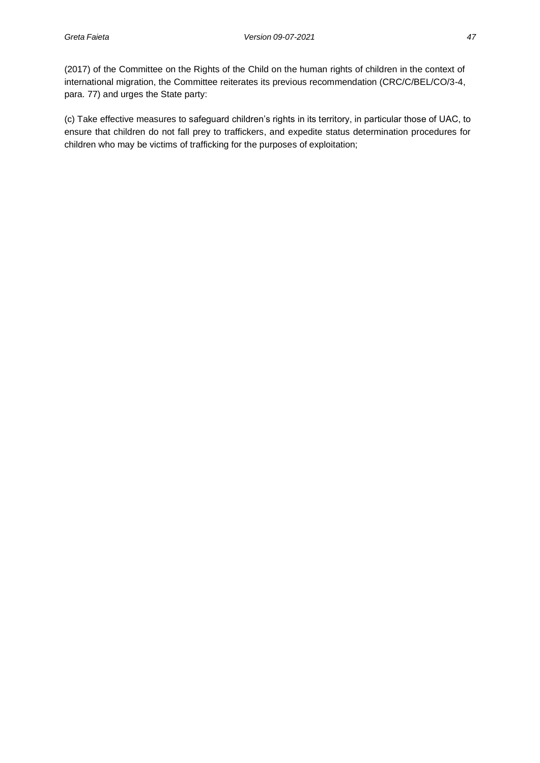(2017) of the Committee on the Rights of the Child on the human rights of children in the context of international migration, the Committee reiterates its previous recommendation (CRC/C/BEL/CO/3-4, para. 77) and urges the State party:

(c) Take effective measures to safeguard children's rights in its territory, in particular those of UAC, to ensure that children do not fall prey to traffickers, and expedite status determination procedures for children who may be victims of trafficking for the purposes of exploitation;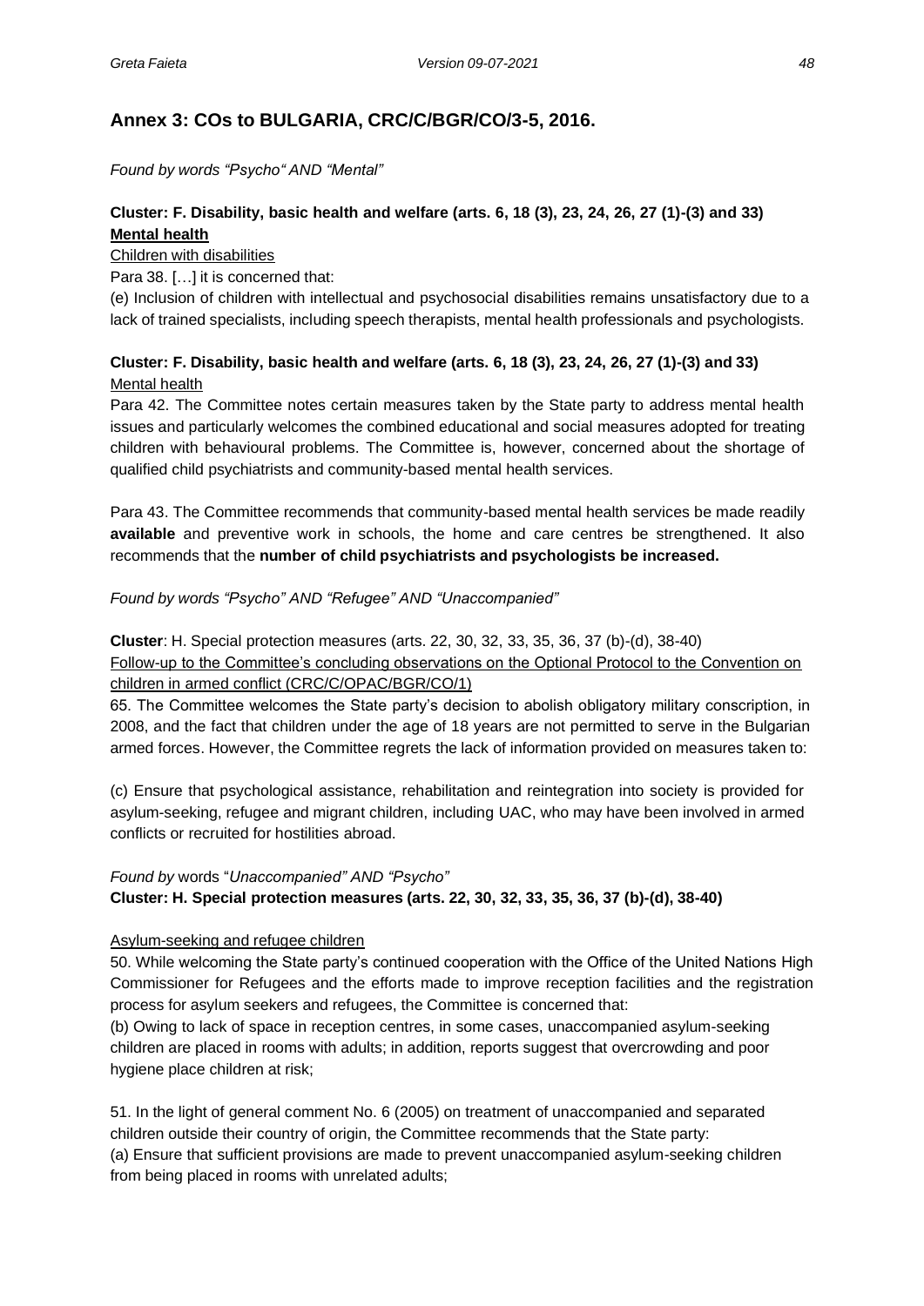## Annex 3: COs to BULGARIA, CRC/C/BGR/CO/3-5, 2016.

*Found by words "Psycho" AND "Mental"*

**Cluster: F. Disability, basic health and welfare (arts. 6, 18 (3), 23, 24, 26, 27 (1)-(3) and 33)**
**Mental health**

Children with disabilities

Para 38. […] it is concerned that:

(e) Inclusion of children with intellectual and psychosocial disabilities remains unsatisfactory due to a lack of trained specialists, including speech therapists, mental health professionals and psychologists.

**Cluster: F. Disability, basic health and welfare (arts. 6, 18 (3), 23, 24, 26, 27 (1)-(3) and 33)**
Mental health

Para 42. The Committee notes certain measures taken by the State party to address mental health issues and particularly welcomes the combined educational and social measures adopted for treating children with behavioural problems. The Committee is, however, concerned about the shortage of qualified child psychiatrists and community-based mental health services.

Para 43. The Committee recommends that community-based mental health services be made readily **available** and preventive work in schools, the home and care centres be strengthened. It also recommends that the **number of child psychiatrists and psychologists be increased.**

*Found by words "Psycho" AND "Refugee" AND "Unaccompanied"*

**Cluster**: H. Special protection measures (arts. 22, 30, 32, 33, 35, 36, 37 (b)-(d), 38-40)

Follow-up to the Committee's concluding observations on the Optional Protocol to the Convention on children in armed conflict (CRC/C/OPAC/BGR/CO/1)

65. The Committee welcomes the State party's decision to abolish obligatory military conscription, in 2008, and the fact that children under the age of 18 years are not permitted to serve in the Bulgarian armed forces. However, the Committee regrets the lack of information provided on measures taken to:

(c) Ensure that psychological assistance, rehabilitation and reintegration into society is provided for asylum-seeking, refugee and migrant children, including UAC, who may have been involved in armed conflicts or recruited for hostilities abroad.

*Found by* words "*Unaccompanied" AND "Psycho"*
**Cluster: H. Special protection measures (arts. 22, 30, 32, 33, 35, 36, 37 (b)-(d), 38-40)**

Asylum-seeking and refugee children

50. While welcoming the State party's continued cooperation with the Office of the United Nations High Commissioner for Refugees and the efforts made to improve reception facilities and the registration process for asylum seekers and refugees, the Committee is concerned that:

(b) Owing to lack of space in reception centres, in some cases, unaccompanied asylum-seeking children are placed in rooms with adults; in addition, reports suggest that overcrowding and poor hygiene place children at risk;

51. In the light of general comment No. 6 (2005) on treatment of unaccompanied and separated children outside their country of origin, the Committee recommends that the State party:

(a) Ensure that sufficient provisions are made to prevent unaccompanied asylum-seeking children from being placed in rooms with unrelated adults;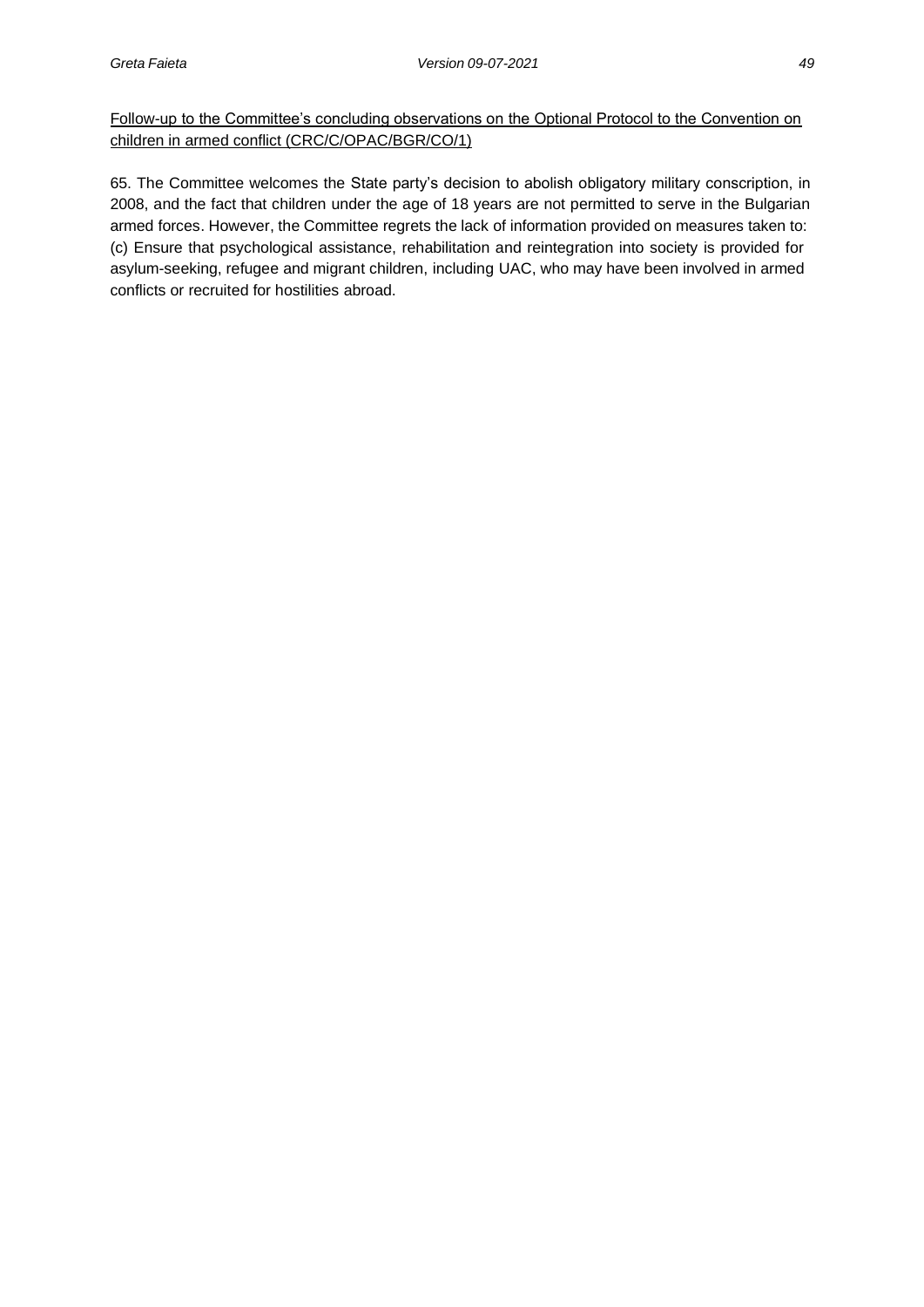<u>Follow-up to the Committee's concluding observations on the Optional Protocol to the Convention on children in armed conflict (CRC/C/OPAC/BGR/CO/1)</u>

65. The Committee welcomes the State party's decision to abolish obligatory military conscription, in 2008, and the fact that children under the age of 18 years are not permitted to serve in the Bulgarian armed forces. However, the Committee regrets the lack of information provided on measures taken to:
(c) Ensure that psychological assistance, rehabilitation and reintegration into society is provided for asylum-seeking, refugee and migrant children, including UAC, who may have been involved in armed conflicts or recruited for hostilities abroad.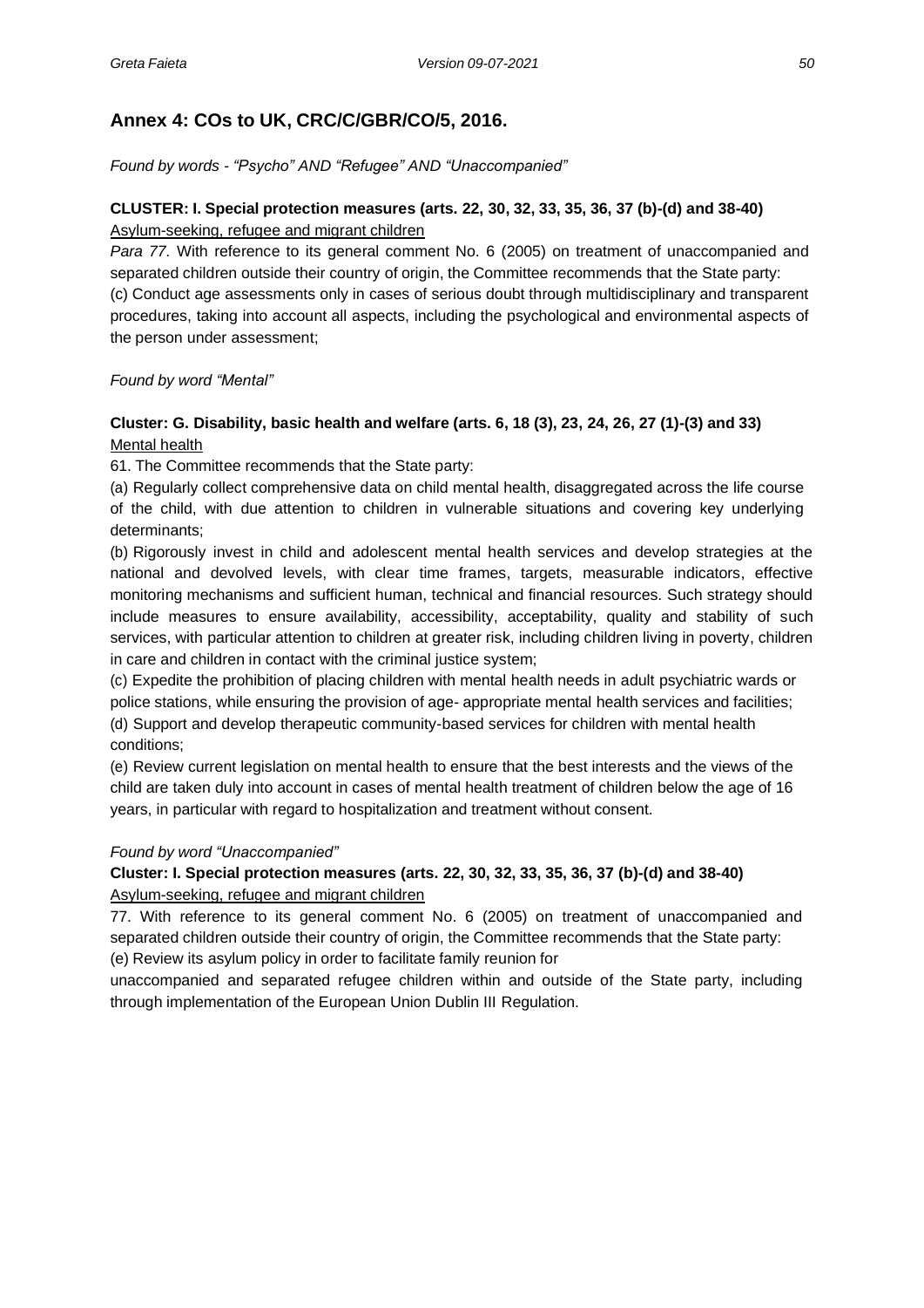## Annex 4: COs to UK, CRC/C/GBR/CO/5, 2016.

*Found by words - “Psycho” AND “Refugee” AND “Unaccompanied”*

**CLUSTER: I. Special protection measures (arts. 22, 30, 32, 33, 35, 36, 37 (b)-(d) and 38-40)**
<u>Asylum-seeking, refugee and migrant children</u>

*Para 77.* With reference to its general comment No. 6 (2005) on treatment of unaccompanied and separated children outside their country of origin, the Committee recommends that the State party:
(c) Conduct age assessments only in cases of serious doubt through multidisciplinary and transparent procedures, taking into account all aspects, including the psychological and environmental aspects of the person under assessment;

*Found by word “Mental”*

**Cluster: G. Disability, basic health and welfare (arts. 6, 18 (3), 23, 24, 26, 27 (1)-(3) and 33)**
<u>Mental health</u>

61. The Committee recommends that the State party:

(a) Regularly collect comprehensive data on child mental health, disaggregated across the life course of the child, with due attention to children in vulnerable situations and covering key underlying determinants;

(b) Rigorously invest in child and adolescent mental health services and develop strategies at the national and devolved levels, with clear time frames, targets, measurable indicators, effective monitoring mechanisms and sufficient human, technical and financial resources. Such strategy should include measures to ensure availability, accessibility, acceptability, quality and stability of such services, with particular attention to children at greater risk, including children living in poverty, children in care and children in contact with the criminal justice system;

(c) Expedite the prohibition of placing children with mental health needs in adult psychiatric wards or police stations, while ensuring the provision of age- appropriate mental health services and facilities;

(d) Support and develop therapeutic community-based services for children with mental health conditions;

(e) Review current legislation on mental health to ensure that the best interests and the views of the child are taken duly into account in cases of mental health treatment of children below the age of 16 years, in particular with regard to hospitalization and treatment without consent.

*Found by word “Unaccompanied”*

**Cluster: I. Special protection measures (arts. 22, 30, 32, 33, 35, 36, 37 (b)-(d) and 38-40)**
<u>Asylum-seeking, refugee and migrant children</u>

77. With reference to its general comment No. 6 (2005) on treatment of unaccompanied and separated children outside their country of origin, the Committee recommends that the State party:
(e) Review its asylum policy in order to facilitate family reunion for unaccompanied and separated refugee children within and outside of the State party, including through implementation of the European Union Dublin III Regulation.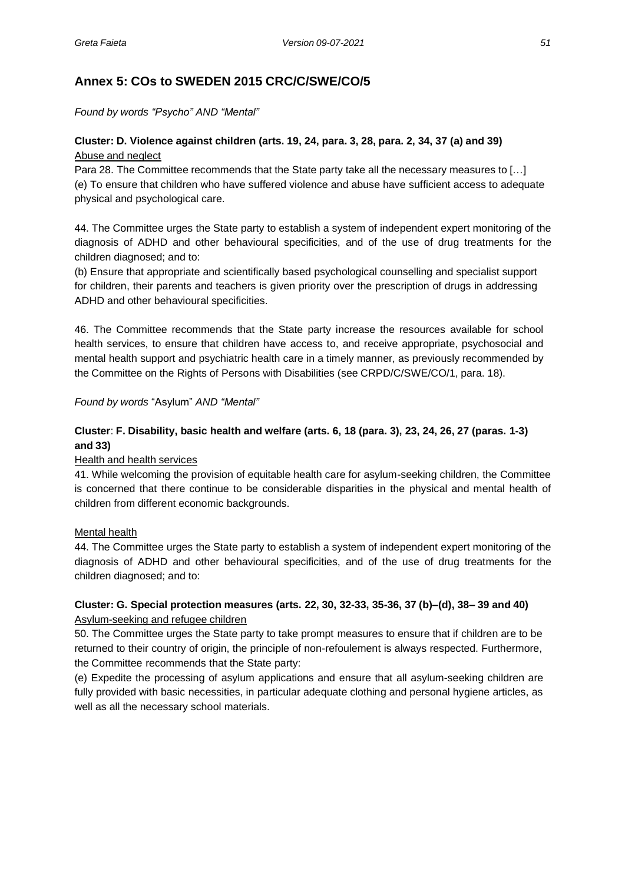## Annex 5: COs to SWEDEN 2015 CRC/C/SWE/CO/5

*Found by words "Psycho" AND "Mental"*

**Cluster: D. Violence against children (arts. 19, 24, para. 3, 28, para. 2, 34, 37 (a) and 39)**
Abuse and neglect

Para 28. The Committee recommends that the State party take all the necessary measures to […]
(e) To ensure that children who have suffered violence and abuse have sufficient access to adequate physical and psychological care.

44. The Committee urges the State party to establish a system of independent expert monitoring of the diagnosis of ADHD and other behavioural specificities, and of the use of drug treatments for the children diagnosed; and to:
(b) Ensure that appropriate and scientifically based psychological counselling and specialist support for children, their parents and teachers is given priority over the prescription of drugs in addressing ADHD and other behavioural specificities.

46. The Committee recommends that the State party increase the resources available for school health services, to ensure that children have access to, and receive appropriate, psychosocial and mental health support and psychiatric health care in a timely manner, as previously recommended by the Committee on the Rights of Persons with Disabilities (see CRPD/C/SWE/CO/1, para. 18).

*Found by words* "Asylum" *AND "Mental"*

**Cluster**: **F. Disability, basic health and welfare (arts. 6, 18 (para. 3), 23, 24, 26, 27 (paras. 1-3) and 33)**
Health and health services

41. While welcoming the provision of equitable health care for asylum-seeking children, the Committee is concerned that there continue to be considerable disparities in the physical and mental health of children from different economic backgrounds.

Mental health

44. The Committee urges the State party to establish a system of independent expert monitoring of the diagnosis of ADHD and other behavioural specificities, and of the use of drug treatments for the children diagnosed; and to:

**Cluster: G. Special protection measures (arts. 22, 30, 32-33, 35-36, 37 (b)–(d), 38– 39 and 40)**
Asylum-seeking and refugee children

50. The Committee urges the State party to take prompt measures to ensure that if children are to be returned to their country of origin, the principle of non-refoulement is always respected. Furthermore, the Committee recommends that the State party:
(e) Expedite the processing of asylum applications and ensure that all asylum-seeking children are fully provided with basic necessities, in particular adequate clothing and personal hygiene articles, as well as all the necessary school materials.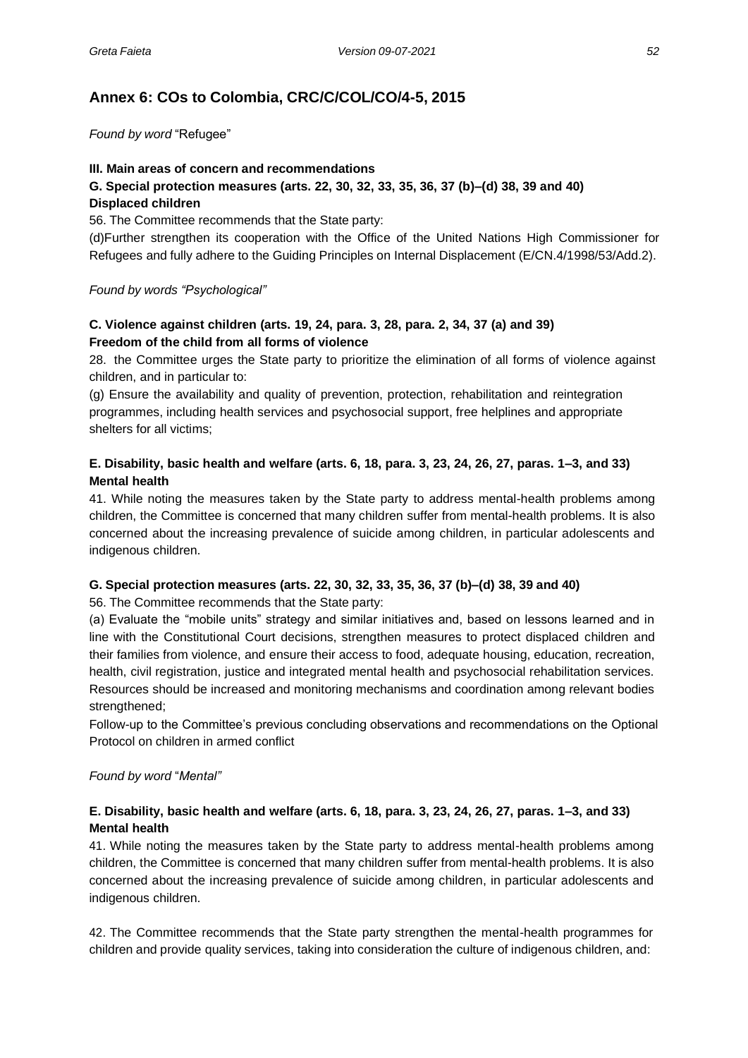## Annex 6: COs to Colombia, CRC/C/COL/CO/4-5, 2015

*Found by word* "Refugee"

**III. Main areas of concern and recommendations**

**G. Special protection measures (arts. 22, 30, 32, 33, 35, 36, 37 (b)–(d) 38, 39 and 40)**
**Displaced children**

56. The Committee recommends that the State party:

(d)Further strengthen its cooperation with the Office of the United Nations High Commissioner for Refugees and fully adhere to the Guiding Principles on Internal Displacement (E/CN.4/1998/53/Add.2).

*Found by words "Psychological"*

**C. Violence against children (arts. 19, 24, para. 3, 28, para. 2, 34, 37 (a) and 39)**
**Freedom of the child from all forms of violence**

28. the Committee urges the State party to prioritize the elimination of all forms of violence against children, and in particular to:

(g) Ensure the availability and quality of prevention, protection, rehabilitation and reintegration programmes, including health services and psychosocial support, free helplines and appropriate shelters for all victims;

**E. Disability, basic health and welfare (arts. 6, 18, para. 3, 23, 24, 26, 27, paras. 1–3, and 33)**
**Mental health**

41. While noting the measures taken by the State party to address mental-health problems among children, the Committee is concerned that many children suffer from mental-health problems. It is also concerned about the increasing prevalence of suicide among children, in particular adolescents and indigenous children.

**G. Special protection measures (arts. 22, 30, 32, 33, 35, 36, 37 (b)–(d) 38, 39 and 40)**

56. The Committee recommends that the State party:

(a) Evaluate the "mobile units" strategy and similar initiatives and, based on lessons learned and in line with the Constitutional Court decisions, strengthen measures to protect displaced children and their families from violence, and ensure their access to food, adequate housing, education, recreation, health, civil registration, justice and integrated mental health and psychosocial rehabilitation services. Resources should be increased and monitoring mechanisms and coordination among relevant bodies strengthened;

Follow-up to the Committee's previous concluding observations and recommendations on the Optional Protocol on children in armed conflict

*Found by word* "*Mental"*

**E. Disability, basic health and welfare (arts. 6, 18, para. 3, 23, 24, 26, 27, paras. 1–3, and 33)**
**Mental health**

41. While noting the measures taken by the State party to address mental-health problems among children, the Committee is concerned that many children suffer from mental-health problems. It is also concerned about the increasing prevalence of suicide among children, in particular adolescents and indigenous children.

42. The Committee recommends that the State party strengthen the mental-health programmes for children and provide quality services, taking into consideration the culture of indigenous children, and: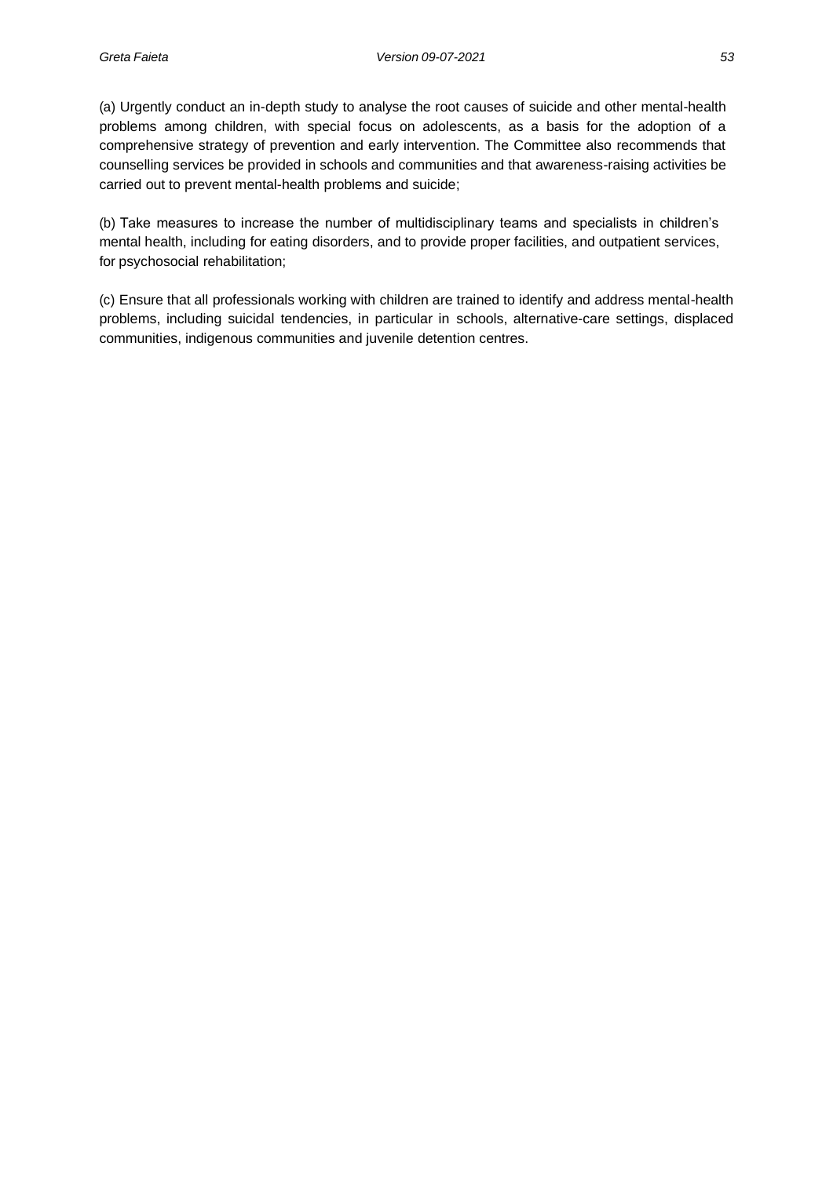(a) Urgently conduct an in-depth study to analyse the root causes of suicide and other mental-health problems among children, with special focus on adolescents, as a basis for the adoption of a comprehensive strategy of prevention and early intervention. The Committee also recommends that counselling services be provided in schools and communities and that awareness-raising activities be carried out to prevent mental-health problems and suicide;

(b) Take measures to increase the number of multidisciplinary teams and specialists in children's mental health, including for eating disorders, and to provide proper facilities, and outpatient services, for psychosocial rehabilitation;

(c) Ensure that all professionals working with children are trained to identify and address mental-health problems, including suicidal tendencies, in particular in schools, alternative-care settings, displaced communities, indigenous communities and juvenile detention centres.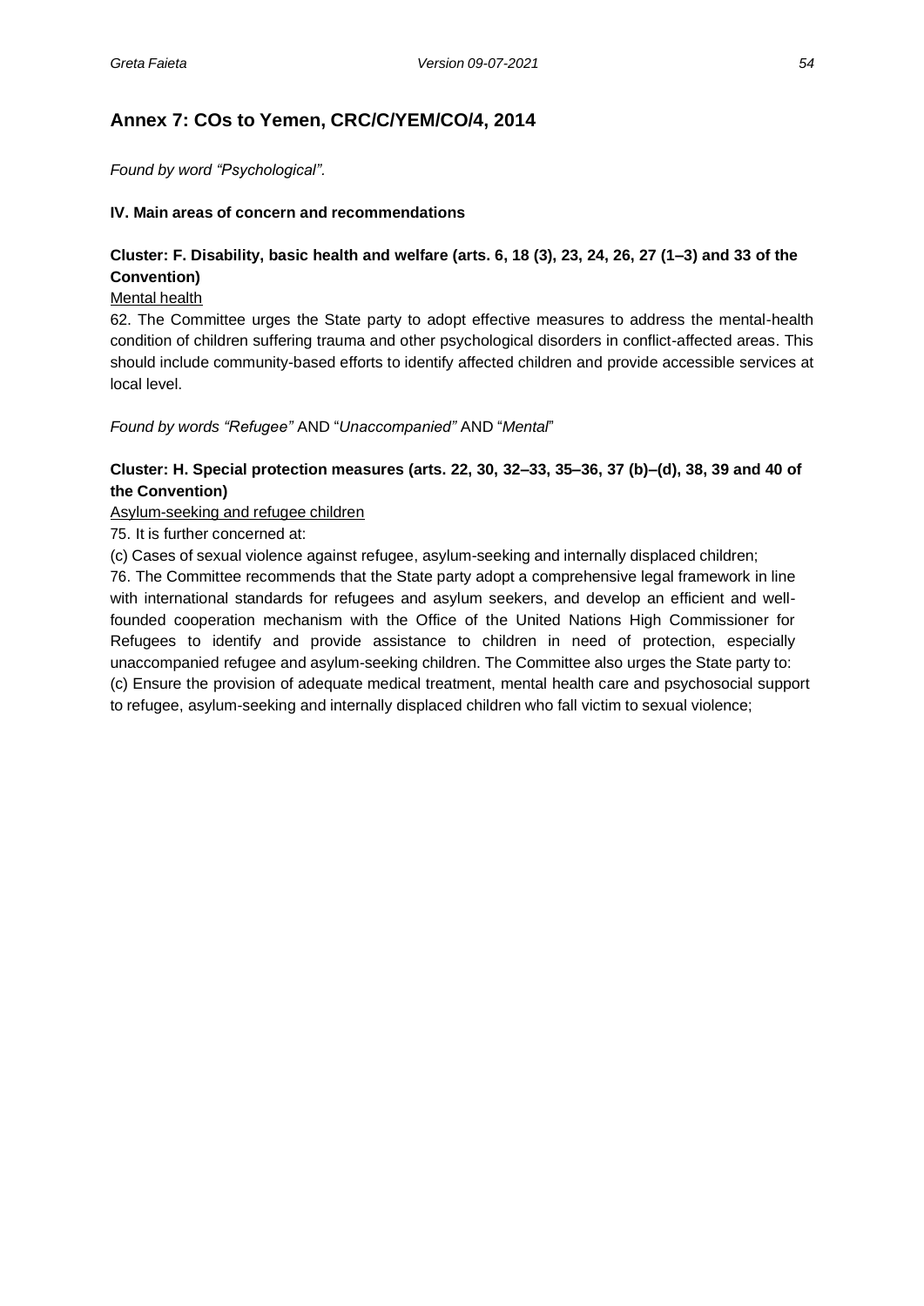## Annex 7: COs to Yemen, CRC/C/YEM/CO/4, 2014

*Found by word "Psychological".*

**IV. Main areas of concern and recommendations**

**Cluster: F. Disability, basic health and welfare (arts. 6, 18 (3), 23, 24, 26, 27 (1–3) and 33 of the Convention)**

Mental health

62. The Committee urges the State party to adopt effective measures to address the mental-health condition of children suffering trauma and other psychological disorders in conflict-affected areas. This should include community-based efforts to identify affected children and provide accessible services at local level.

*Found by words "Refugee"* AND "*Unaccompanied"* AND "*Mental*"

**Cluster: H. Special protection measures (arts. 22, 30, 32–33, 35–36, 37 (b)–(d), 38, 39 and 40 of the Convention)**

Asylum-seeking and refugee children

75. It is further concerned at:

(c) Cases of sexual violence against refugee, asylum-seeking and internally displaced children;

76. The Committee recommends that the State party adopt a comprehensive legal framework in line with international standards for refugees and asylum seekers, and develop an efficient and well-founded cooperation mechanism with the Office of the United Nations High Commissioner for Refugees to identify and provide assistance to children in need of protection, especially unaccompanied refugee and asylum-seeking children. The Committee also urges the State party to:

(c) Ensure the provision of adequate medical treatment, mental health care and psychosocial support to refugee, asylum-seeking and internally displaced children who fall victim to sexual violence;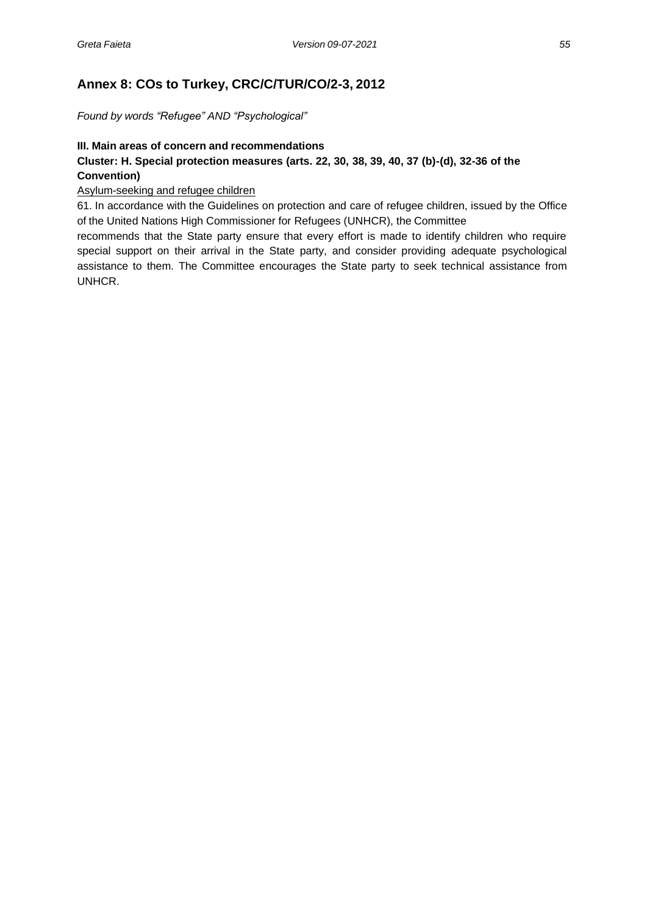## Annex 8: COs to Turkey, CRC/C/TUR/CO/2-3, 2012

*Found by words "Refugee" AND "Psychological"*

**III. Main areas of concern and recommendations**

**Cluster: H. Special protection measures (arts. 22, 30, 38, 39, 40, 37 (b)-(d), 32-36 of the Convention)**

<u>Asylum-seeking and refugee children</u>

61. In accordance with the Guidelines on protection and care of refugee children, issued by the Office of the United Nations High Commissioner for Refugees (UNHCR), the Committee recommends that the State party ensure that every effort is made to identify children who require special support on their arrival in the State party, and consider providing adequate psychological assistance to them. The Committee encourages the State party to seek technical assistance from UNHCR.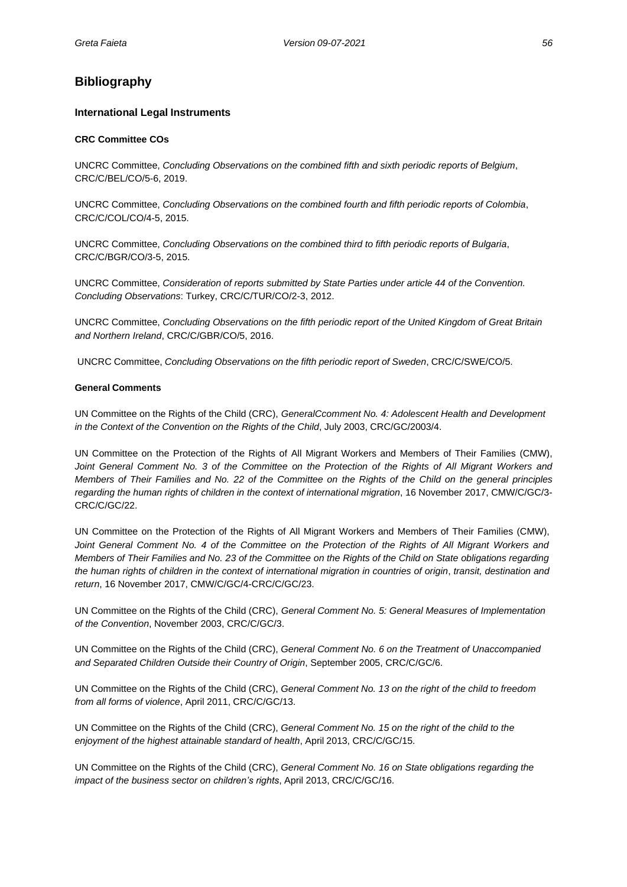## Bibliography

### International Legal Instruments

#### CRC Committee COs

UNCRC Committee, *Concluding Observations on the combined fifth and sixth periodic reports of Belgium*, CRC/C/BEL/CO/5-6, 2019.

UNCRC Committee, *Concluding Observations on the combined fourth and fifth periodic reports of Colombia*, CRC/C/COL/CO/4-5, 2015.

UNCRC Committee, *Concluding Observations on the combined third to fifth periodic reports of Bulgaria*, CRC/C/BGR/CO/3-5, 2015.

UNCRC Committee, *Consideration of reports submitted by State Parties under article 44 of the Convention. Concluding Observations*: Turkey, CRC/C/TUR/CO/2-3, 2012.

UNCRC Committee, *Concluding Observations on the fifth periodic report of the United Kingdom of Great Britain and Northern Ireland*, CRC/C/GBR/CO/5, 2016.

UNCRC Committee, *Concluding Observations on the fifth periodic report of Sweden*, CRC/C/SWE/CO/5.

#### General Comments

UN Committee on the Rights of the Child (CRC), *GeneralCcomment No. 4: Adolescent Health and Development in the Context of the Convention on the Rights of the Child*, July 2003, CRC/GC/2003/4.

UN Committee on the Protection of the Rights of All Migrant Workers and Members of Their Families (CMW), *Joint General Comment No. 3 of the Committee on the Protection of the Rights of All Migrant Workers and Members of Their Families and No. 22 of the Committee on the Rights of the Child on the general principles regarding the human rights of children in the context of international migration*, 16 November 2017, CMW/C/GC/3-CRC/C/GC/22.

UN Committee on the Protection of the Rights of All Migrant Workers and Members of Their Families (CMW), *Joint General Comment No. 4 of the Committee on the Protection of the Rights of All Migrant Workers and Members of Their Families and No. 23 of the Committee on the Rights of the Child on State obligations regarding the human rights of children in the context of international migration in countries of origin, transit, destination and return*, 16 November 2017, CMW/C/GC/4-CRC/C/GC/23.

UN Committee on the Rights of the Child (CRC), *General Comment No. 5: General Measures of Implementation of the Convention*, November 2003, CRC/C/GC/3.

UN Committee on the Rights of the Child (CRC), *General Comment No. 6 on the Treatment of Unaccompanied and Separated Children Outside their Country of Origin*, September 2005, CRC/C/GC/6.

UN Committee on the Rights of the Child (CRC), *General Comment No. 13 on the right of the child to freedom from all forms of violence*, April 2011, CRC/C/GC/13.

UN Committee on the Rights of the Child (CRC), *General Comment No. 15 on the right of the child to the enjoyment of the highest attainable standard of health*, April 2013, CRC/C/GC/15.

UN Committee on the Rights of the Child (CRC), *General Comment No. 16 on State obligations regarding the impact of the business sector on children's rights*, April 2013, CRC/C/GC/16.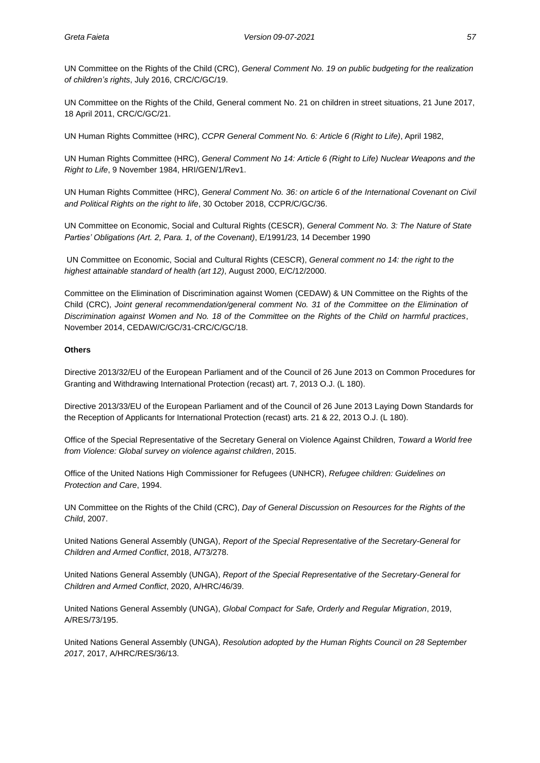UN Committee on the Rights of the Child (CRC), *General Comment No. 19 on public budgeting for the realization of children's rights*, July 2016, CRC/C/GC/19.

UN Committee on the Rights of the Child, General comment No. 21 on children in street situations, 21 June 2017, 18 April 2011, CRC/C/GC/21.

UN Human Rights Committee (HRC), *CCPR General Comment No. 6: Article 6 (Right to Life)*, April 1982,

UN Human Rights Committee (HRC), *General Comment No 14: Article 6 (Right to Life) Nuclear Weapons and the Right to Life*, 9 November 1984, HRI/GEN/1/Rev1.

UN Human Rights Committee (HRC), *General Comment No. 36: on article 6 of the International Covenant on Civil and Political Rights on the right to life*, 30 October 2018, CCPR/C/GC/36.

UN Committee on Economic, Social and Cultural Rights (CESCR), *General Comment No. 3: The Nature of State Parties' Obligations (Art. 2, Para. 1, of the Covenant)*, E/1991/23, 14 December 1990

UN Committee on Economic, Social and Cultural Rights (CESCR), *General comment no 14: the right to the highest attainable standard of health (art 12)*, August 2000, E/C/12/2000.

Committee on the Elimination of Discrimination against Women (CEDAW) & UN Committee on the Rights of the Child (CRC), *Joint general recommendation/general comment No. 31 of the Committee on the Elimination of Discrimination against Women and No. 18 of the Committee on the Rights of the Child on harmful practices*, November 2014, CEDAW/C/GC/31-CRC/C/GC/18.

**Others**

Directive 2013/32/EU of the European Parliament and of the Council of 26 June 2013 on Common Procedures for Granting and Withdrawing International Protection (recast) art. 7, 2013 O.J. (L 180).

Directive 2013/33/EU of the European Parliament and of the Council of 26 June 2013 Laying Down Standards for the Reception of Applicants for International Protection (recast) arts. 21 & 22, 2013 O.J. (L 180).

Office of the Special Representative of the Secretary General on Violence Against Children, *Toward a World free from Violence: Global survey on violence against children*, 2015.

Office of the United Nations High Commissioner for Refugees (UNHCR), *Refugee children: Guidelines on Protection and Care*, 1994.

UN Committee on the Rights of the Child (CRC), *Day of General Discussion on Resources for the Rights of the Child*, 2007.

United Nations General Assembly (UNGA), *Report of the Special Representative of the Secretary-General for Children and Armed Conflict*, 2018, A/73/278.

United Nations General Assembly (UNGA), *Report of the Special Representative of the Secretary-General for Children and Armed Conflict*, 2020, A/HRC/46/39.

United Nations General Assembly (UNGA), *Global Compact for Safe, Orderly and Regular Migration*, 2019, A/RES/73/195.

United Nations General Assembly (UNGA), *Resolution adopted by the Human Rights Council on 28 September 2017*, 2017, A/HRC/RES/36/13.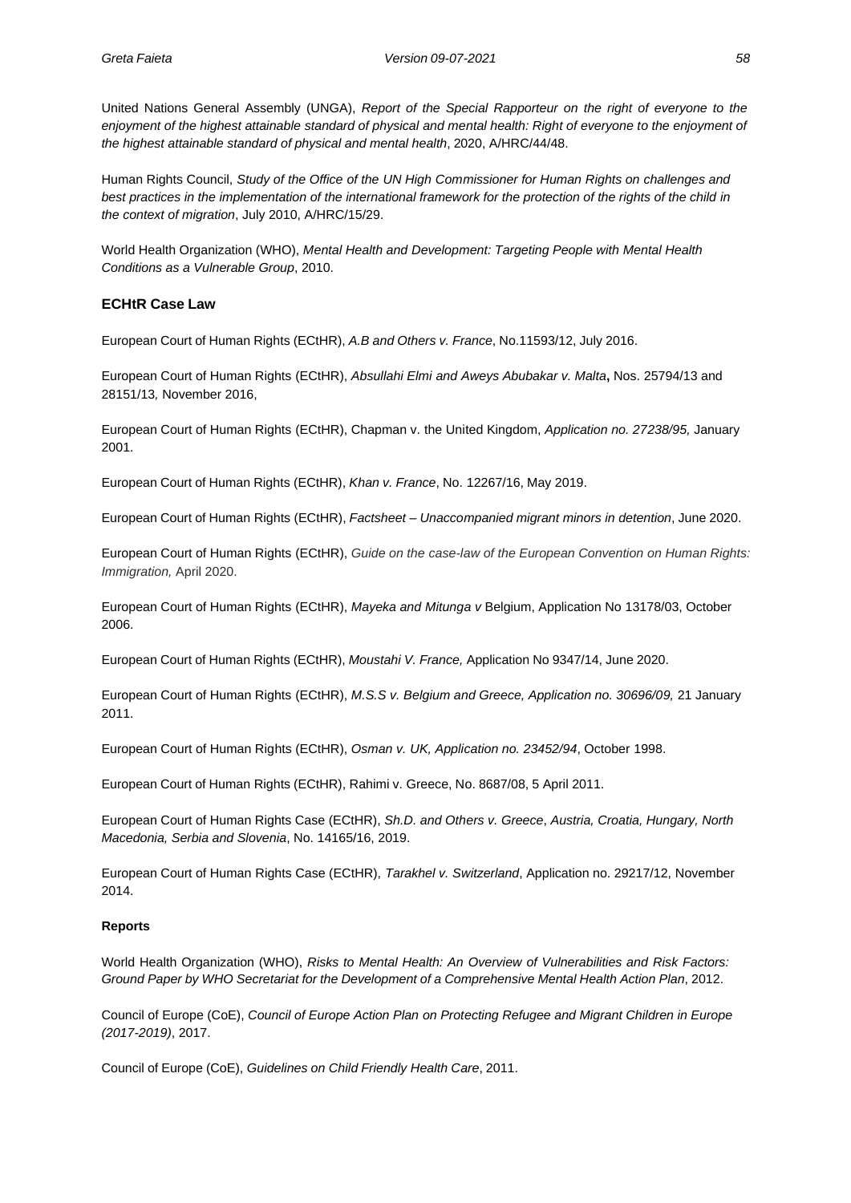United Nations General Assembly (UNGA), *Report of the Special Rapporteur on the right of everyone to the enjoyment of the highest attainable standard of physical and mental health: Right of everyone to the enjoyment of the highest attainable standard of physical and mental health*, 2020, A/HRC/44/48.

Human Rights Council, *Study of the Office of the UN High Commissioner for Human Rights on challenges and best practices in the implementation of the international framework for the protection of the rights of the child in the context of migration*, July 2010, A/HRC/15/29.

World Health Organization (WHO), *Mental Health and Development: Targeting People with Mental Health Conditions as a Vulnerable Group*, 2010.

### EChtR Case Law

European Court of Human Rights (ECtHR), *A.B and Others v. France*, No.11593/12, July 2016.

European Court of Human Rights (ECtHR), *Absullahi Elmi and Aweys Abubakar v. Malta*, Nos. 25794/13 and 28151/13*,* November 2016,

European Court of Human Rights (ECtHR), Chapman v. the United Kingdom, *Application no. 27238/95,* January 2001.

European Court of Human Rights (ECtHR), *Khan v. France*, No. 12267/16, May 2019.

European Court of Human Rights (ECtHR), *Factsheet – Unaccompanied migrant minors in detention*, June 2020.

European Court of Human Rights (ECtHR), *Guide on the case-law of the European Convention on Human Rights: Immigration,* April 2020.

European Court of Human Rights (ECtHR), *Mayeka and Mitunga v* Belgium, Application No 13178/03, October 2006.

European Court of Human Rights (ECtHR), *Moustahi V. France,* Application No 9347/14, June 2020.

European Court of Human Rights (ECtHR), *M.S.S v. Belgium and Greece, Application no. 30696/09,* 21 January 2011.

European Court of Human Rights (ECtHR), *Osman v. UK, Application no. 23452/94*, October 1998.

European Court of Human Rights (ECtHR), Rahimi v. Greece, No. 8687/08, 5 April 2011.

European Court of Human Rights Case (ECtHR), *Sh.D. and Others v. Greece*, *Austria, Croatia, Hungary, North Macedonia, Serbia and Slovenia*, No. 14165/16, 2019.

European Court of Human Rights Case (ECtHR), *Tarakhel v. Switzerland*, Application no. 29217/12, November 2014.

#### Reports

World Health Organization (WHO), *Risks to Mental Health: An Overview of Vulnerabilities and Risk Factors: Ground Paper by WHO Secretariat for the Development of a Comprehensive Mental Health Action Plan*, 2012.

Council of Europe (CoE), *Council of Europe Action Plan on Protecting Refugee and Migrant Children in Europe (2017-2019)*, 2017.

Council of Europe (CoE), *Guidelines on Child Friendly Health Care*, 2011.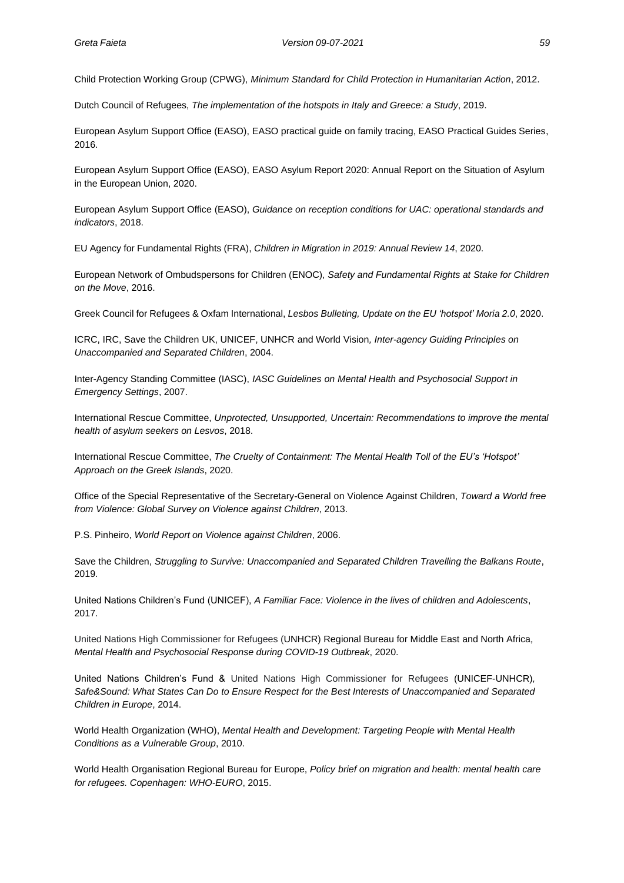Child Protection Working Group (CPWG), *Minimum Standard for Child Protection in Humanitarian Action*, 2012.

Dutch Council of Refugees, *The implementation of the hotspots in Italy and Greece: a Study*, 2019.

European Asylum Support Office (EASO), EASO practical guide on family tracing, EASO Practical Guides Series, 2016.

European Asylum Support Office (EASO), EASO Asylum Report 2020: Annual Report on the Situation of Asylum in the European Union, 2020.

European Asylum Support Office (EASO), *Guidance on reception conditions for UAC: operational standards and indicators*, 2018.

EU Agency for Fundamental Rights (FRA), *Children in Migration in 2019: Annual Review 14*, 2020.

European Network of Ombudspersons for Children (ENOC), *Safety and Fundamental Rights at Stake for Children on the Move*, 2016.

Greek Council for Refugees & Oxfam International, *Lesbos Bulleting, Update on the EU 'hotspot' Moria 2.0*, 2020.

ICRC, IRC, Save the Children UK, UNICEF, UNHCR and World Vision*, Inter-agency Guiding Principles on Unaccompanied and Separated Children*, 2004.

Inter-Agency Standing Committee (IASC), *IASC Guidelines on Mental Health and Psychosocial Support in Emergency Settings*, 2007.

International Rescue Committee, *Unprotected, Unsupported, Uncertain: Recommendations to improve the mental health of asylum seekers on Lesvos*, 2018.

International Rescue Committee, *The Cruelty of Containment: The Mental Health Toll of the EU's 'Hotspot' Approach on the Greek Islands*, 2020.

Office of the Special Representative of the Secretary-General on Violence Against Children, *Toward a World free from Violence: Global Survey on Violence against Children*, 2013.

P.S. Pinheiro, *World Report on Violence against Children*, 2006.

Save the Children, *Struggling to Survive: Unaccompanied and Separated Children Travelling the Balkans Route*, 2019.

United Nations Children's Fund (UNICEF), *A Familiar Face: Violence in the lives of children and Adolescents*, 2017.

United Nations High Commissioner for Refugees (UNHCR) Regional Bureau for Middle East and North Africa, *Mental Health and Psychosocial Response during COVID-19 Outbreak*, 2020.

United Nations Children's Fund & United Nations High Commissioner for Refugees (UNICEF-UNHCR), *Safe&Sound: What States Can Do to Ensure Respect for the Best Interests of Unaccompanied and Separated Children in Europe*, 2014.

World Health Organization (WHO), *Mental Health and Development: Targeting People with Mental Health Conditions as a Vulnerable Group*, 2010.

World Health Organisation Regional Bureau for Europe, *Policy brief on migration and health: mental health care for refugees. Copenhagen: WHO-EURO*, 2015.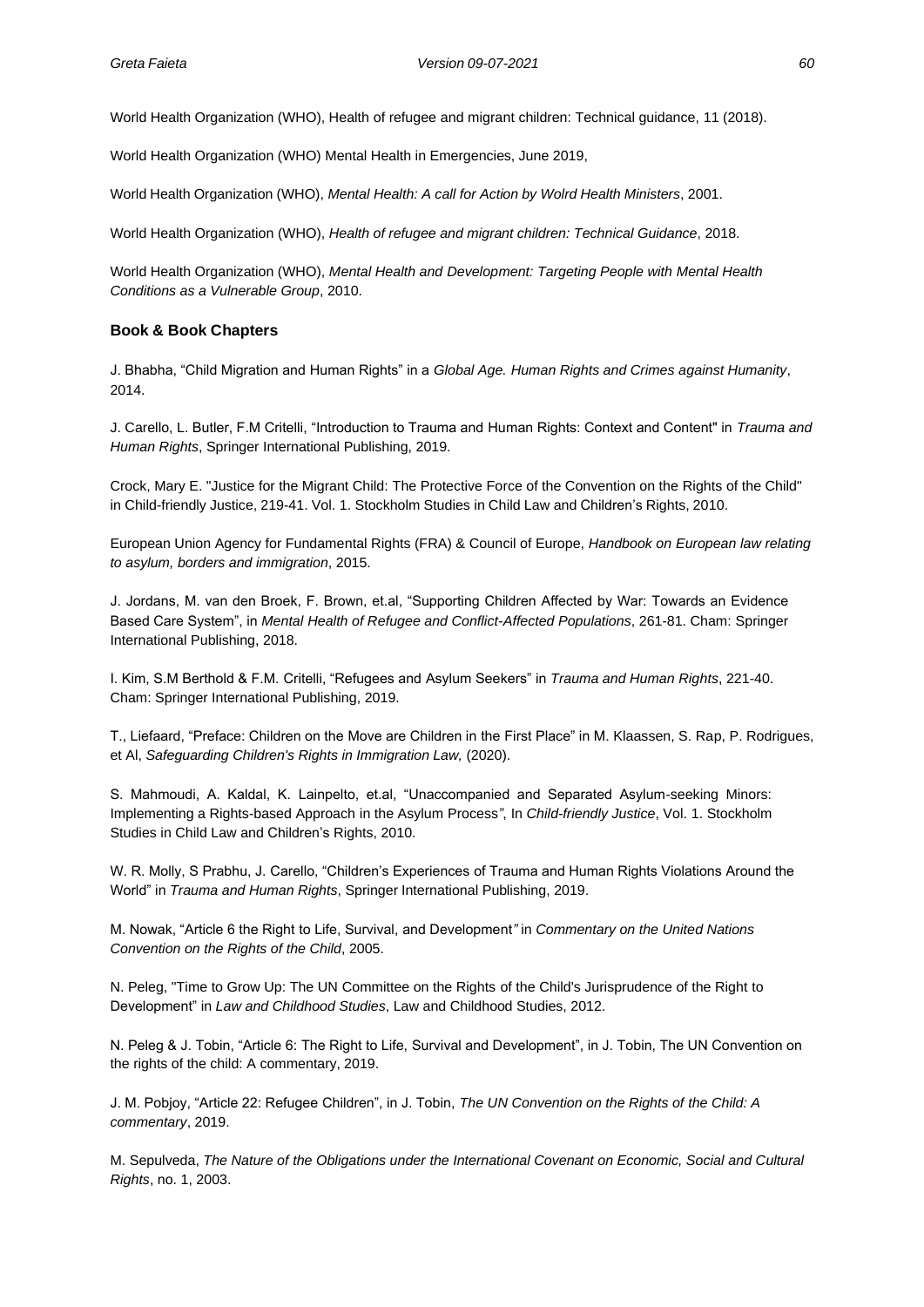World Health Organization (WHO), Health of refugee and migrant children: Technical guidance, 11 (2018).

World Health Organization (WHO) Mental Health in Emergencies, June 2019,

World Health Organization (WHO), *Mental Health: A call for Action by Wolrd Health Ministers*, 2001.

World Health Organization (WHO), *Health of refugee and migrant children: Technical Guidance*, 2018.

World Health Organization (WHO), *Mental Health and Development: Targeting People with Mental Health Conditions as a Vulnerable Group*, 2010.

### Book & Book Chapters

J. Bhabha, "Child Migration and Human Rights" in a *Global Age. Human Rights and Crimes against Humanity*, 2014.

J. Carello, L. Butler, F.M Critelli, "Introduction to Trauma and Human Rights: Context and Content" in *Trauma and Human Rights*, Springer International Publishing, 2019.

Crock, Mary E. "Justice for the Migrant Child: The Protective Force of the Convention on the Rights of the Child" in Child-friendly Justice, 219-41. Vol. 1. Stockholm Studies in Child Law and Children's Rights, 2010.

European Union Agency for Fundamental Rights (FRA) & Council of Europe, *Handbook on European law relating to asylum, borders and immigration*, 2015.

J. Jordans, M. van den Broek, F. Brown, et.al, "Supporting Children Affected by War: Towards an Evidence Based Care System", in *Mental Health of Refugee and Conflict-Affected Populations*, 261-81. Cham: Springer International Publishing, 2018.

I. Kim, S.M Berthold & F.M. Critelli, "Refugees and Asylum Seekers" in *Trauma and Human Rights*, 221-40. Cham: Springer International Publishing, 2019.

T., Liefaard, "Preface: Children on the Move are Children in the First Place" in M. Klaassen, S. Rap, P. Rodrigues, et Al, *Safeguarding Children's Rights in Immigration Law,* (2020).

S. Mahmoudi, A. Kaldal, K. Lainpelto, et.al, "Unaccompanied and Separated Asylum-seeking Minors: Implementing a Rights-based Approach in the Asylum Process", In *Child-friendly Justice*, Vol. 1. Stockholm Studies in Child Law and Children's Rights, 2010.

W. R. Molly, S Prabhu, J. Carello, "Children's Experiences of Trauma and Human Rights Violations Around the World" in *Trauma and Human Rights*, Springer International Publishing, 2019.

M. Nowak, "Article 6 the Right to Life, Survival, and Development" in *Commentary on the United Nations Convention on the Rights of the Child*, 2005.

N. Peleg, "Time to Grow Up: The UN Committee on the Rights of the Child's Jurisprudence of the Right to Development" in *Law and Childhood Studies*, Law and Childhood Studies, 2012.

N. Peleg & J. Tobin, "Article 6: The Right to Life, Survival and Development", in J. Tobin, The UN Convention on the rights of the child: A commentary, 2019.

J. M. Pobjoy, "Article 22: Refugee Children", in J. Tobin, *The UN Convention on the Rights of the Child: A commentary*, 2019.

M. Sepulveda, *The Nature of the Obligations under the International Covenant on Economic, Social and Cultural Rights*, no. 1, 2003.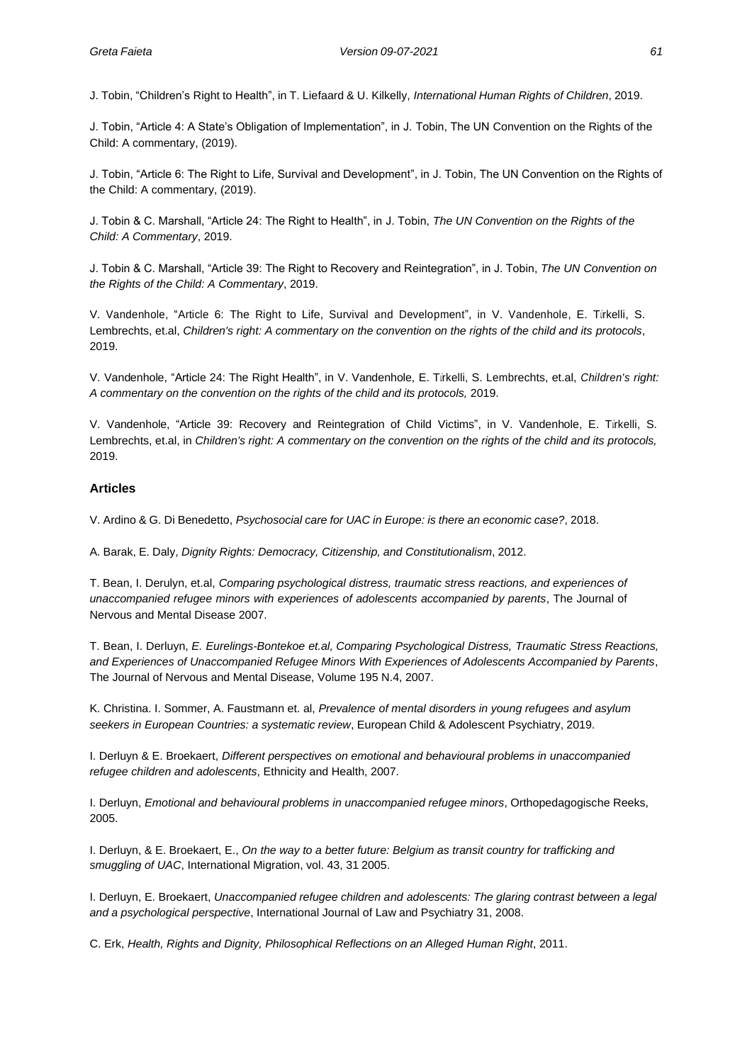J. Tobin, "Children's Right to Health", in T. Liefaard & U. Kilkelly, *International Human Rights of Children*, 2019.

J. Tobin, "Article 4: A State's Obligation of Implementation", in J. Tobin, The UN Convention on the Rights of the Child: A commentary, (2019).

J. Tobin, "Article 6: The Right to Life, Survival and Development", in J. Tobin, The UN Convention on the Rights of the Child: A commentary, (2019).

J. Tobin & C. Marshall, "Article 24: The Right to Health", in J. Tobin, *The UN Convention on the Rights of the Child: A Commentary*, 2019.

J. Tobin & C. Marshall, "Article 39: The Right to Recovery and Reintegration", in J. Tobin, *The UN Convention on the Rights of the Child: A Commentary*, 2019.

V. Vandenhole, "Article 6: The Right to Life, Survival and Development", in V. Vandenhole, E. Türkelli, S. Lembrechts, et.al, *Children's right: A commentary on the convention on the rights of the child and its protocols*, 2019.

V. Vandenhole, "Article 24: The Right Health", in V. Vandenhole, E. Türkelli, S. Lembrechts, et.al, *Children's right: A commentary on the convention on the rights of the child and its protocols,* 2019.

V. Vandenhole, "Article 39: Recovery and Reintegration of Child Victims", in V. Vandenhole, E. Türkelli, S. Lembrechts, et.al, in *Children's right: A commentary on the convention on the rights of the child and its protocols,* 2019.

### Articles

V. Ardino & G. Di Benedetto, *Psychosocial care for UAC in Europe: is there an economic case?*, 2018.

A. Barak, E. Daly, *Dignity Rights: Democracy, Citizenship, and Constitutionalism*, 2012.

T. Bean, I. Derulyn, et.al, *Comparing psychological distress, traumatic stress reactions, and experiences of unaccompanied refugee minors with experiences of adolescents accompanied by parents*, The Journal of Nervous and Mental Disease 2007.

T. Bean, I. Derluyn, *E. Eurelings-Bontekoe et.al, Comparing Psychological Distress, Traumatic Stress Reactions, and Experiences of Unaccompanied Refugee Minors With Experiences of Adolescents Accompanied by Parents*, The Journal of Nervous and Mental Disease, Volume 195 N.4, 2007.

K. Christina. I. Sommer, A. Faustmann et. al, *Prevalence of mental disorders in young refugees and asylum seekers in European Countries: a systematic review*, European Child & Adolescent Psychiatry, 2019.

I. Derluyn & E. Broekaert, *Different perspectives on emotional and behavioural problems in unaccompanied refugee children and adolescents*, Ethnicity and Health, 2007.

I. Derluyn, *Emotional and behavioural problems in unaccompanied refugee minors*, Orthopedagogische Reeks, 2005.

I. Derluyn, & E. Broekaert, E., *On the way to a better future: Belgium as transit country for trafficking and smuggling of UAC*, International Migration, vol. 43, 31 2005.

I. Derluyn, E. Broekaert, *Unaccompanied refugee children and adolescents: The glaring contrast between a legal and a psychological perspective*, International Journal of Law and Psychiatry 31, 2008.

C. Erk, *Health, Rights and Dignity, Philosophical Reflections on an Alleged Human Right*, 2011.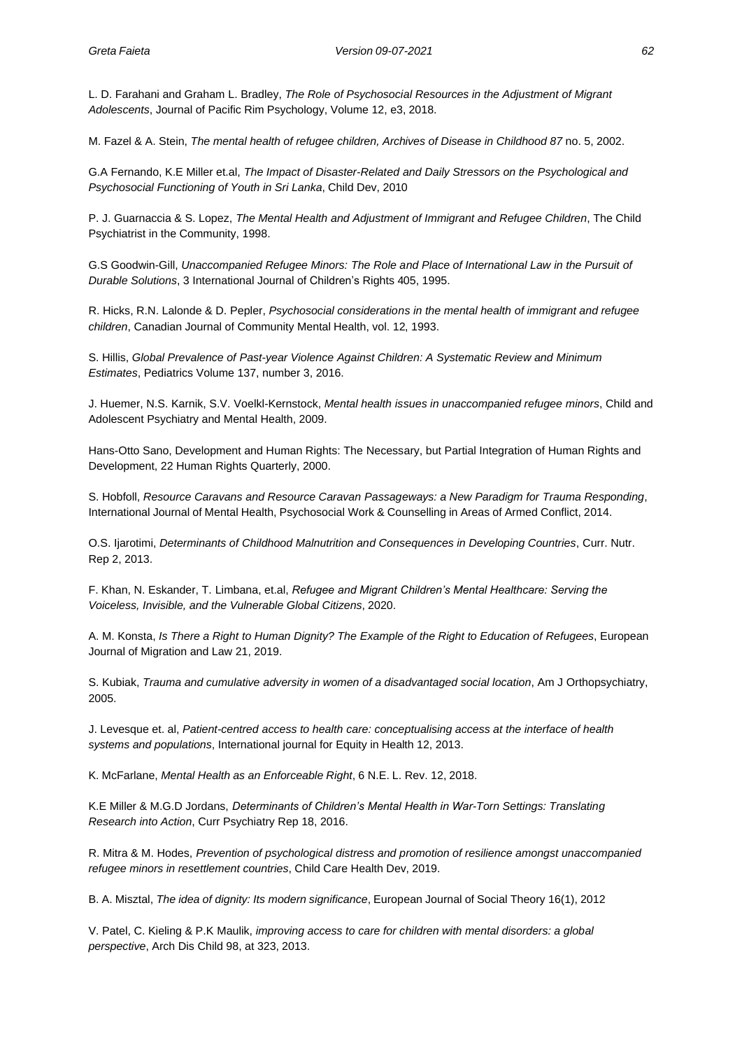L. D. Farahani and Graham L. Bradley, *The Role of Psychosocial Resources in the Adjustment of Migrant Adolescents*, Journal of Pacific Rim Psychology, Volume 12, e3, 2018.

M. Fazel & A. Stein, *The mental health of refugee children, Archives of Disease in Childhood 87* no. 5, 2002.

G.A Fernando, K.E Miller et.al, *The Impact of Disaster-Related and Daily Stressors on the Psychological and Psychosocial Functioning of Youth in Sri Lanka*, Child Dev, 2010

P. J. Guarnaccia & S. Lopez, *The Mental Health and Adjustment of Immigrant and Refugee Children*, The Child Psychiatrist in the Community, 1998.

G.S Goodwin-Gill, *Unaccompanied Refugee Minors: The Role and Place of International Law in the Pursuit of Durable Solutions*, 3 International Journal of Children's Rights 405, 1995.

R. Hicks, R.N. Lalonde & D. Pepler, *Psychosocial considerations in the mental health of immigrant and refugee children*, Canadian Journal of Community Mental Health, vol. 12, 1993.

S. Hillis, *Global Prevalence of Past-year Violence Against Children: A Systematic Review and Minimum Estimates*, Pediatrics Volume 137, number 3, 2016.

J. Huemer, N.S. Karnik, S.V. Voelkl-Kernstock, *Mental health issues in unaccompanied refugee minors*, Child and Adolescent Psychiatry and Mental Health, 2009.

Hans-Otto Sano, Development and Human Rights: The Necessary, but Partial Integration of Human Rights and Development, 22 Human Rights Quarterly, 2000.

S. Hobfoll, *Resource Caravans and Resource Caravan Passageways: a New Paradigm for Trauma Responding*, International Journal of Mental Health, Psychosocial Work & Counselling in Areas of Armed Conflict, 2014.

O.S. Ijarotimi, *Determinants of Childhood Malnutrition and Consequences in Developing Countries*, Curr. Nutr. Rep 2, 2013.

F. Khan, N. Eskander, T. Limbana, et.al, *Refugee and Migrant Children's Mental Healthcare: Serving the Voiceless, Invisible, and the Vulnerable Global Citizens*, 2020.

A. M. Konsta, *Is There a Right to Human Dignity? The Example of the Right to Education of Refugees*, European Journal of Migration and Law 21, 2019.

S. Kubiak, *Trauma and cumulative adversity in women of a disadvantaged social location*, Am J Orthopsychiatry, 2005.

J. Levesque et. al, *Patient-centred access to health care: conceptualising access at the interface of health systems and populations*, International journal for Equity in Health 12, 2013.

K. McFarlane, *Mental Health as an Enforceable Right*, 6 N.E. L. Rev. 12, 2018.

K.E Miller & M.G.D Jordans, *Determinants of Children's Mental Health in War-Torn Settings: Translating Research into Action*, Curr Psychiatry Rep 18, 2016.

R. Mitra & M. Hodes, *Prevention of psychological distress and promotion of resilience amongst unaccompanied refugee minors in resettlement countries*, Child Care Health Dev, 2019.

B. A. Misztal, *The idea of dignity: Its modern significance*, European Journal of Social Theory 16(1), 2012

V. Patel, C. Kieling & P.K Maulik, *improving access to care for children with mental disorders: a global perspective*, Arch Dis Child 98, at 323, 2013.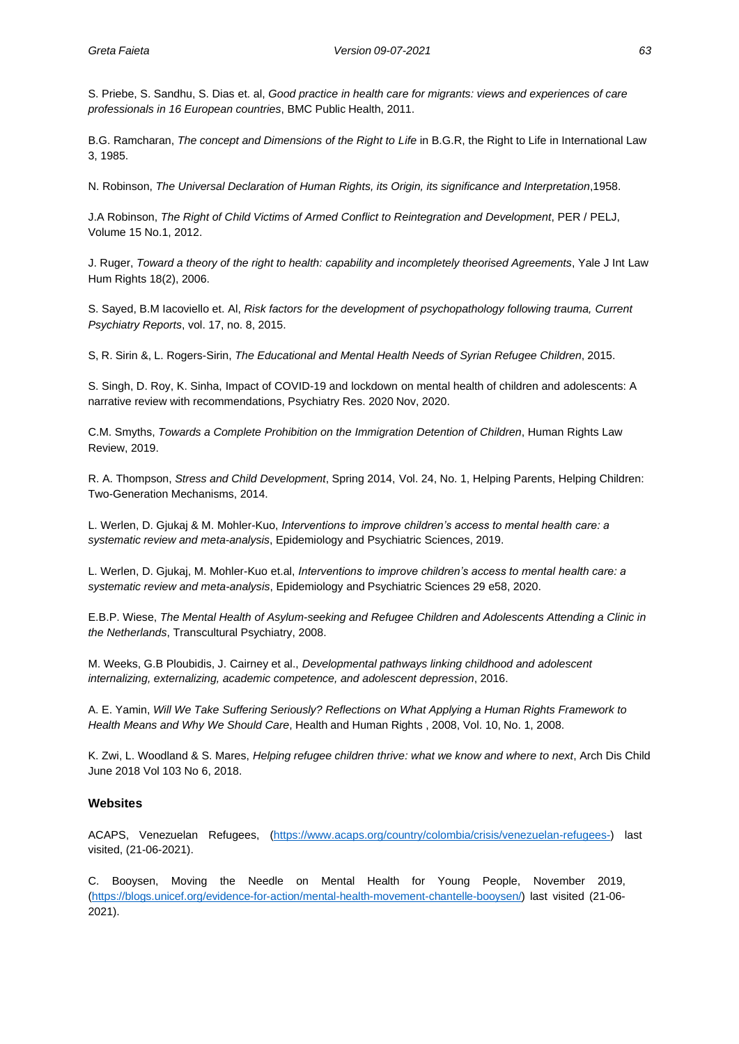S. Priebe, S. Sandhu, S. Dias et. al, *Good practice in health care for migrants: views and experiences of care professionals in 16 European countries*, BMC Public Health, 2011.

B.G. Ramcharan, *The concept and Dimensions of the Right to Life* in B.G.R, the Right to Life in International Law 3, 1985.

N. Robinson, *The Universal Declaration of Human Rights, its Origin, its significance and Interpretation*,1958.

J.A Robinson, *The Right of Child Victims of Armed Conflict to Reintegration and Development*, PER / PELJ, Volume 15 No.1, 2012.

J. Ruger, *Toward a theory of the right to health: capability and incompletely theorised Agreements*, Yale J Int Law Hum Rights 18(2), 2006.

S. Sayed, B.M Iacoviello et. Al, *Risk factors for the development of psychopathology following trauma, Current Psychiatry Reports*, vol. 17, no. 8, 2015.

S, R. Sirin &, L. Rogers-Sirin, *The Educational and Mental Health Needs of Syrian Refugee Children*, 2015.

S. Singh, D. Roy, K. Sinha, Impact of COVID-19 and lockdown on mental health of children and adolescents: A narrative review with recommendations, Psychiatry Res. 2020 Nov, 2020.

C.M. Smyths, *Towards a Complete Prohibition on the Immigration Detention of Children*, Human Rights Law Review, 2019.

R. A. Thompson, *Stress and Child Development*, Spring 2014, Vol. 24, No. 1, Helping Parents, Helping Children: Two-Generation Mechanisms, 2014.

L. Werlen, D. Gjukaj & M. Mohler-Kuo, *Interventions to improve children's access to mental health care: a systematic review and meta-analysis*, Epidemiology and Psychiatric Sciences, 2019.

L. Werlen, D. Gjukaj, M. Mohler-Kuo et.al, *Interventions to improve children's access to mental health care: a systematic review and meta-analysis*, Epidemiology and Psychiatric Sciences 29 e58, 2020.

E.B.P. Wiese, *The Mental Health of Asylum-seeking and Refugee Children and Adolescents Attending a Clinic in the Netherlands*, Transcultural Psychiatry, 2008.

M. Weeks, G.B Ploubidis, J. Cairney et al., *Developmental pathways linking childhood and adolescent internalizing, externalizing, academic competence, and adolescent depression*, 2016.

A. E. Yamin, *Will We Take Suffering Seriously? Reflections on What Applying a Human Rights Framework to Health Means and Why We Should Care*, Health and Human Rights , 2008, Vol. 10, No. 1, 2008.

K. Zwi, L. Woodland & S. Mares, *Helping refugee children thrive: what we know and where to next*, Arch Dis Child June 2018 Vol 103 No 6, 2018.

### Websites

ACAPS, Venezuelan Refugees, (https://www.acaps.org/country/colombia/crisis/venezuelan-refugees-) last visited, (21-06-2021).

C. Booysen, Moving the Needle on Mental Health for Young People, November 2019, (https://blogs.unicef.org/evidence-for-action/mental-health-movement-chantelle-booysen/) last visited (21-06-2021).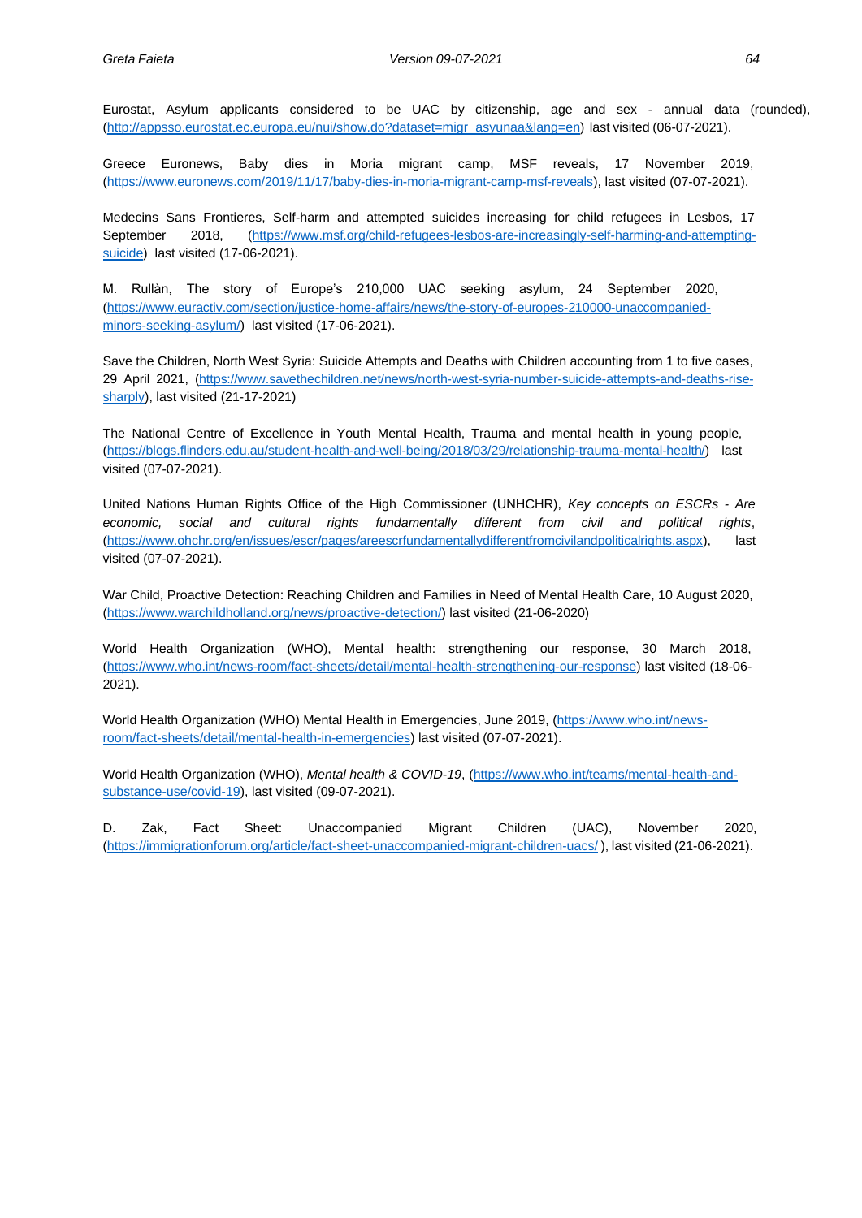Eurostat, Asylum applicants considered to be UAC by citizenship, age and sex - annual data (rounded), (http://appsso.eurostat.ec.europa.eu/nui/show.do?dataset=migr_asyunaa&lang=en) last visited (06-07-2021).

Greece Euronews, Baby dies in Moria migrant camp, MSF reveals, 17 November 2019, (https://www.euronews.com/2019/11/17/baby-dies-in-moria-migrant-camp-msf-reveals), last visited (07-07-2021).

Medecins Sans Frontieres, Self-harm and attempted suicides increasing for child refugees in Lesbos, 17 September 2018, (https://www.msf.org/child-refugees-lesbos-are-increasingly-self-harming-and-attempting-suicide) last visited (17-06-2021).

M. Rullàn, The story of Europe's 210,000 UAC seeking asylum, 24 September 2020, (https://www.euractiv.com/section/justice-home-affairs/news/the-story-of-europes-210000-unaccompanied-minors-seeking-asylum/) last visited (17-06-2021).

Save the Children, North West Syria: Suicide Attempts and Deaths with Children accounting from 1 to five cases, 29 April 2021, (https://www.savethechildren.net/news/north-west-syria-number-suicide-attempts-and-deaths-rise-sharply), last visited (21-17-2021)

The National Centre of Excellence in Youth Mental Health, Trauma and mental health in young people, (https://blogs.flinders.edu.au/student-health-and-well-being/2018/03/29/relationship-trauma-mental-health/) last visited (07-07-2021).

United Nations Human Rights Office of the High Commissioner (UNHCHR), *Key concepts on ESCRs - Are economic, social and cultural rights fundamentally different from civil and political rights*, (https://www.ohchr.org/en/issues/escr/pages/areescrfundamentallydifferentfromcivilandpoliticalrights.aspx), last visited (07-07-2021).

War Child, Proactive Detection: Reaching Children and Families in Need of Mental Health Care, 10 August 2020, (https://www.warchildholland.org/news/proactive-detection/) last visited (21-06-2020)

World Health Organization (WHO), Mental health: strengthening our response, 30 March 2018, (https://www.who.int/news-room/fact-sheets/detail/mental-health-strengthening-our-response) last visited (18-06-2021).

World Health Organization (WHO) Mental Health in Emergencies, June 2019, (https://www.who.int/news-room/fact-sheets/detail/mental-health-in-emergencies) last visited (07-07-2021).

World Health Organization (WHO), *Mental health & COVID-19*, (https://www.who.int/teams/mental-health-and-substance-use/covid-19), last visited (09-07-2021).

D. Zak, Fact Sheet: Unaccompanied Migrant Children (UAC), November 2020, (https://immigrationforum.org/article/fact-sheet-unaccompanied-migrant-children-uacs/ ), last visited (21-06-2021).